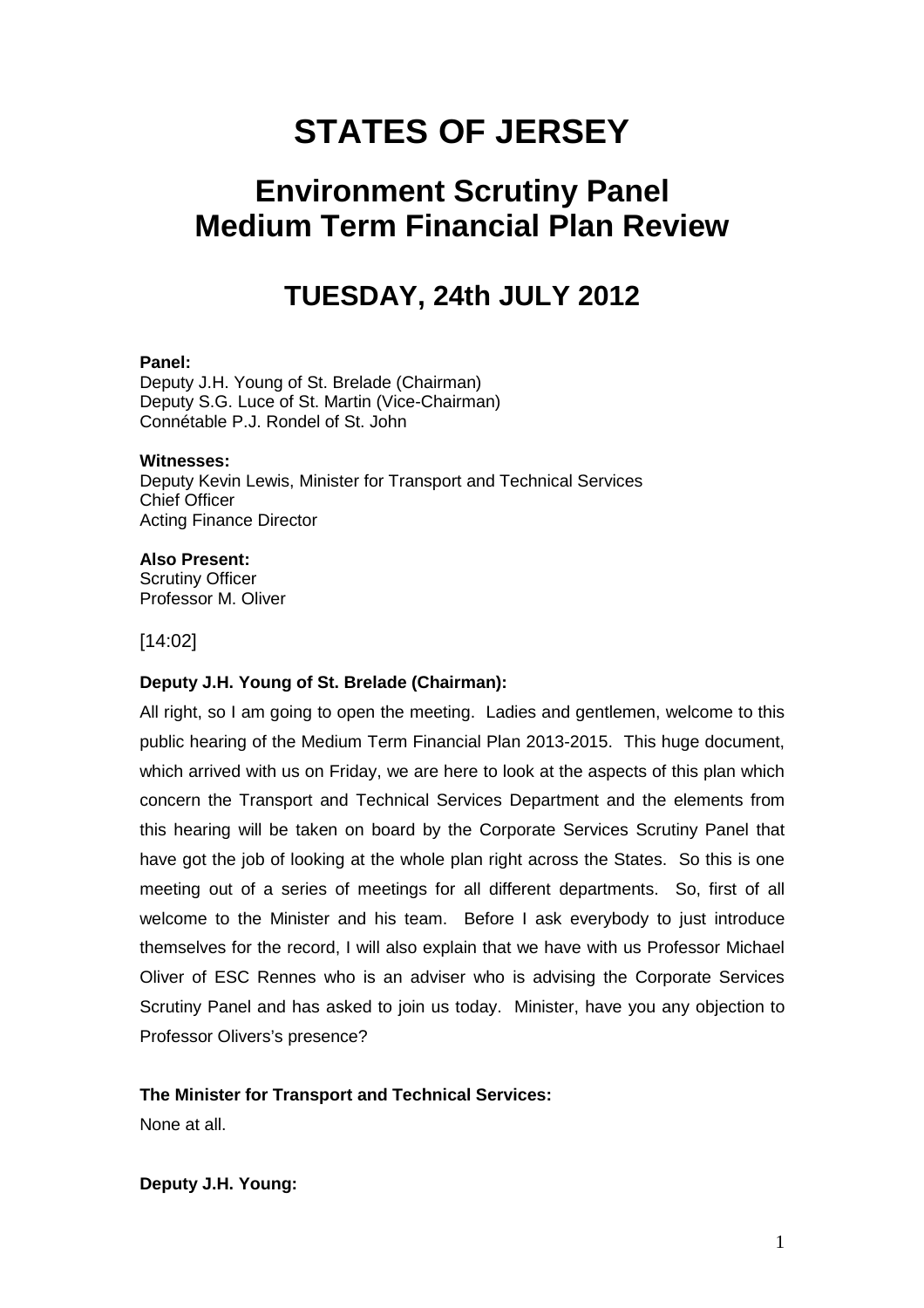# STATES OF JERSEY

## Environment Scrutiny Panel
## Medium Term Financial Plan Review

## TUESDAY, 24th JULY 2012

**Panel:**
Deputy J.H. Young of St. Brelade (Chairman)
Deputy S.G. Luce of St. Martin (Vice-Chairman)
Connétable P.J. Rondel of St. John

**Witnesses:**
Deputy Kevin Lewis, Minister for Transport and Technical Services
Chief Officer
Acting Finance Director

**Also Present:**
Scrutiny Officer
Professor M. Oliver

[14:02]

**Deputy J.H. Young of St. Brelade (Chairman):**

All right, so I am going to open the meeting. Ladies and gentlemen, welcome to this public hearing of the Medium Term Financial Plan 2013-2015. This huge document, which arrived with us on Friday, we are here to look at the aspects of this plan which concern the Transport and Technical Services Department and the elements from this hearing will be taken on board by the Corporate Services Scrutiny Panel that have got the job of looking at the whole plan right across the States. So this is one meeting out of a series of meetings for all different departments. So, first of all welcome to the Minister and his team. Before I ask everybody to just introduce themselves for the record, I will also explain that we have with us Professor Michael Oliver of ESC Rennes who is an adviser who is advising the Corporate Services Scrutiny Panel and has asked to join us today. Minister, have you any objection to Professor Olivers's presence?

**The Minister for Transport and Technical Services:**

None at all.

**Deputy J.H. Young:**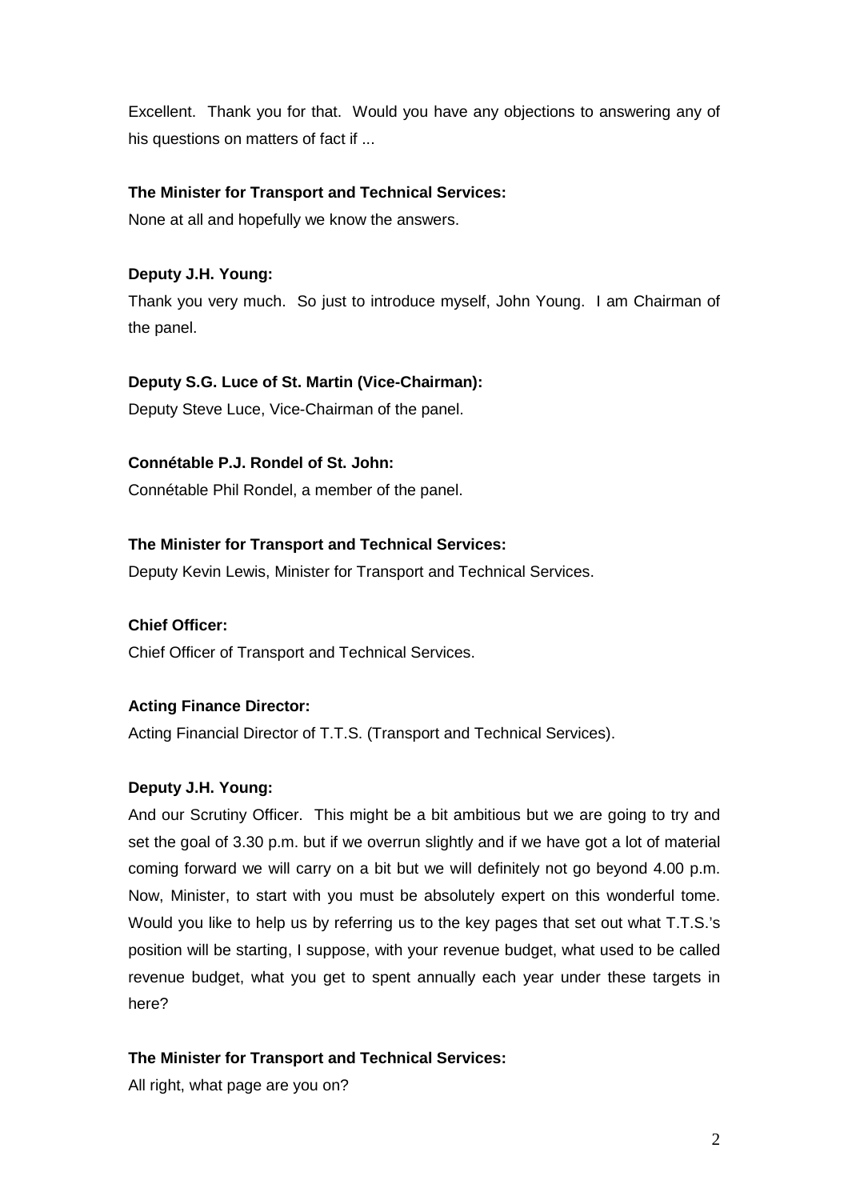Excellent. Thank you for that. Would you have any objections to answering any of his questions on matters of fact if ...

**The Minister for Transport and Technical Services:**

None at all and hopefully we know the answers.

**Deputy J.H. Young:**

Thank you very much. So just to introduce myself, John Young. I am Chairman of the panel.

**Deputy S.G. Luce of St. Martin (Vice-Chairman):**

Deputy Steve Luce, Vice-Chairman of the panel.

**Connétable P.J. Rondel of St. John:**

Connétable Phil Rondel, a member of the panel.

**The Minister for Transport and Technical Services:**

Deputy Kevin Lewis, Minister for Transport and Technical Services.

**Chief Officer:**

Chief Officer of Transport and Technical Services.

**Acting Finance Director:**

Acting Financial Director of T.T.S. (Transport and Technical Services).

**Deputy J.H. Young:**

And our Scrutiny Officer. This might be a bit ambitious but we are going to try and set the goal of 3.30 p.m. but if we overrun slightly and if we have got a lot of material coming forward we will carry on a bit but we will definitely not go beyond 4.00 p.m. Now, Minister, to start with you must be absolutely expert on this wonderful tome. Would you like to help us by referring us to the key pages that set out what T.T.S.'s position will be starting, I suppose, with your revenue budget, what used to be called revenue budget, what you get to spent annually each year under these targets in here?

**The Minister for Transport and Technical Services:**

All right, what page are you on?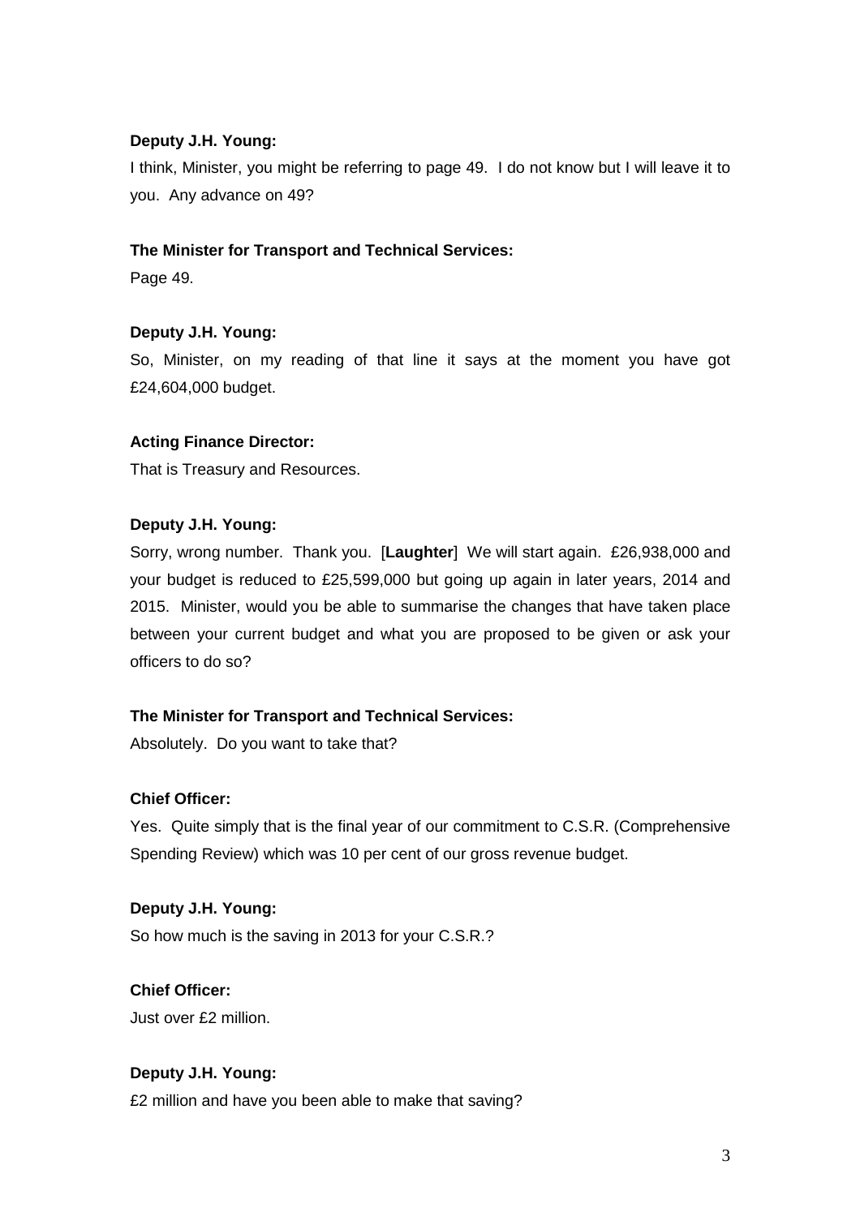**Deputy J.H. Young:**

I think, Minister, you might be referring to page 49. I do not know but I will leave it to you. Any advance on 49?

**The Minister for Transport and Technical Services:**

Page 49.

**Deputy J.H. Young:**

So, Minister, on my reading of that line it says at the moment you have got £24,604,000 budget.

**Acting Finance Director:**

That is Treasury and Resources.

**Deputy J.H. Young:**

Sorry, wrong number. Thank you. [**Laughter**] We will start again. £26,938,000 and your budget is reduced to £25,599,000 but going up again in later years, 2014 and 2015. Minister, would you be able to summarise the changes that have taken place between your current budget and what you are proposed to be given or ask your officers to do so?

**The Minister for Transport and Technical Services:**

Absolutely. Do you want to take that?

**Chief Officer:**

Yes. Quite simply that is the final year of our commitment to C.S.R. (Comprehensive Spending Review) which was 10 per cent of our gross revenue budget.

**Deputy J.H. Young:**

So how much is the saving in 2013 for your C.S.R.?

**Chief Officer:**

Just over £2 million.

**Deputy J.H. Young:**

£2 million and have you been able to make that saving?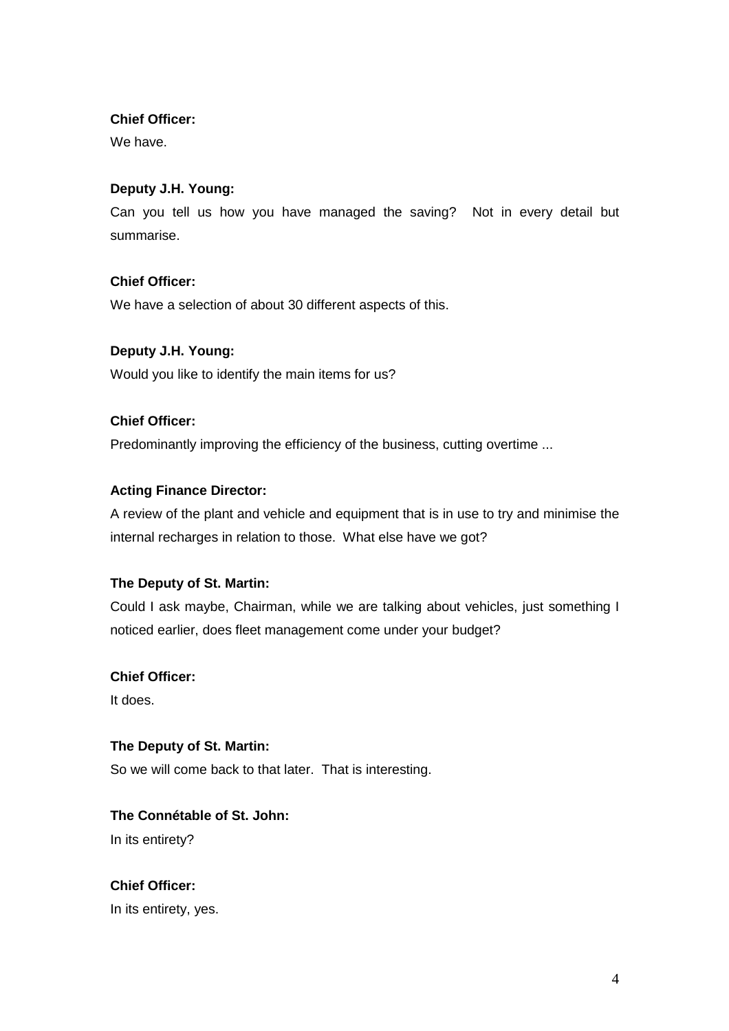**Chief Officer:**

We have.

**Deputy J.H. Young:**

Can you tell us how you have managed the saving? Not in every detail but summarise.

**Chief Officer:**

We have a selection of about 30 different aspects of this.

**Deputy J.H. Young:**

Would you like to identify the main items for us?

**Chief Officer:**

Predominantly improving the efficiency of the business, cutting overtime ...

**Acting Finance Director:**

A review of the plant and vehicle and equipment that is in use to try and minimise the internal recharges in relation to those. What else have we got?

**The Deputy of St. Martin:**

Could I ask maybe, Chairman, while we are talking about vehicles, just something I noticed earlier, does fleet management come under your budget?

**Chief Officer:**

It does.

**The Deputy of St. Martin:**

So we will come back to that later. That is interesting.

**The Connétable of St. John:**

In its entirety?

**Chief Officer:**

In its entirety, yes.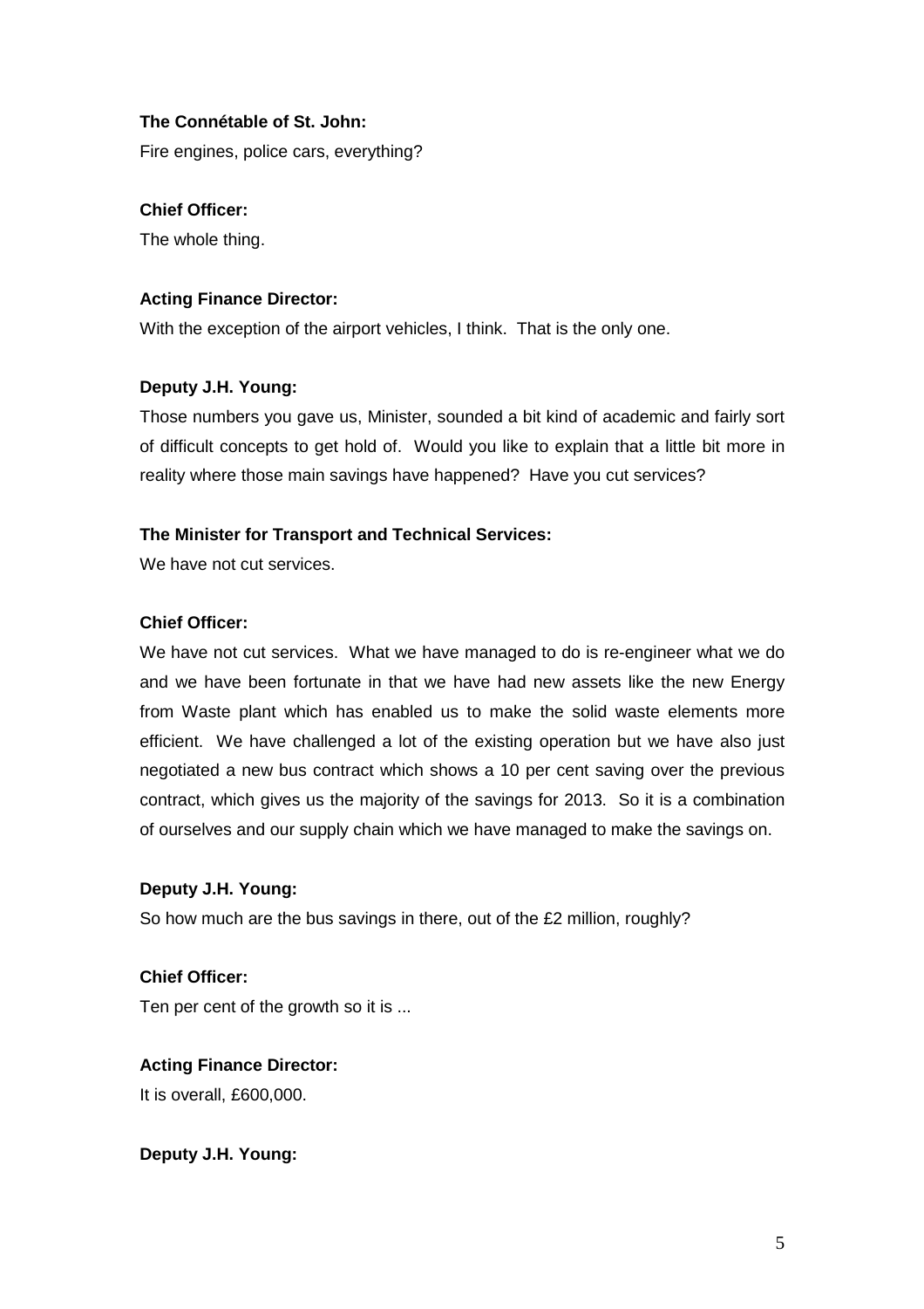**The Connétable of St. John:**

Fire engines, police cars, everything?

**Chief Officer:**

The whole thing.

**Acting Finance Director:**

With the exception of the airport vehicles, I think. That is the only one.

**Deputy J.H. Young:**

Those numbers you gave us, Minister, sounded a bit kind of academic and fairly sort of difficult concepts to get hold of. Would you like to explain that a little bit more in reality where those main savings have happened? Have you cut services?

**The Minister for Transport and Technical Services:**

We have not cut services.

**Chief Officer:**

We have not cut services. What we have managed to do is re-engineer what we do and we have been fortunate in that we have had new assets like the new Energy from Waste plant which has enabled us to make the solid waste elements more efficient. We have challenged a lot of the existing operation but we have also just negotiated a new bus contract which shows a 10 per cent saving over the previous contract, which gives us the majority of the savings for 2013. So it is a combination of ourselves and our supply chain which we have managed to make the savings on.

**Deputy J.H. Young:**

So how much are the bus savings in there, out of the £2 million, roughly?

**Chief Officer:**

Ten per cent of the growth so it is ...

**Acting Finance Director:**

It is overall, £600,000.

**Deputy J.H. Young:**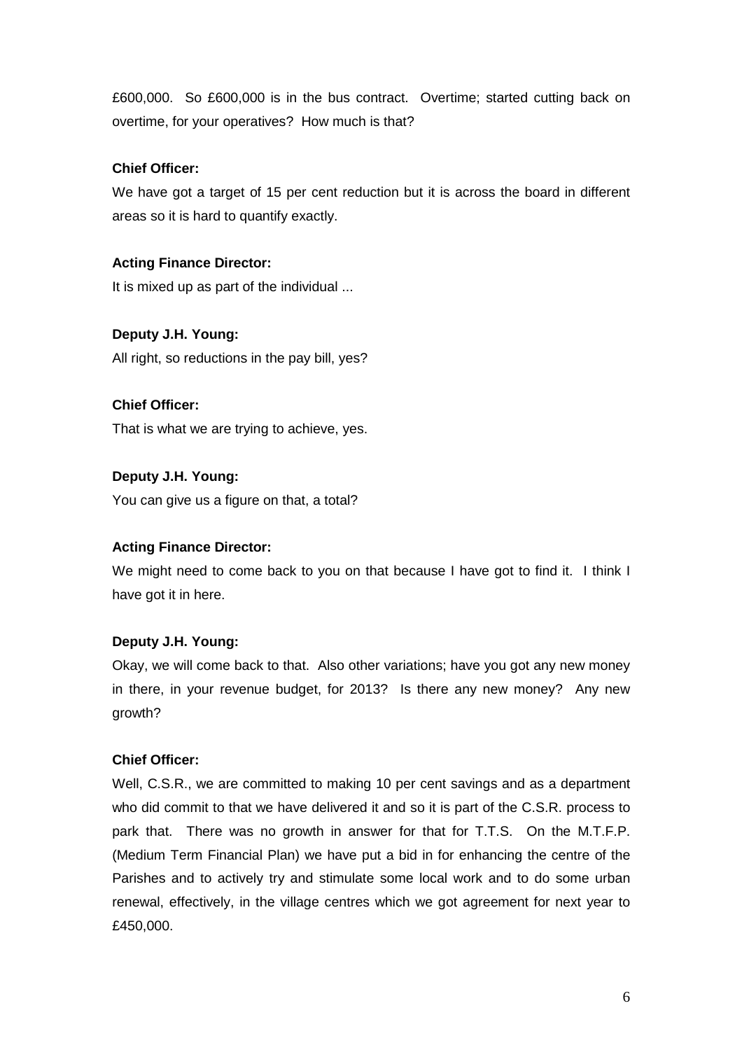£600,000. So £600,000 is in the bus contract. Overtime; started cutting back on overtime, for your operatives? How much is that?

**Chief Officer:**

We have got a target of 15 per cent reduction but it is across the board in different areas so it is hard to quantify exactly.

**Acting Finance Director:**

It is mixed up as part of the individual ...

**Deputy J.H. Young:**

All right, so reductions in the pay bill, yes?

**Chief Officer:**

That is what we are trying to achieve, yes.

**Deputy J.H. Young:**

You can give us a figure on that, a total?

**Acting Finance Director:**

We might need to come back to you on that because I have got to find it. I think I have got it in here.

**Deputy J.H. Young:**

Okay, we will come back to that. Also other variations; have you got any new money in there, in your revenue budget, for 2013? Is there any new money? Any new growth?

**Chief Officer:**

Well, C.S.R., we are committed to making 10 per cent savings and as a department who did commit to that we have delivered it and so it is part of the C.S.R. process to park that. There was no growth in answer for that for T.T.S. On the M.T.F.P. (Medium Term Financial Plan) we have put a bid in for enhancing the centre of the Parishes and to actively try and stimulate some local work and to do some urban renewal, effectively, in the village centres which we got agreement for next year to £450,000.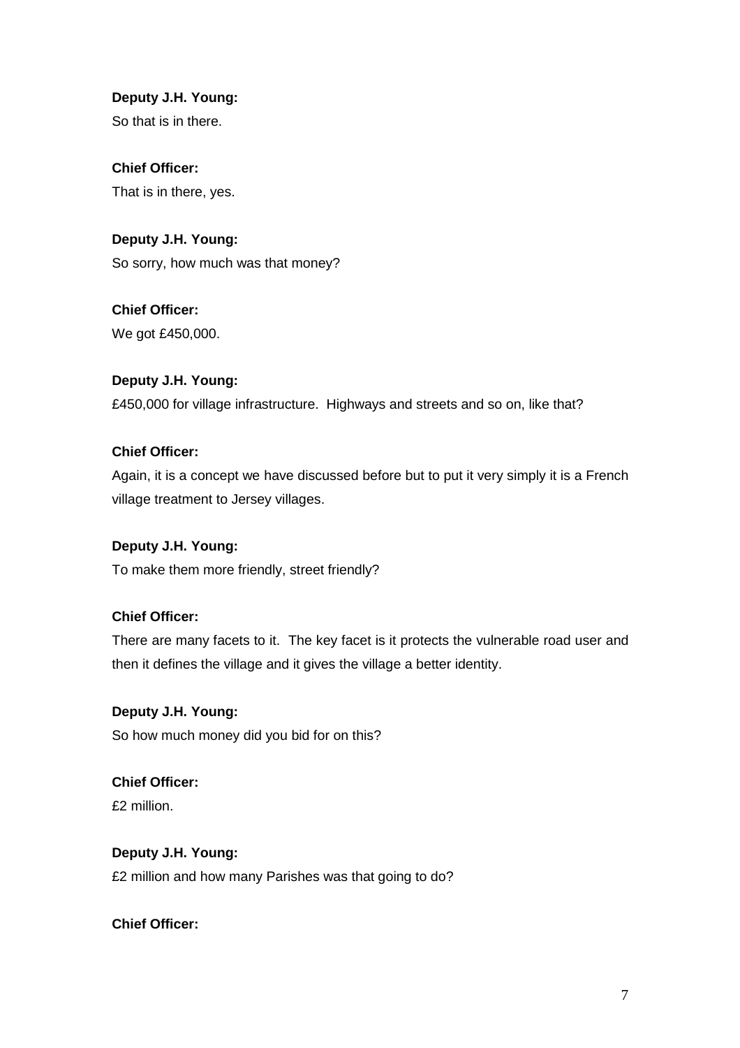**Deputy J.H. Young:**

So that is in there.

**Chief Officer:**

That is in there, yes.

**Deputy J.H. Young:**

So sorry, how much was that money?

**Chief Officer:**

We got £450,000.

**Deputy J.H. Young:**

£450,000 for village infrastructure. Highways and streets and so on, like that?

**Chief Officer:**

Again, it is a concept we have discussed before but to put it very simply it is a French village treatment to Jersey villages.

**Deputy J.H. Young:**

To make them more friendly, street friendly?

**Chief Officer:**

There are many facets to it. The key facet is it protects the vulnerable road user and then it defines the village and it gives the village a better identity.

**Deputy J.H. Young:**

So how much money did you bid for on this?

**Chief Officer:**

£2 million.

**Deputy J.H. Young:**

£2 million and how many Parishes was that going to do?

**Chief Officer:**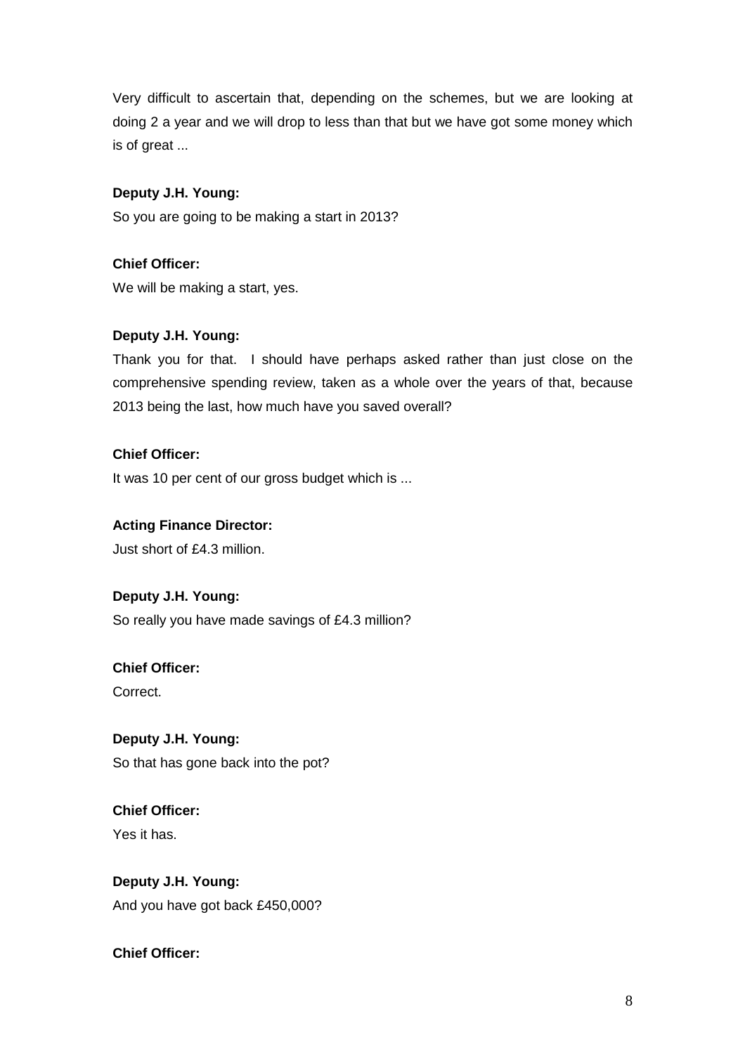Very difficult to ascertain that, depending on the schemes, but we are looking at doing 2 a year and we will drop to less than that but we have got some money which is of great ...

**Deputy J.H. Young:**

So you are going to be making a start in 2013?

**Chief Officer:**

We will be making a start, yes.

**Deputy J.H. Young:**

Thank you for that. I should have perhaps asked rather than just close on the comprehensive spending review, taken as a whole over the years of that, because 2013 being the last, how much have you saved overall?

**Chief Officer:**

It was 10 per cent of our gross budget which is ...

**Acting Finance Director:**

Just short of £4.3 million.

**Deputy J.H. Young:**

So really you have made savings of £4.3 million?

**Chief Officer:**

Correct.

**Deputy J.H. Young:**

So that has gone back into the pot?

**Chief Officer:**

Yes it has.

**Deputy J.H. Young:**

And you have got back £450,000?

**Chief Officer:**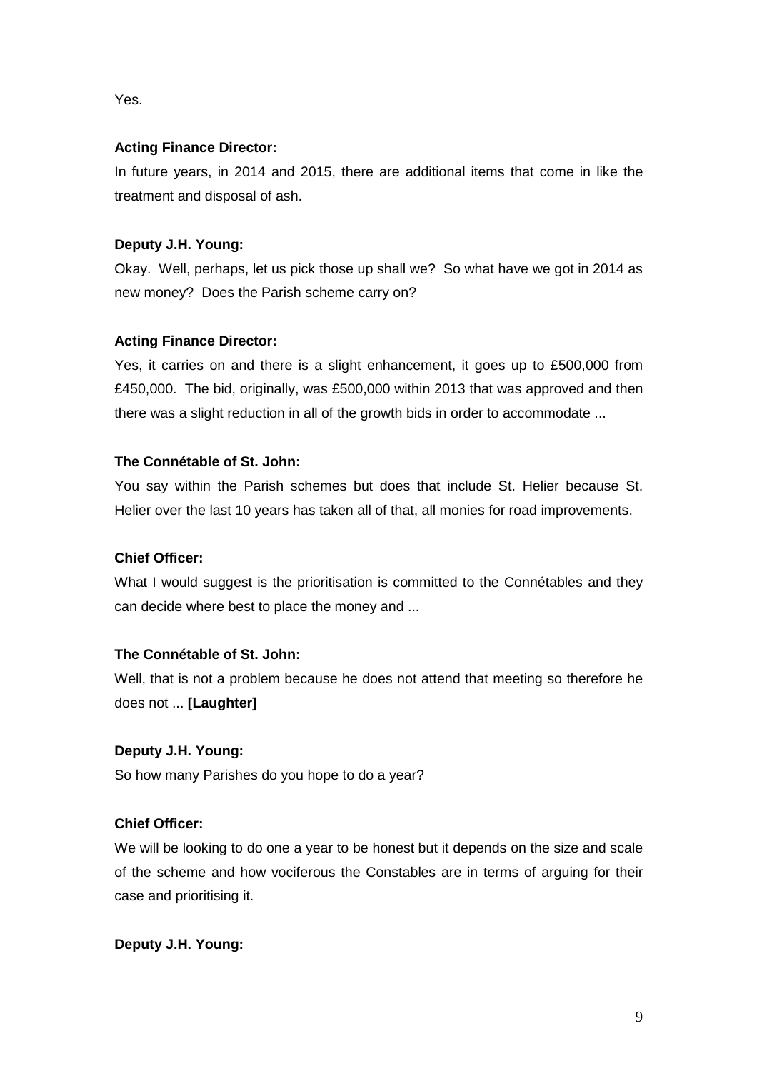Yes.

**Acting Finance Director:**

In future years, in 2014 and 2015, there are additional items that come in like the treatment and disposal of ash.

**Deputy J.H. Young:**

Okay. Well, perhaps, let us pick those up shall we? So what have we got in 2014 as new money? Does the Parish scheme carry on?

**Acting Finance Director:**

Yes, it carries on and there is a slight enhancement, it goes up to £500,000 from £450,000. The bid, originally, was £500,000 within 2013 that was approved and then there was a slight reduction in all of the growth bids in order to accommodate ...

**The Connétable of St. John:**

You say within the Parish schemes but does that include St. Helier because St. Helier over the last 10 years has taken all of that, all monies for road improvements.

**Chief Officer:**

What I would suggest is the prioritisation is committed to the Connétables and they can decide where best to place the money and ...

**The Connétable of St. John:**

Well, that is not a problem because he does not attend that meeting so therefore he does not ... **[Laughter]**

**Deputy J.H. Young:**

So how many Parishes do you hope to do a year?

**Chief Officer:**

We will be looking to do one a year to be honest but it depends on the size and scale of the scheme and how vociferous the Constables are in terms of arguing for their case and prioritising it.

**Deputy J.H. Young:**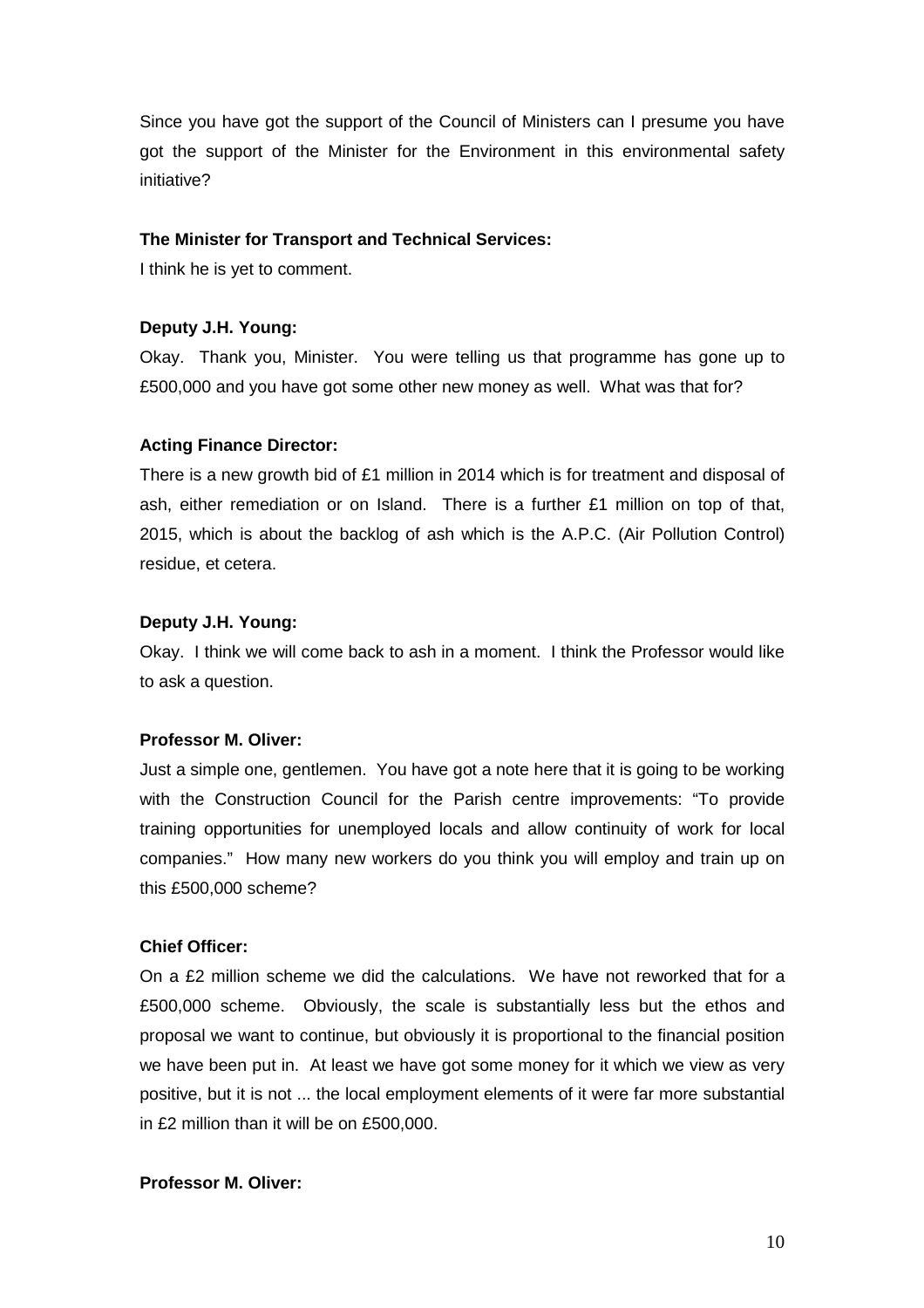Since you have got the support of the Council of Ministers can I presume you have got the support of the Minister for the Environment in this environmental safety initiative?

**The Minister for Transport and Technical Services:**

I think he is yet to comment.

**Deputy J.H. Young:**

Okay. Thank you, Minister. You were telling us that programme has gone up to £500,000 and you have got some other new money as well. What was that for?

**Acting Finance Director:**

There is a new growth bid of £1 million in 2014 which is for treatment and disposal of ash, either remediation or on Island. There is a further £1 million on top of that, 2015, which is about the backlog of ash which is the A.P.C. (Air Pollution Control) residue, et cetera.

**Deputy J.H. Young:**

Okay. I think we will come back to ash in a moment. I think the Professor would like to ask a question.

**Professor M. Oliver:**

Just a simple one, gentlemen. You have got a note here that it is going to be working with the Construction Council for the Parish centre improvements: "To provide training opportunities for unemployed locals and allow continuity of work for local companies." How many new workers do you think you will employ and train up on this £500,000 scheme?

**Chief Officer:**

On a £2 million scheme we did the calculations. We have not reworked that for a £500,000 scheme. Obviously, the scale is substantially less but the ethos and proposal we want to continue, but obviously it is proportional to the financial position we have been put in. At least we have got some money for it which we view as very positive, but it is not ... the local employment elements of it were far more substantial in £2 million than it will be on £500,000.

**Professor M. Oliver:**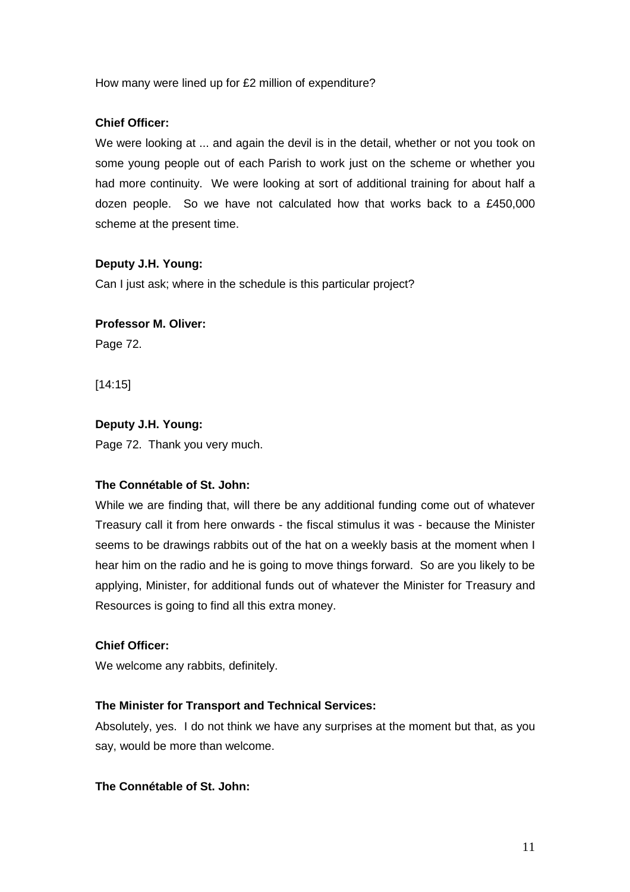How many were lined up for £2 million of expenditure?

**Chief Officer:**

We were looking at ... and again the devil is in the detail, whether or not you took on some young people out of each Parish to work just on the scheme or whether you had more continuity. We were looking at sort of additional training for about half a dozen people. So we have not calculated how that works back to a £450,000 scheme at the present time.

**Deputy J.H. Young:**

Can I just ask; where in the schedule is this particular project?

**Professor M. Oliver:**

Page 72.

[14:15]

**Deputy J.H. Young:**

Page 72. Thank you very much.

**The Connétable of St. John:**

While we are finding that, will there be any additional funding come out of whatever Treasury call it from here onwards - the fiscal stimulus it was - because the Minister seems to be drawings rabbits out of the hat on a weekly basis at the moment when I hear him on the radio and he is going to move things forward. So are you likely to be applying, Minister, for additional funds out of whatever the Minister for Treasury and Resources is going to find all this extra money.

**Chief Officer:**

We welcome any rabbits, definitely.

**The Minister for Transport and Technical Services:**

Absolutely, yes. I do not think we have any surprises at the moment but that, as you say, would be more than welcome.

**The Connétable of St. John:**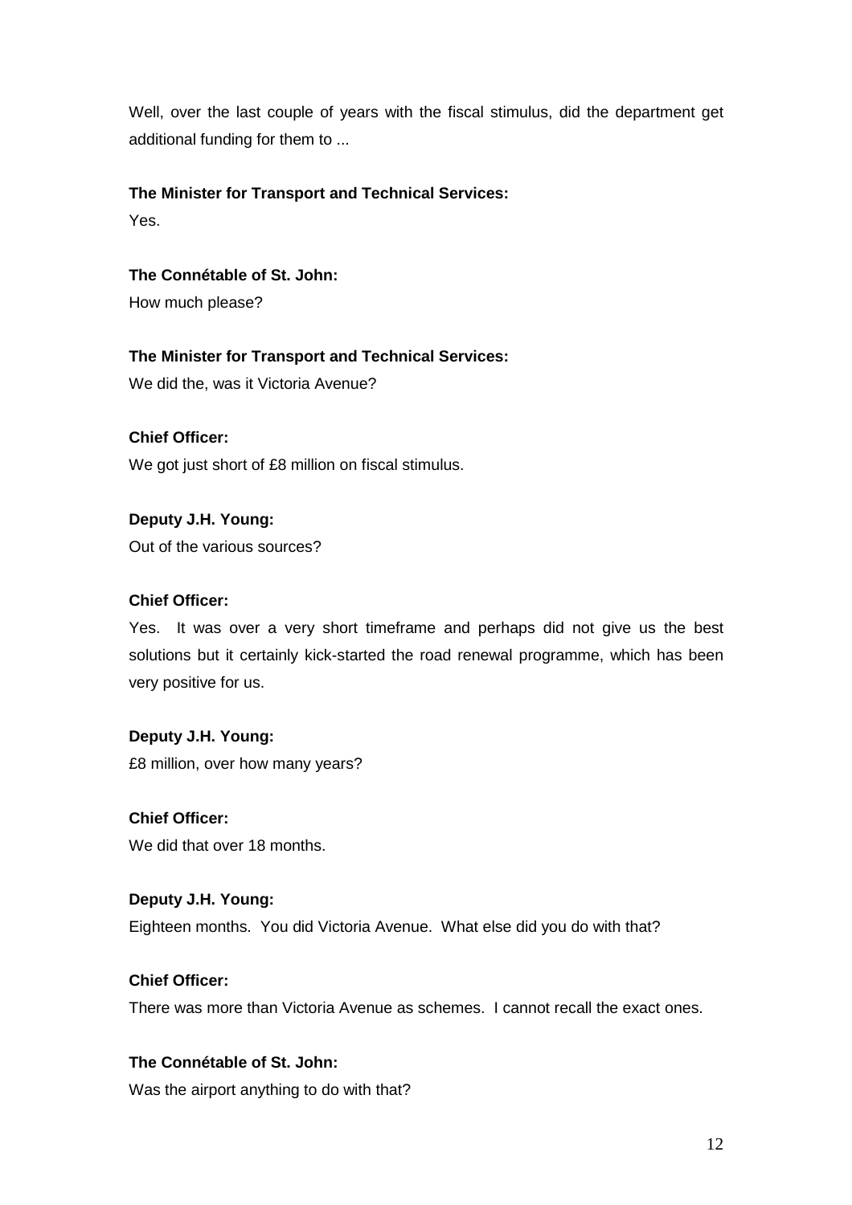Well, over the last couple of years with the fiscal stimulus, did the department get additional funding for them to ...

**The Minister for Transport and Technical Services:**
Yes.

**The Connétable of St. John:**
How much please?

**The Minister for Transport and Technical Services:**
We did the, was it Victoria Avenue?

**Chief Officer:**
We got just short of £8 million on fiscal stimulus.

**Deputy J.H. Young:**
Out of the various sources?

**Chief Officer:**
Yes. It was over a very short timeframe and perhaps did not give us the best solutions but it certainly kick-started the road renewal programme, which has been very positive for us.

**Deputy J.H. Young:**
£8 million, over how many years?

**Chief Officer:**
We did that over 18 months.

**Deputy J.H. Young:**
Eighteen months. You did Victoria Avenue. What else did you do with that?

**Chief Officer:**
There was more than Victoria Avenue as schemes. I cannot recall the exact ones.

**The Connétable of St. John:**
Was the airport anything to do with that?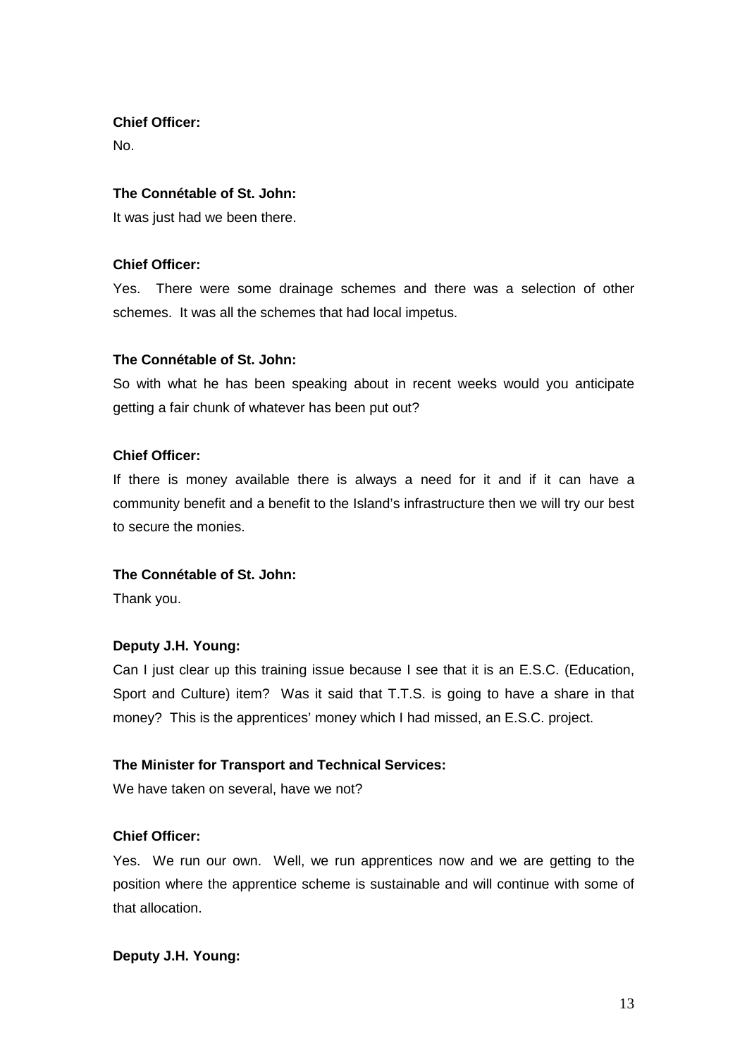**Chief Officer:**

No.

**The Connétable of St. John:**

It was just had we been there.

**Chief Officer:**

Yes. There were some drainage schemes and there was a selection of other schemes. It was all the schemes that had local impetus.

**The Connétable of St. John:**

So with what he has been speaking about in recent weeks would you anticipate getting a fair chunk of whatever has been put out?

**Chief Officer:**

If there is money available there is always a need for it and if it can have a community benefit and a benefit to the Island's infrastructure then we will try our best to secure the monies.

**The Connétable of St. John:**

Thank you.

**Deputy J.H. Young:**

Can I just clear up this training issue because I see that it is an E.S.C. (Education, Sport and Culture) item? Was it said that T.T.S. is going to have a share in that money? This is the apprentices' money which I had missed, an E.S.C. project.

**The Minister for Transport and Technical Services:**

We have taken on several, have we not?

**Chief Officer:**

Yes. We run our own. Well, we run apprentices now and we are getting to the position where the apprentice scheme is sustainable and will continue with some of that allocation.

**Deputy J.H. Young:**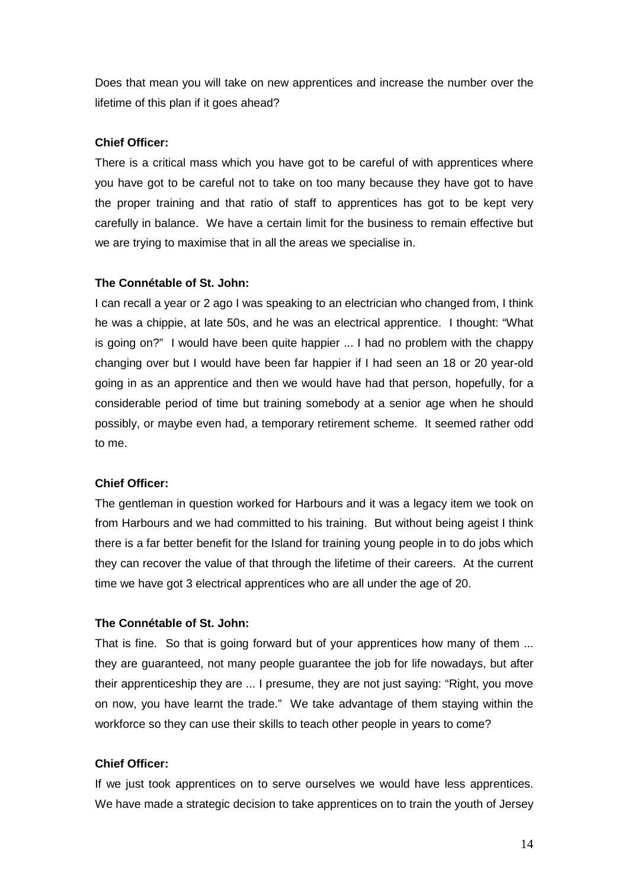Does that mean you will take on new apprentices and increase the number over the lifetime of this plan if it goes ahead?

**Chief Officer:**

There is a critical mass which you have got to be careful of with apprentices where you have got to be careful not to take on too many because they have got to have the proper training and that ratio of staff to apprentices has got to be kept very carefully in balance. We have a certain limit for the business to remain effective but we are trying to maximise that in all the areas we specialise in.

**The Connétable of St. John:**

I can recall a year or 2 ago I was speaking to an electrician who changed from, I think he was a chippie, at late 50s, and he was an electrical apprentice. I thought: "What is going on?" I would have been quite happier ... I had no problem with the chappy changing over but I would have been far happier if I had seen an 18 or 20 year-old going in as an apprentice and then we would have had that person, hopefully, for a considerable period of time but training somebody at a senior age when he should possibly, or maybe even had, a temporary retirement scheme. It seemed rather odd to me.

**Chief Officer:**

The gentleman in question worked for Harbours and it was a legacy item we took on from Harbours and we had committed to his training. But without being ageist I think there is a far better benefit for the Island for training young people in to do jobs which they can recover the value of that through the lifetime of their careers. At the current time we have got 3 electrical apprentices who are all under the age of 20.

**The Connétable of St. John:**

That is fine. So that is going forward but of your apprentices how many of them ... they are guaranteed, not many people guarantee the job for life nowadays, but after their apprenticeship they are ... I presume, they are not just saying: "Right, you move on now, you have learnt the trade." We take advantage of them staying within the workforce so they can use their skills to teach other people in years to come?

**Chief Officer:**

If we just took apprentices on to serve ourselves we would have less apprentices. We have made a strategic decision to take apprentices on to train the youth of Jersey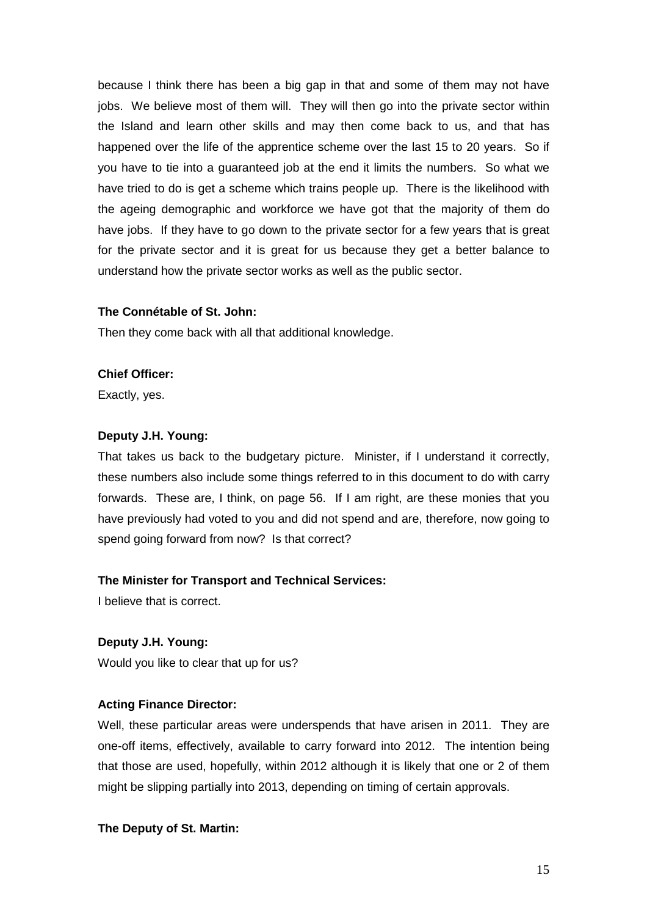because I think there has been a big gap in that and some of them may not have jobs. We believe most of them will. They will then go into the private sector within the Island and learn other skills and may then come back to us, and that has happened over the life of the apprentice scheme over the last 15 to 20 years. So if you have to tie into a guaranteed job at the end it limits the numbers. So what we have tried to do is get a scheme which trains people up. There is the likelihood with the ageing demographic and workforce we have got that the majority of them do have jobs. If they have to go down to the private sector for a few years that is great for the private sector and it is great for us because they get a better balance to understand how the private sector works as well as the public sector.

**The Connétable of St. John:**

Then they come back with all that additional knowledge.

**Chief Officer:**

Exactly, yes.

**Deputy J.H. Young:**

That takes us back to the budgetary picture. Minister, if I understand it correctly, these numbers also include some things referred to in this document to do with carry forwards. These are, I think, on page 56. If I am right, are these monies that you have previously had voted to you and did not spend and are, therefore, now going to spend going forward from now? Is that correct?

**The Minister for Transport and Technical Services:**

I believe that is correct.

**Deputy J.H. Young:**

Would you like to clear that up for us?

**Acting Finance Director:**

Well, these particular areas were underspends that have arisen in 2011. They are one-off items, effectively, available to carry forward into 2012. The intention being that those are used, hopefully, within 2012 although it is likely that one or 2 of them might be slipping partially into 2013, depending on timing of certain approvals.

**The Deputy of St. Martin:**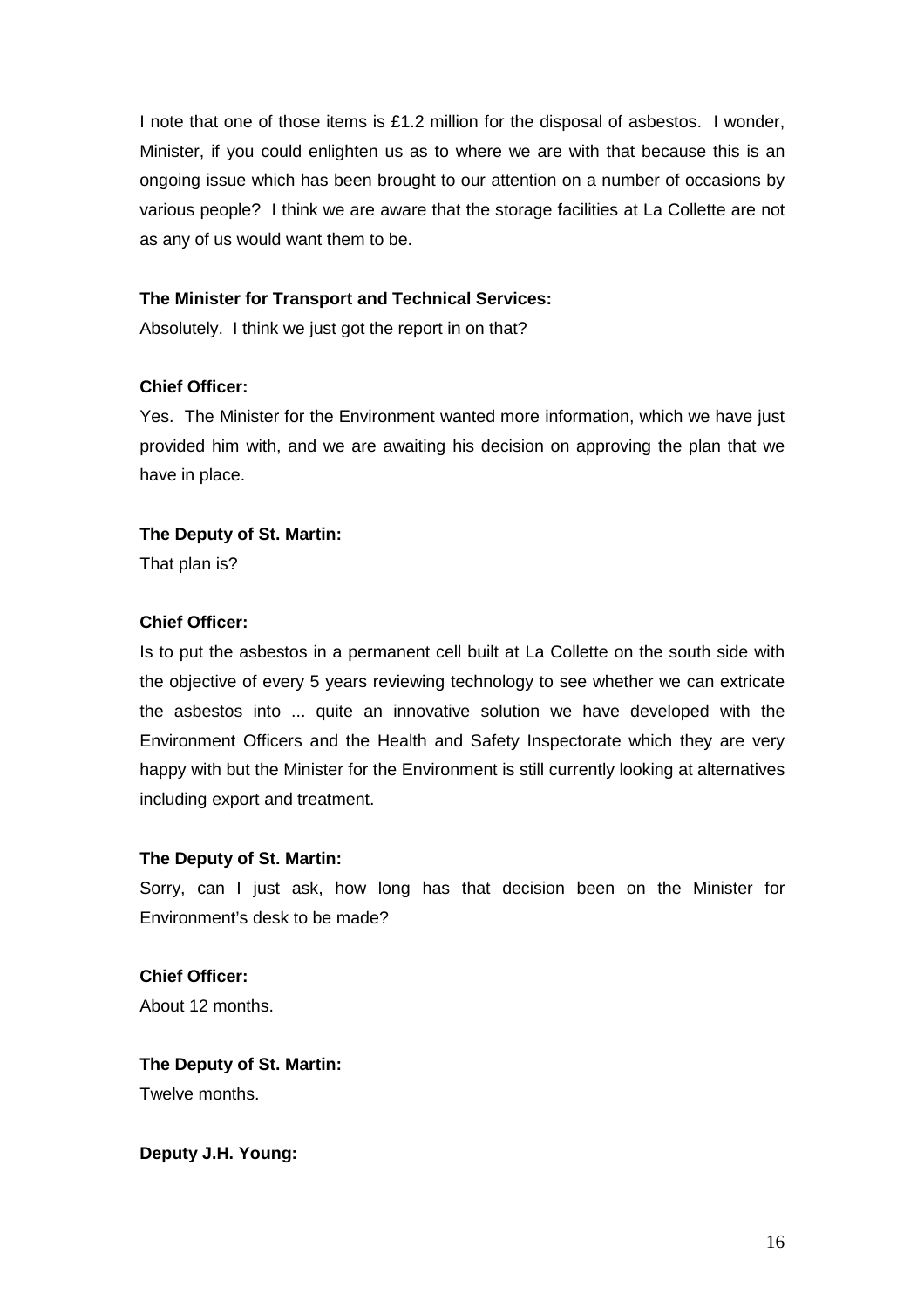I note that one of those items is £1.2 million for the disposal of asbestos. I wonder, Minister, if you could enlighten us as to where we are with that because this is an ongoing issue which has been brought to our attention on a number of occasions by various people? I think we are aware that the storage facilities at La Collette are not as any of us would want them to be.

**The Minister for Transport and Technical Services:**
Absolutely. I think we just got the report in on that?

**Chief Officer:**
Yes. The Minister for the Environment wanted more information, which we have just provided him with, and we are awaiting his decision on approving the plan that we have in place.

**The Deputy of St. Martin:**
That plan is?

**Chief Officer:**
Is to put the asbestos in a permanent cell built at La Collette on the south side with the objective of every 5 years reviewing technology to see whether we can extricate the asbestos into ... quite an innovative solution we have developed with the Environment Officers and the Health and Safety Inspectorate which they are very happy with but the Minister for the Environment is still currently looking at alternatives including export and treatment.

**The Deputy of St. Martin:**
Sorry, can I just ask, how long has that decision been on the Minister for Environment's desk to be made?

**Chief Officer:**
About 12 months.

**The Deputy of St. Martin:**
Twelve months.

**Deputy J.H. Young:**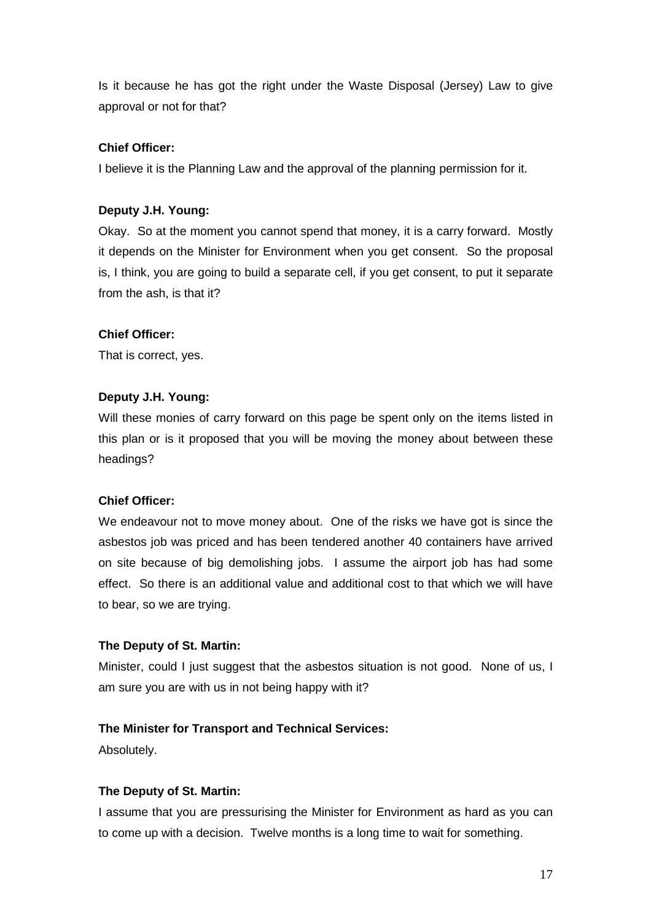Is it because he has got the right under the Waste Disposal (Jersey) Law to give approval or not for that?

**Chief Officer:**

I believe it is the Planning Law and the approval of the planning permission for it.

**Deputy J.H. Young:**

Okay. So at the moment you cannot spend that money, it is a carry forward. Mostly it depends on the Minister for Environment when you get consent. So the proposal is, I think, you are going to build a separate cell, if you get consent, to put it separate from the ash, is that it?

**Chief Officer:**

That is correct, yes.

**Deputy J.H. Young:**

Will these monies of carry forward on this page be spent only on the items listed in this plan or is it proposed that you will be moving the money about between these headings?

**Chief Officer:**

We endeavour not to move money about. One of the risks we have got is since the asbestos job was priced and has been tendered another 40 containers have arrived on site because of big demolishing jobs. I assume the airport job has had some effect. So there is an additional value and additional cost to that which we will have to bear, so we are trying.

**The Deputy of St. Martin:**

Minister, could I just suggest that the asbestos situation is not good. None of us, I am sure you are with us in not being happy with it?

**The Minister for Transport and Technical Services:**

Absolutely.

**The Deputy of St. Martin:**

I assume that you are pressurising the Minister for Environment as hard as you can to come up with a decision. Twelve months is a long time to wait for something.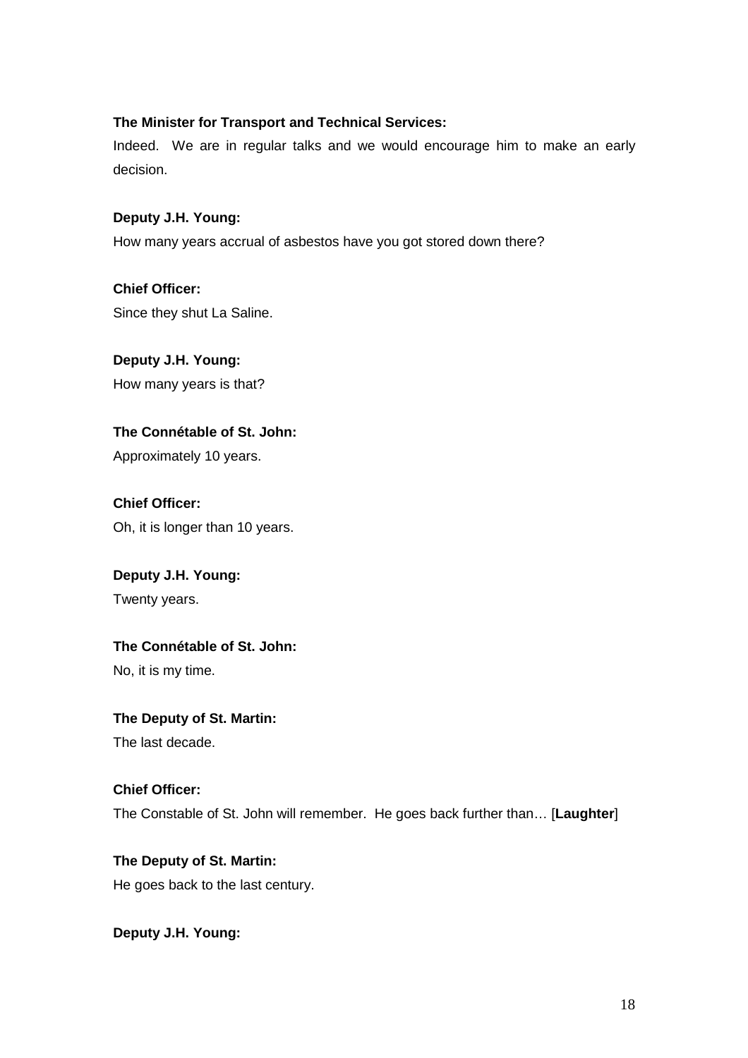**The Minister for Transport and Technical Services:**

Indeed. We are in regular talks and we would encourage him to make an early decision.

**Deputy J.H. Young:**

How many years accrual of asbestos have you got stored down there?

**Chief Officer:**

Since they shut La Saline.

**Deputy J.H. Young:**

How many years is that?

**The Connétable of St. John:**

Approximately 10 years.

**Chief Officer:**

Oh, it is longer than 10 years.

**Deputy J.H. Young:**

Twenty years.

**The Connétable of St. John:**

No, it is my time.

**The Deputy of St. Martin:**

The last decade.

**Chief Officer:**

The Constable of St. John will remember. He goes back further than… [**Laughter**]

**The Deputy of St. Martin:**

He goes back to the last century.

**Deputy J.H. Young:**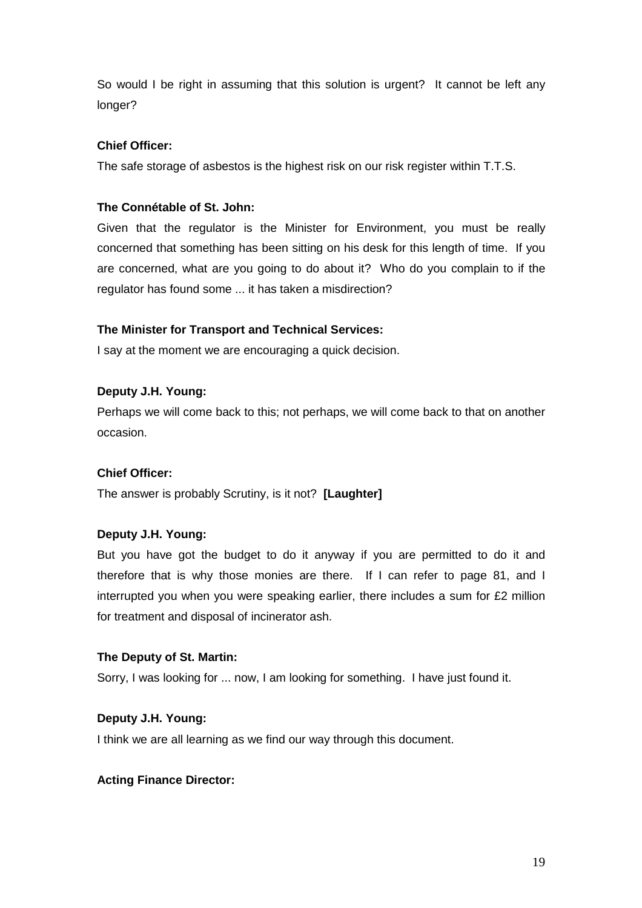So would I be right in assuming that this solution is urgent? It cannot be left any longer?

**Chief Officer:**

The safe storage of asbestos is the highest risk on our risk register within T.T.S.

**The Connétable of St. John:**

Given that the regulator is the Minister for Environment, you must be really concerned that something has been sitting on his desk for this length of time. If you are concerned, what are you going to do about it? Who do you complain to if the regulator has found some ... it has taken a misdirection?

**The Minister for Transport and Technical Services:**

I say at the moment we are encouraging a quick decision.

**Deputy J.H. Young:**

Perhaps we will come back to this; not perhaps, we will come back to that on another occasion.

**Chief Officer:**

The answer is probably Scrutiny, is it not? **[Laughter]**

**Deputy J.H. Young:**

But you have got the budget to do it anyway if you are permitted to do it and therefore that is why those monies are there. If I can refer to page 81, and I interrupted you when you were speaking earlier, there includes a sum for £2 million for treatment and disposal of incinerator ash.

**The Deputy of St. Martin:**

Sorry, I was looking for ... now, I am looking for something. I have just found it.

**Deputy J.H. Young:**

I think we are all learning as we find our way through this document.

**Acting Finance Director:**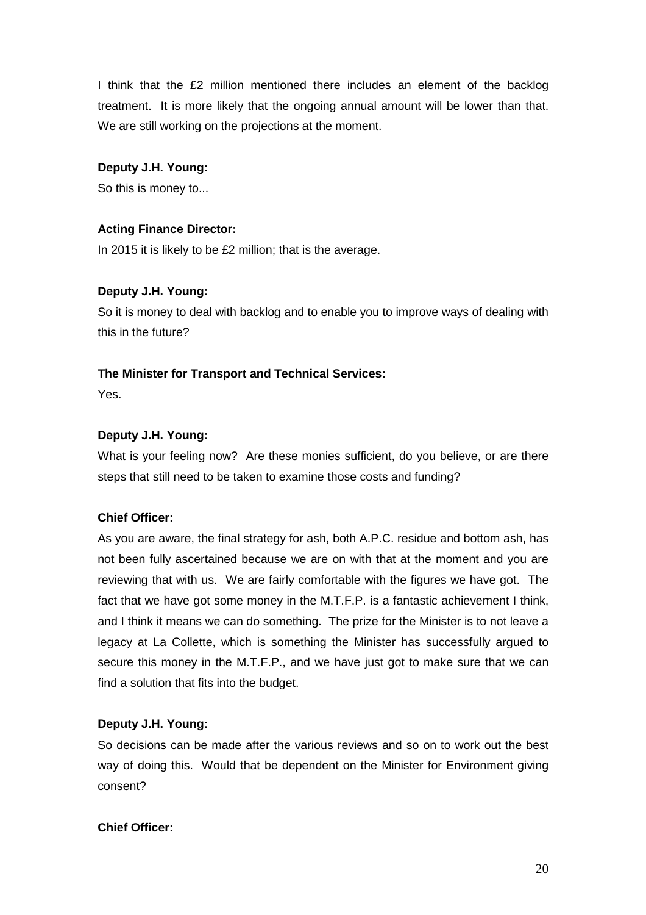I think that the £2 million mentioned there includes an element of the backlog treatment. It is more likely that the ongoing annual amount will be lower than that. We are still working on the projections at the moment.

**Deputy J.H. Young:**

So this is money to...

**Acting Finance Director:**

In 2015 it is likely to be £2 million; that is the average.

**Deputy J.H. Young:**

So it is money to deal with backlog and to enable you to improve ways of dealing with this in the future?

**The Minister for Transport and Technical Services:**

Yes.

**Deputy J.H. Young:**

What is your feeling now? Are these monies sufficient, do you believe, or are there steps that still need to be taken to examine those costs and funding?

**Chief Officer:**

As you are aware, the final strategy for ash, both A.P.C. residue and bottom ash, has not been fully ascertained because we are on with that at the moment and you are reviewing that with us. We are fairly comfortable with the figures we have got. The fact that we have got some money in the M.T.F.P. is a fantastic achievement I think, and I think it means we can do something. The prize for the Minister is to not leave a legacy at La Collette, which is something the Minister has successfully argued to secure this money in the M.T.F.P., and we have just got to make sure that we can find a solution that fits into the budget.

**Deputy J.H. Young:**

So decisions can be made after the various reviews and so on to work out the best way of doing this. Would that be dependent on the Minister for Environment giving consent?

**Chief Officer:**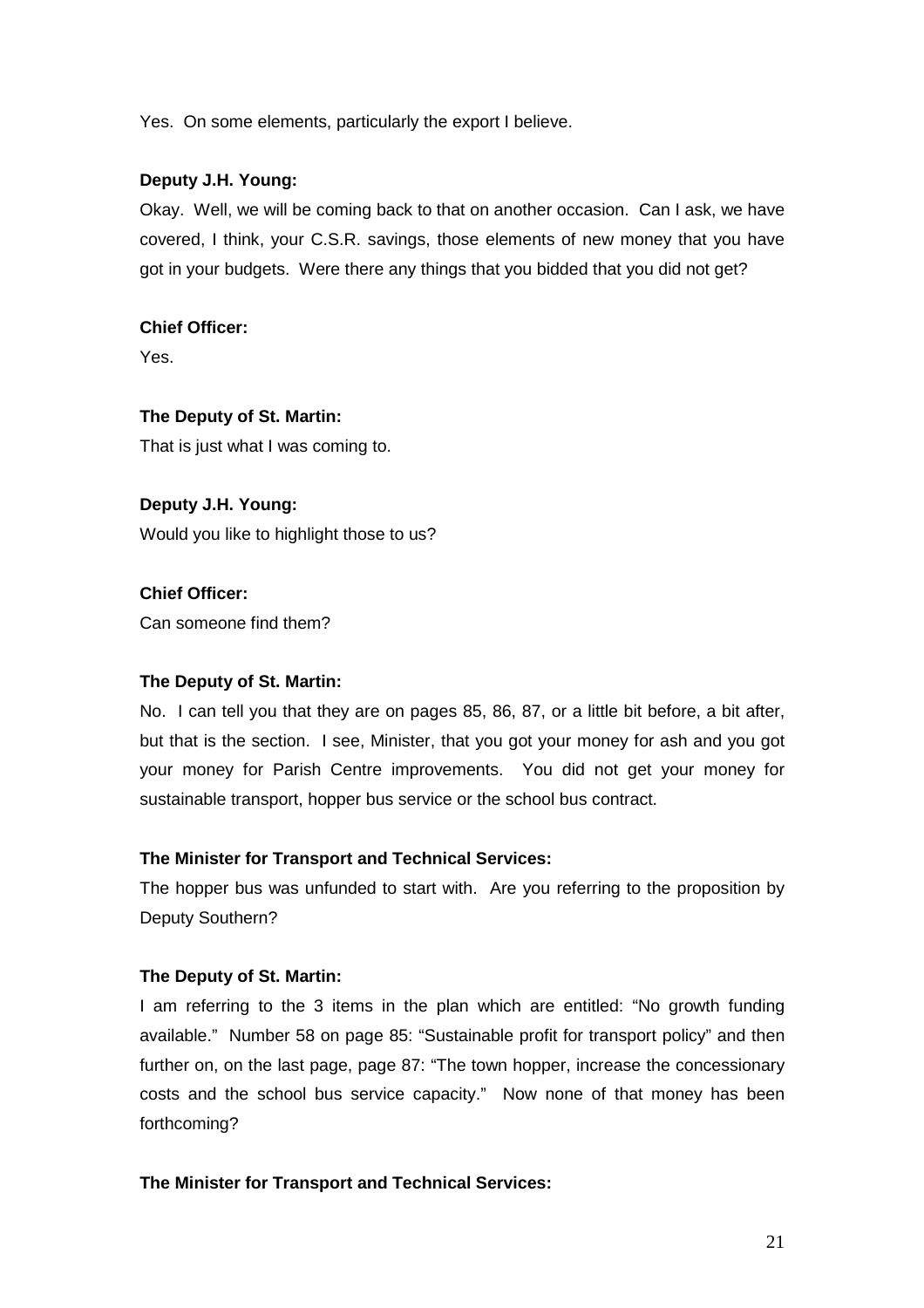Yes.  On some elements, particularly the export I believe.

**Deputy J.H. Young:**

Okay.  Well, we will be coming back to that on another occasion.  Can I ask, we have covered, I think, your C.S.R. savings, those elements of new money that you have got in your budgets.  Were there any things that you bidded that you did not get?

**Chief Officer:**

Yes.

**The Deputy of St. Martin:**

That is just what I was coming to.

**Deputy J.H. Young:**

Would you like to highlight those to us?

**Chief Officer:**

Can someone find them?

**The Deputy of St. Martin:**

No.  I can tell you that they are on pages 85, 86, 87, or a little bit before, a bit after, but that is the section.  I see, Minister, that you got your money for ash and you got your money for Parish Centre improvements.  You did not get your money for sustainable transport, hopper bus service or the school bus contract.

**The Minister for Transport and Technical Services:**

The hopper bus was unfunded to start with.  Are you referring to the proposition by Deputy Southern?

**The Deputy of St. Martin:**

I am referring to the 3 items in the plan which are entitled: "No growth funding available."  Number 58 on page 85: "Sustainable profit for transport policy" and then further on, on the last page, page 87: "The town hopper, increase the concessionary costs and the school bus service capacity."  Now none of that money has been forthcoming?

**The Minister for Transport and Technical Services:**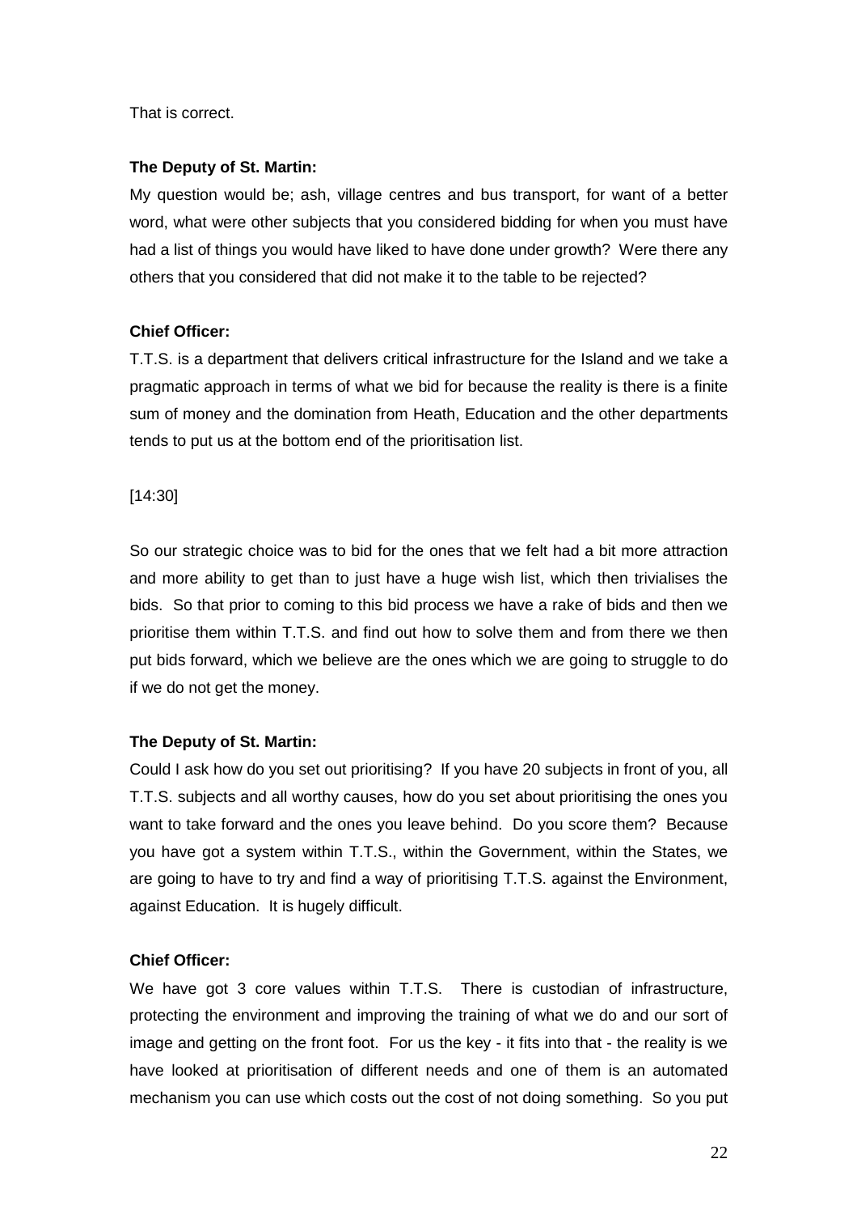That is correct.

**The Deputy of St. Martin:**

My question would be; ash, village centres and bus transport, for want of a better word, what were other subjects that you considered bidding for when you must have had a list of things you would have liked to have done under growth? Were there any others that you considered that did not make it to the table to be rejected?

**Chief Officer:**

T.T.S. is a department that delivers critical infrastructure for the Island and we take a pragmatic approach in terms of what we bid for because the reality is there is a finite sum of money and the domination from Heath, Education and the other departments tends to put us at the bottom end of the prioritisation list.

[14:30]

So our strategic choice was to bid for the ones that we felt had a bit more attraction and more ability to get than to just have a huge wish list, which then trivialises the bids. So that prior to coming to this bid process we have a rake of bids and then we prioritise them within T.T.S. and find out how to solve them and from there we then put bids forward, which we believe are the ones which we are going to struggle to do if we do not get the money.

**The Deputy of St. Martin:**

Could I ask how do you set out prioritising? If you have 20 subjects in front of you, all T.T.S. subjects and all worthy causes, how do you set about prioritising the ones you want to take forward and the ones you leave behind. Do you score them? Because you have got a system within T.T.S., within the Government, within the States, we are going to have to try and find a way of prioritising T.T.S. against the Environment, against Education. It is hugely difficult.

**Chief Officer:**

We have got 3 core values within T.T.S. There is custodian of infrastructure, protecting the environment and improving the training of what we do and our sort of image and getting on the front foot. For us the key - it fits into that - the reality is we have looked at prioritisation of different needs and one of them is an automated mechanism you can use which costs out the cost of not doing something. So you put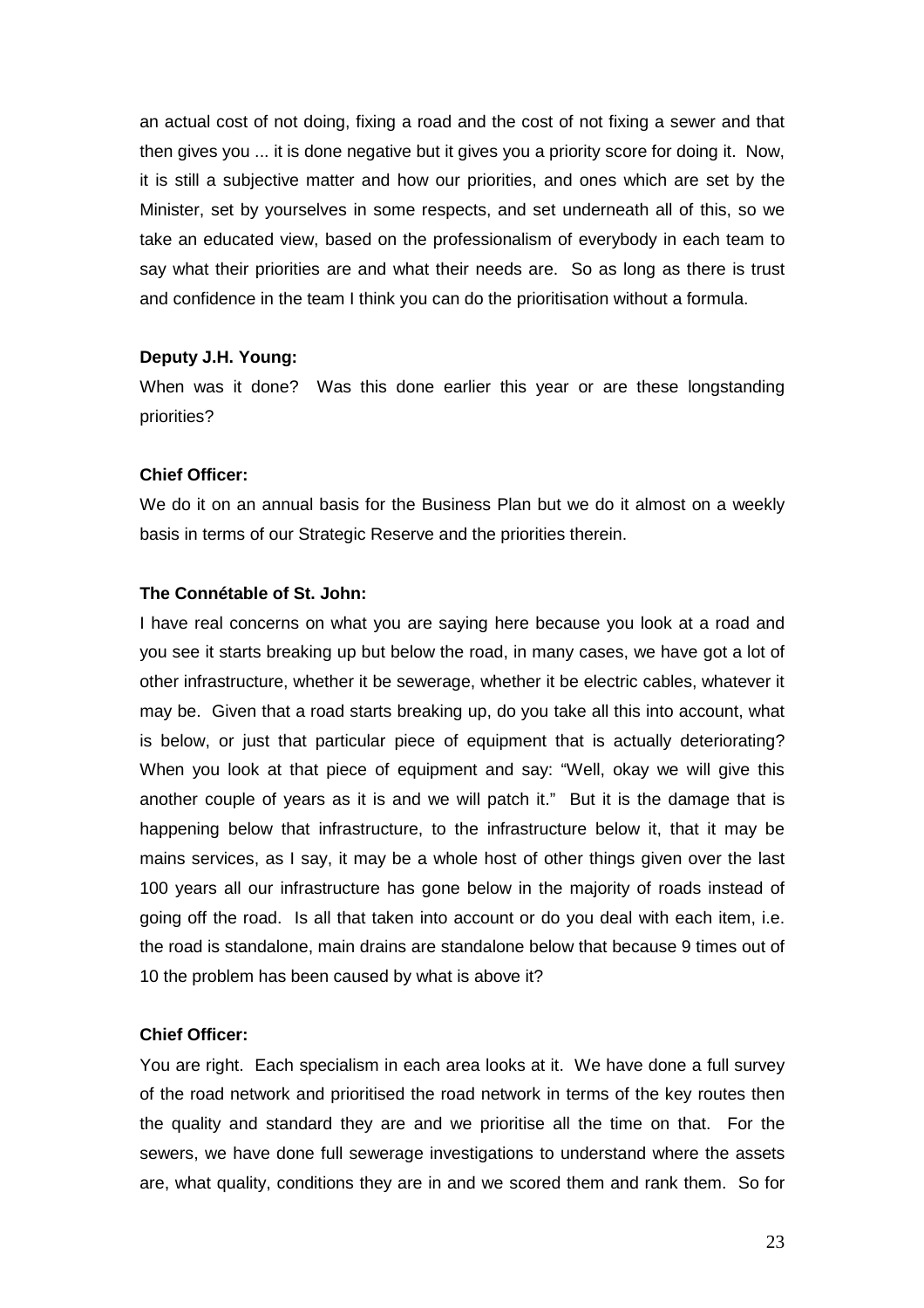an actual cost of not doing, fixing a road and the cost of not fixing a sewer and that then gives you ... it is done negative but it gives you a priority score for doing it. Now, it is still a subjective matter and how our priorities, and ones which are set by the Minister, set by yourselves in some respects, and set underneath all of this, so we take an educated view, based on the professionalism of everybody in each team to say what their priorities are and what their needs are. So as long as there is trust and confidence in the team I think you can do the prioritisation without a formula.

**Deputy J.H. Young:**

When was it done? Was this done earlier this year or are these longstanding priorities?

**Chief Officer:**

We do it on an annual basis for the Business Plan but we do it almost on a weekly basis in terms of our Strategic Reserve and the priorities therein.

**The Connétable of St. John:**

I have real concerns on what you are saying here because you look at a road and you see it starts breaking up but below the road, in many cases, we have got a lot of other infrastructure, whether it be sewerage, whether it be electric cables, whatever it may be. Given that a road starts breaking up, do you take all this into account, what is below, or just that particular piece of equipment that is actually deteriorating? When you look at that piece of equipment and say: "Well, okay we will give this another couple of years as it is and we will patch it." But it is the damage that is happening below that infrastructure, to the infrastructure below it, that it may be mains services, as I say, it may be a whole host of other things given over the last 100 years all our infrastructure has gone below in the majority of roads instead of going off the road. Is all that taken into account or do you deal with each item, i.e. the road is standalone, main drains are standalone below that because 9 times out of 10 the problem has been caused by what is above it?

**Chief Officer:**

You are right. Each specialism in each area looks at it. We have done a full survey of the road network and prioritised the road network in terms of the key routes then the quality and standard they are and we prioritise all the time on that. For the sewers, we have done full sewerage investigations to understand where the assets are, what quality, conditions they are in and we scored them and rank them. So for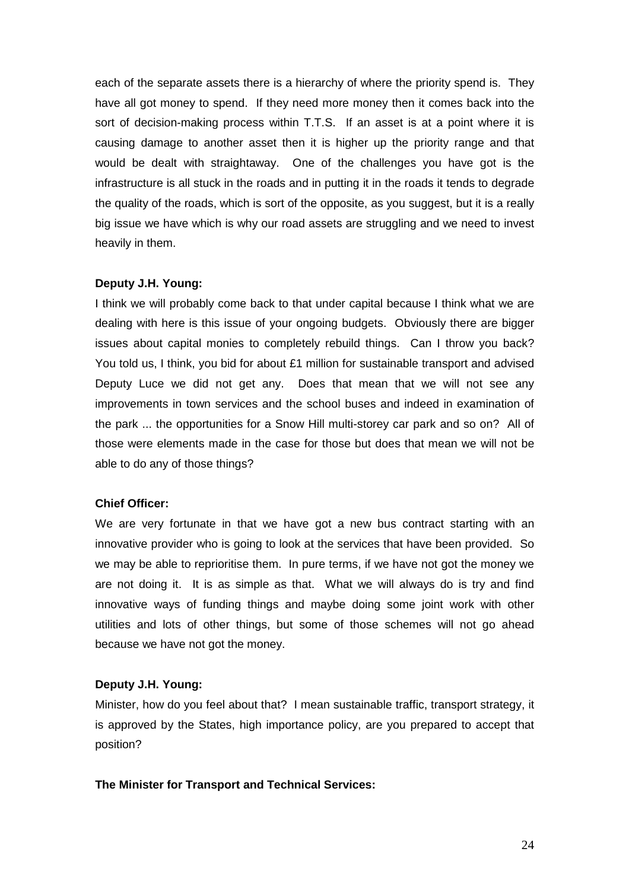each of the separate assets there is a hierarchy of where the priority spend is. They have all got money to spend. If they need more money then it comes back into the sort of decision-making process within T.T.S. If an asset is at a point where it is causing damage to another asset then it is higher up the priority range and that would be dealt with straightaway. One of the challenges you have got is the infrastructure is all stuck in the roads and in putting it in the roads it tends to degrade the quality of the roads, which is sort of the opposite, as you suggest, but it is a really big issue we have which is why our road assets are struggling and we need to invest heavily in them.

**Deputy J.H. Young:**

I think we will probably come back to that under capital because I think what we are dealing with here is this issue of your ongoing budgets. Obviously there are bigger issues about capital monies to completely rebuild things. Can I throw you back? You told us, I think, you bid for about £1 million for sustainable transport and advised Deputy Luce we did not get any. Does that mean that we will not see any improvements in town services and the school buses and indeed in examination of the park ... the opportunities for a Snow Hill multi-storey car park and so on? All of those were elements made in the case for those but does that mean we will not be able to do any of those things?

**Chief Officer:**

We are very fortunate in that we have got a new bus contract starting with an innovative provider who is going to look at the services that have been provided. So we may be able to reprioritise them. In pure terms, if we have not got the money we are not doing it. It is as simple as that. What we will always do is try and find innovative ways of funding things and maybe doing some joint work with other utilities and lots of other things, but some of those schemes will not go ahead because we have not got the money.

**Deputy J.H. Young:**

Minister, how do you feel about that? I mean sustainable traffic, transport strategy, it is approved by the States, high importance policy, are you prepared to accept that position?

**The Minister for Transport and Technical Services:**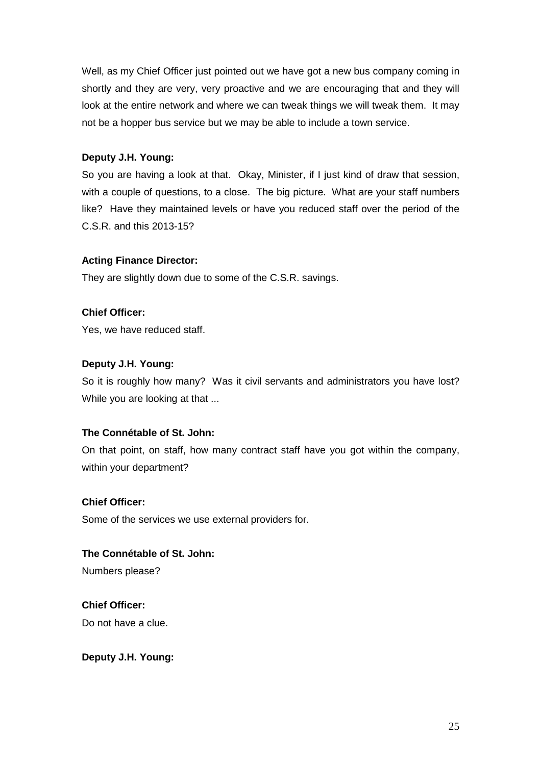Well, as my Chief Officer just pointed out we have got a new bus company coming in shortly and they are very, very proactive and we are encouraging that and they will look at the entire network and where we can tweak things we will tweak them. It may not be a hopper bus service but we may be able to include a town service.

**Deputy J.H. Young:**

So you are having a look at that. Okay, Minister, if I just kind of draw that session, with a couple of questions, to a close. The big picture. What are your staff numbers like? Have they maintained levels or have you reduced staff over the period of the C.S.R. and this 2013-15?

**Acting Finance Director:**

They are slightly down due to some of the C.S.R. savings.

**Chief Officer:**

Yes, we have reduced staff.

**Deputy J.H. Young:**

So it is roughly how many? Was it civil servants and administrators you have lost? While you are looking at that ...

**The Connétable of St. John:**

On that point, on staff, how many contract staff have you got within the company, within your department?

**Chief Officer:**

Some of the services we use external providers for.

**The Connétable of St. John:**

Numbers please?

**Chief Officer:**

Do not have a clue.

**Deputy J.H. Young:**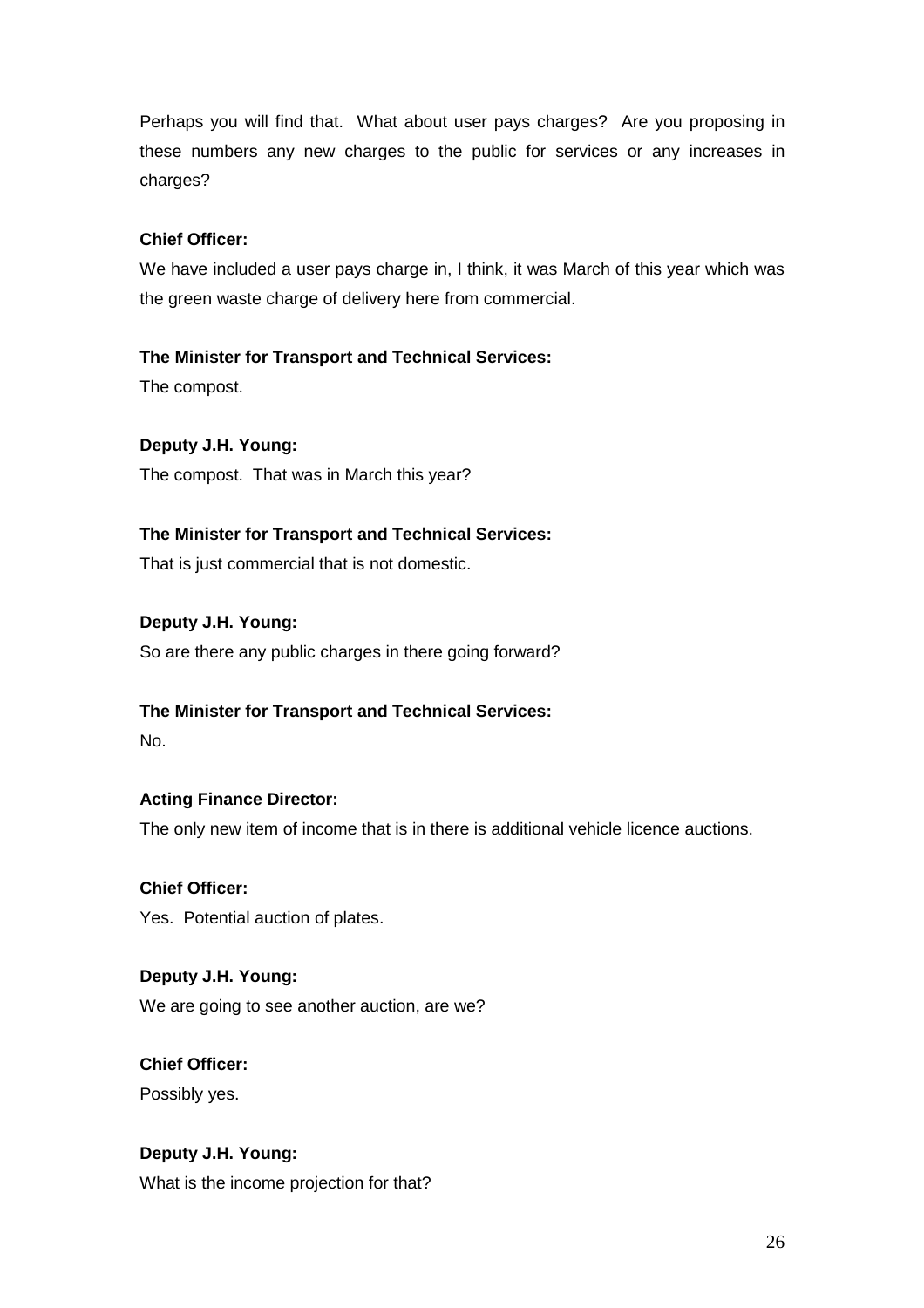Perhaps you will find that. What about user pays charges? Are you proposing in these numbers any new charges to the public for services or any increases in charges?

**Chief Officer:**

We have included a user pays charge in, I think, it was March of this year which was the green waste charge of delivery here from commercial.

**The Minister for Transport and Technical Services:**

The compost.

**Deputy J.H. Young:**

The compost. That was in March this year?

**The Minister for Transport and Technical Services:**

That is just commercial that is not domestic.

**Deputy J.H. Young:**

So are there any public charges in there going forward?

**The Minister for Transport and Technical Services:**

No.

**Acting Finance Director:**

The only new item of income that is in there is additional vehicle licence auctions.

**Chief Officer:**

Yes. Potential auction of plates.

**Deputy J.H. Young:**

We are going to see another auction, are we?

**Chief Officer:**

Possibly yes.

**Deputy J.H. Young:**

What is the income projection for that?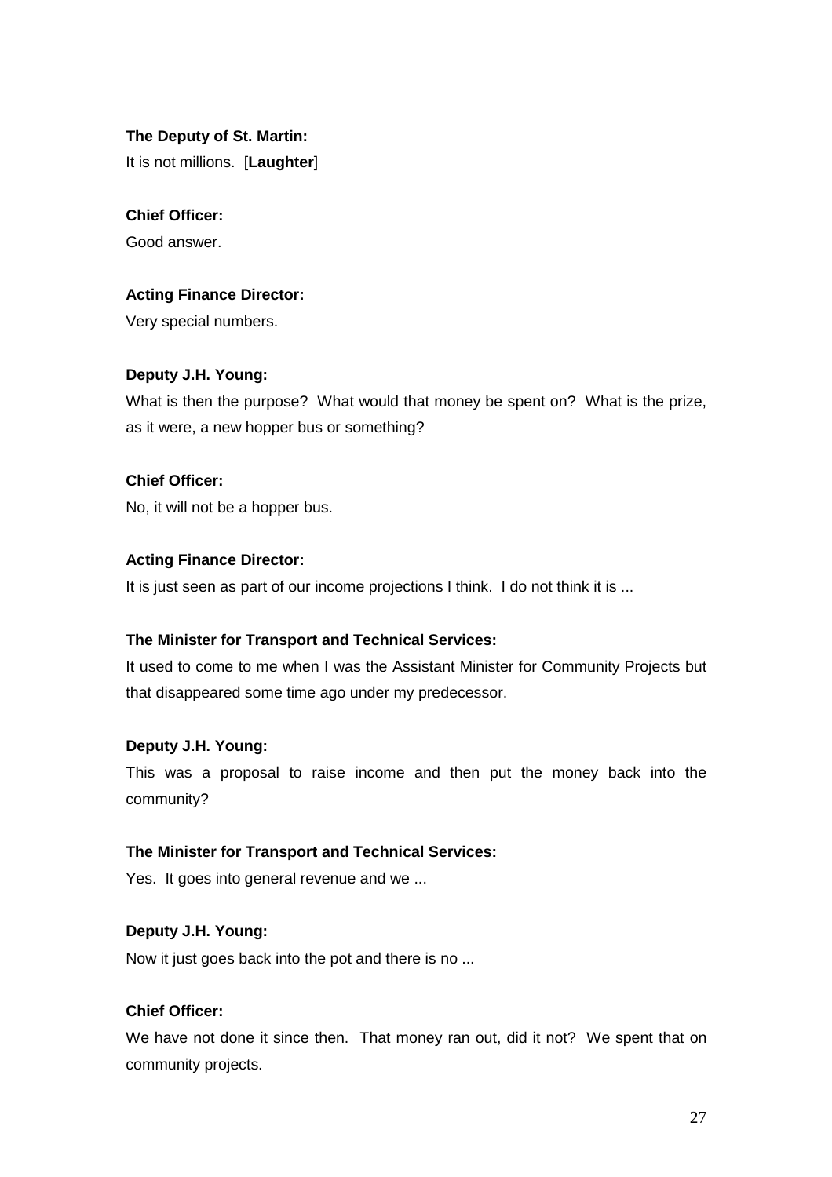**The Deputy of St. Martin:**

It is not millions. [**Laughter**]

**Chief Officer:**

Good answer.

**Acting Finance Director:**

Very special numbers.

**Deputy J.H. Young:**

What is then the purpose? What would that money be spent on? What is the prize, as it were, a new hopper bus or something?

**Chief Officer:**

No, it will not be a hopper bus.

**Acting Finance Director:**

It is just seen as part of our income projections I think. I do not think it is ...

**The Minister for Transport and Technical Services:**

It used to come to me when I was the Assistant Minister for Community Projects but that disappeared some time ago under my predecessor.

**Deputy J.H. Young:**

This was a proposal to raise income and then put the money back into the community?

**The Minister for Transport and Technical Services:**

Yes. It goes into general revenue and we ...

**Deputy J.H. Young:**

Now it just goes back into the pot and there is no ...

**Chief Officer:**

We have not done it since then. That money ran out, did it not? We spent that on community projects.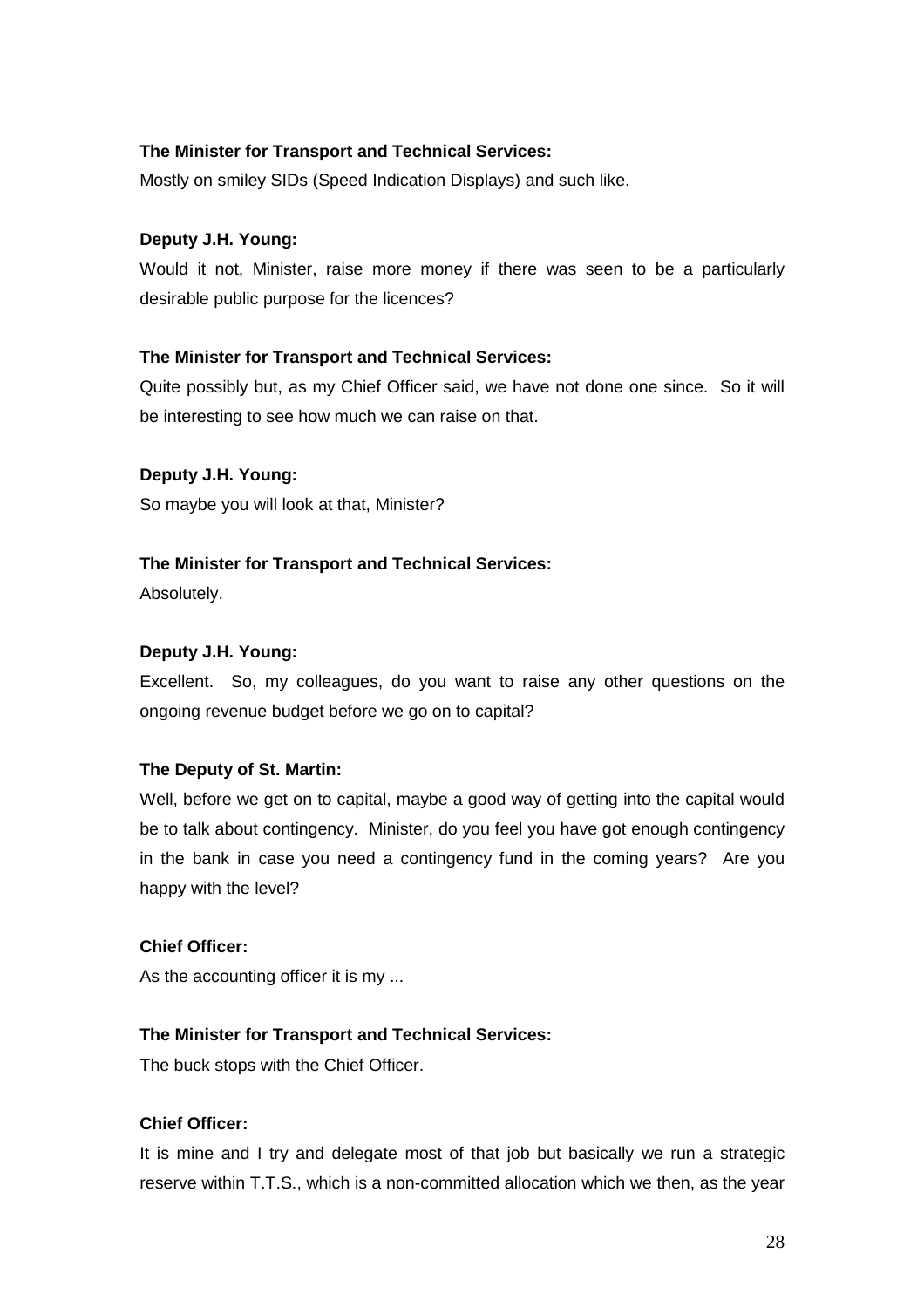**The Minister for Transport and Technical Services:**

Mostly on smiley SIDs (Speed Indication Displays) and such like.

**Deputy J.H. Young:**

Would it not, Minister, raise more money if there was seen to be a particularly desirable public purpose for the licences?

**The Minister for Transport and Technical Services:**

Quite possibly but, as my Chief Officer said, we have not done one since. So it will be interesting to see how much we can raise on that.

**Deputy J.H. Young:**

So maybe you will look at that, Minister?

**The Minister for Transport and Technical Services:**

Absolutely.

**Deputy J.H. Young:**

Excellent. So, my colleagues, do you want to raise any other questions on the ongoing revenue budget before we go on to capital?

**The Deputy of St. Martin:**

Well, before we get on to capital, maybe a good way of getting into the capital would be to talk about contingency. Minister, do you feel you have got enough contingency in the bank in case you need a contingency fund in the coming years? Are you happy with the level?

**Chief Officer:**

As the accounting officer it is my ...

**The Minister for Transport and Technical Services:**

The buck stops with the Chief Officer.

**Chief Officer:**

It is mine and I try and delegate most of that job but basically we run a strategic reserve within T.T.S., which is a non-committed allocation which we then, as the year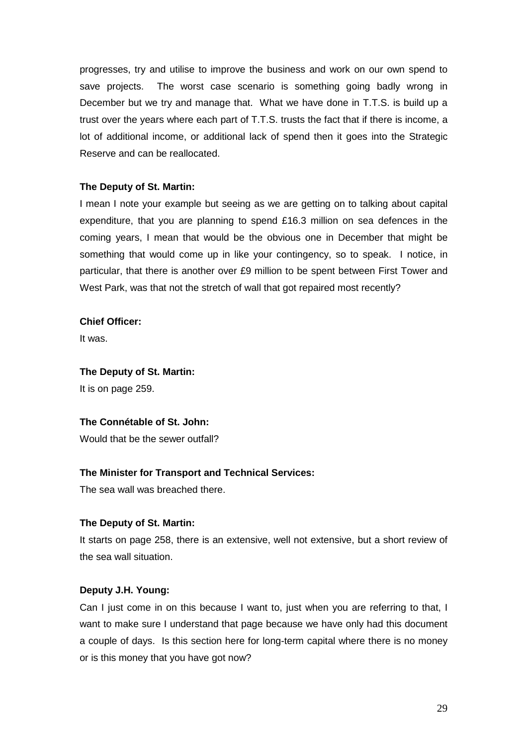progresses, try and utilise to improve the business and work on our own spend to save projects. The worst case scenario is something going badly wrong in December but we try and manage that. What we have done in T.T.S. is build up a trust over the years where each part of T.T.S. trusts the fact that if there is income, a lot of additional income, or additional lack of spend then it goes into the Strategic Reserve and can be reallocated.

**The Deputy of St. Martin:**

I mean I note your example but seeing as we are getting on to talking about capital expenditure, that you are planning to spend £16.3 million on sea defences in the coming years, I mean that would be the obvious one in December that might be something that would come up in like your contingency, so to speak. I notice, in particular, that there is another over £9 million to be spent between First Tower and West Park, was that not the stretch of wall that got repaired most recently?

**Chief Officer:**

It was.

**The Deputy of St. Martin:**

It is on page 259.

**The Connétable of St. John:**

Would that be the sewer outfall?

**The Minister for Transport and Technical Services:**

The sea wall was breached there.

**The Deputy of St. Martin:**

It starts on page 258, there is an extensive, well not extensive, but a short review of the sea wall situation.

**Deputy J.H. Young:**

Can I just come in on this because I want to, just when you are referring to that, I want to make sure I understand that page because we have only had this document a couple of days. Is this section here for long-term capital where there is no money or is this money that you have got now?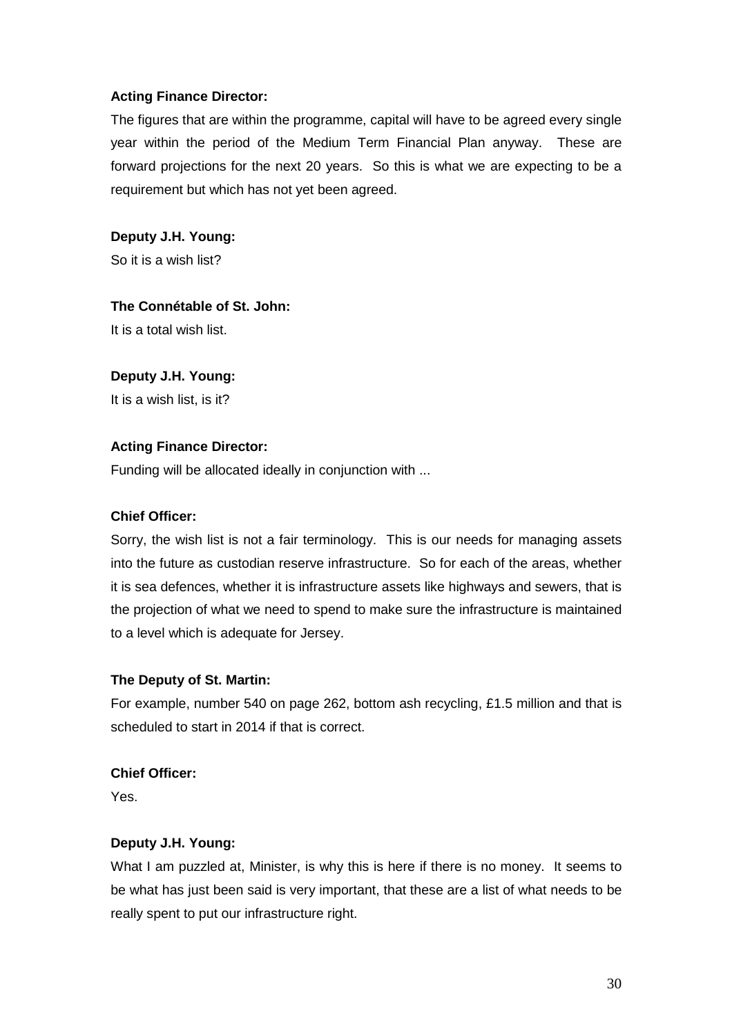**Acting Finance Director:**

The figures that are within the programme, capital will have to be agreed every single year within the period of the Medium Term Financial Plan anyway. These are forward projections for the next 20 years. So this is what we are expecting to be a requirement but which has not yet been agreed.

**Deputy J.H. Young:**

So it is a wish list?

**The Connétable of St. John:**

It is a total wish list.

**Deputy J.H. Young:**

It is a wish list, is it?

**Acting Finance Director:**

Funding will be allocated ideally in conjunction with ...

**Chief Officer:**

Sorry, the wish list is not a fair terminology. This is our needs for managing assets into the future as custodian reserve infrastructure. So for each of the areas, whether it is sea defences, whether it is infrastructure assets like highways and sewers, that is the projection of what we need to spend to make sure the infrastructure is maintained to a level which is adequate for Jersey.

**The Deputy of St. Martin:**

For example, number 540 on page 262, bottom ash recycling, £1.5 million and that is scheduled to start in 2014 if that is correct.

**Chief Officer:**

Yes.

**Deputy J.H. Young:**

What I am puzzled at, Minister, is why this is here if there is no money. It seems to be what has just been said is very important, that these are a list of what needs to be really spent to put our infrastructure right.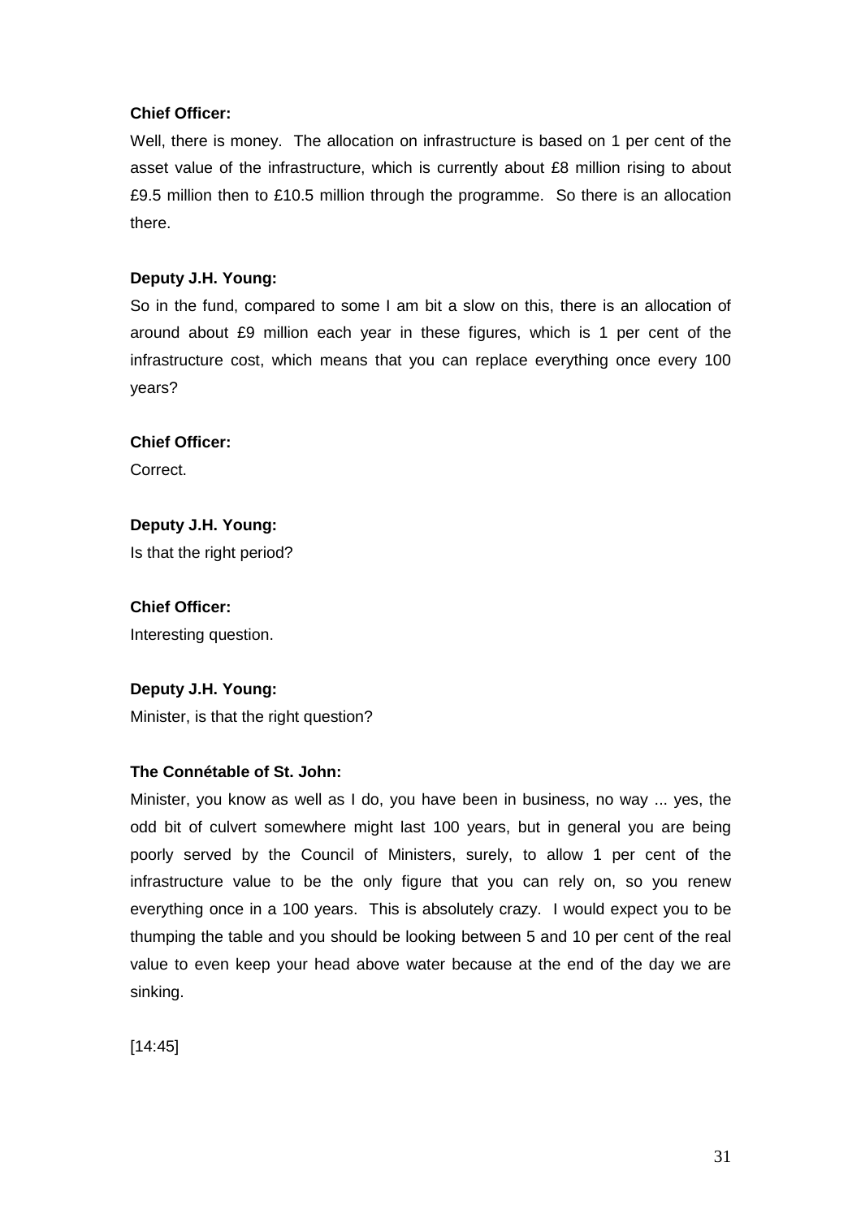**Chief Officer:**

Well, there is money. The allocation on infrastructure is based on 1 per cent of the asset value of the infrastructure, which is currently about £8 million rising to about £9.5 million then to £10.5 million through the programme. So there is an allocation there.

**Deputy J.H. Young:**

So in the fund, compared to some I am bit a slow on this, there is an allocation of around about £9 million each year in these figures, which is 1 per cent of the infrastructure cost, which means that you can replace everything once every 100 years?

**Chief Officer:**

Correct.

**Deputy J.H. Young:**

Is that the right period?

**Chief Officer:**

Interesting question.

**Deputy J.H. Young:**

Minister, is that the right question?

**The Connétable of St. John:**

Minister, you know as well as I do, you have been in business, no way ... yes, the odd bit of culvert somewhere might last 100 years, but in general you are being poorly served by the Council of Ministers, surely, to allow 1 per cent of the infrastructure value to be the only figure that you can rely on, so you renew everything once in a 100 years. This is absolutely crazy. I would expect you to be thumping the table and you should be looking between 5 and 10 per cent of the real value to even keep your head above water because at the end of the day we are sinking.

[14:45]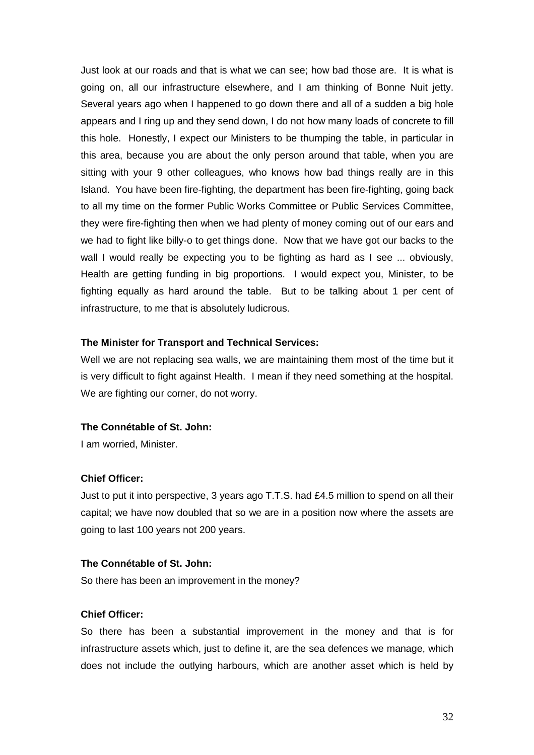Just look at our roads and that is what we can see; how bad those are. It is what is going on, all our infrastructure elsewhere, and I am thinking of Bonne Nuit jetty. Several years ago when I happened to go down there and all of a sudden a big hole appears and I ring up and they send down, I do not how many loads of concrete to fill this hole. Honestly, I expect our Ministers to be thumping the table, in particular in this area, because you are about the only person around that table, when you are sitting with your 9 other colleagues, who knows how bad things really are in this Island. You have been fire-fighting, the department has been fire-fighting, going back to all my time on the former Public Works Committee or Public Services Committee, they were fire-fighting then when we had plenty of money coming out of our ears and we had to fight like billy-o to get things done. Now that we have got our backs to the wall I would really be expecting you to be fighting as hard as I see ... obviously, Health are getting funding in big proportions. I would expect you, Minister, to be fighting equally as hard around the table. But to be talking about 1 per cent of infrastructure, to me that is absolutely ludicrous.

**The Minister for Transport and Technical Services:**

Well we are not replacing sea walls, we are maintaining them most of the time but it is very difficult to fight against Health. I mean if they need something at the hospital. We are fighting our corner, do not worry.

**The Connétable of St. John:**

I am worried, Minister.

**Chief Officer:**

Just to put it into perspective, 3 years ago T.T.S. had £4.5 million to spend on all their capital; we have now doubled that so we are in a position now where the assets are going to last 100 years not 200 years.

**The Connétable of St. John:**

So there has been an improvement in the money?

**Chief Officer:**

So there has been a substantial improvement in the money and that is for infrastructure assets which, just to define it, are the sea defences we manage, which does not include the outlying harbours, which are another asset which is held by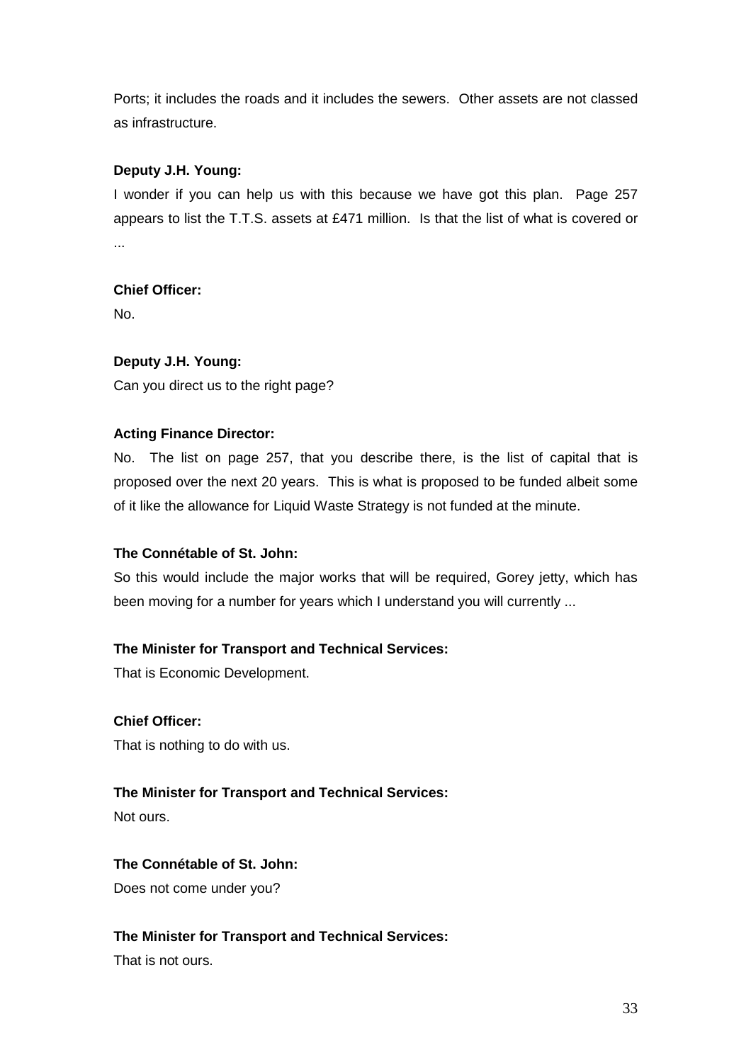Ports; it includes the roads and it includes the sewers.  Other assets are not classed as infrastructure.

**Deputy J.H. Young:**

I wonder if you can help us with this because we have got this plan.  Page 257 appears to list the T.T.S. assets at £471 million.  Is that the list of what is covered or ...

**Chief Officer:**

No.

**Deputy J.H. Young:**

Can you direct us to the right page?

**Acting Finance Director:**

No.  The list on page 257, that you describe there, is the list of capital that is proposed over the next 20 years.  This is what is proposed to be funded albeit some of it like the allowance for Liquid Waste Strategy is not funded at the minute.

**The Connétable of St. John:**

So this would include the major works that will be required, Gorey jetty, which has been moving for a number for years which I understand you will currently ...

**The Minister for Transport and Technical Services:**

That is Economic Development.

**Chief Officer:**

That is nothing to do with us.

**The Minister for Transport and Technical Services:**

Not ours.

**The Connétable of St. John:**

Does not come under you?

**The Minister for Transport and Technical Services:**

That is not ours.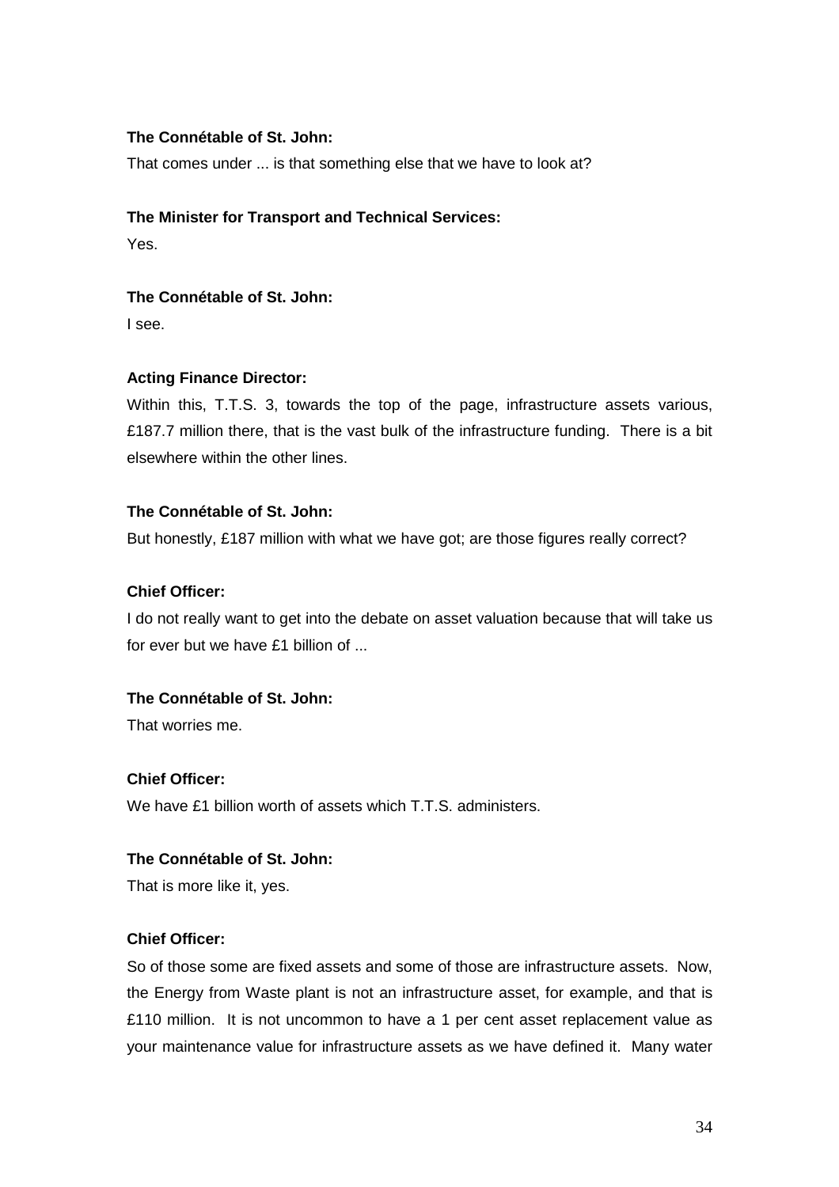**The Connétable of St. John:**

That comes under ... is that something else that we have to look at?

**The Minister for Transport and Technical Services:**

Yes.

**The Connétable of St. John:**

I see.

**Acting Finance Director:**

Within this, T.T.S. 3, towards the top of the page, infrastructure assets various, £187.7 million there, that is the vast bulk of the infrastructure funding. There is a bit elsewhere within the other lines.

**The Connétable of St. John:**

But honestly, £187 million with what we have got; are those figures really correct?

**Chief Officer:**

I do not really want to get into the debate on asset valuation because that will take us for ever but we have £1 billion of ...

**The Connétable of St. John:**

That worries me.

**Chief Officer:**

We have £1 billion worth of assets which T.T.S. administers.

**The Connétable of St. John:**

That is more like it, yes.

**Chief Officer:**

So of those some are fixed assets and some of those are infrastructure assets. Now, the Energy from Waste plant is not an infrastructure asset, for example, and that is £110 million. It is not uncommon to have a 1 per cent asset replacement value as your maintenance value for infrastructure assets as we have defined it. Many water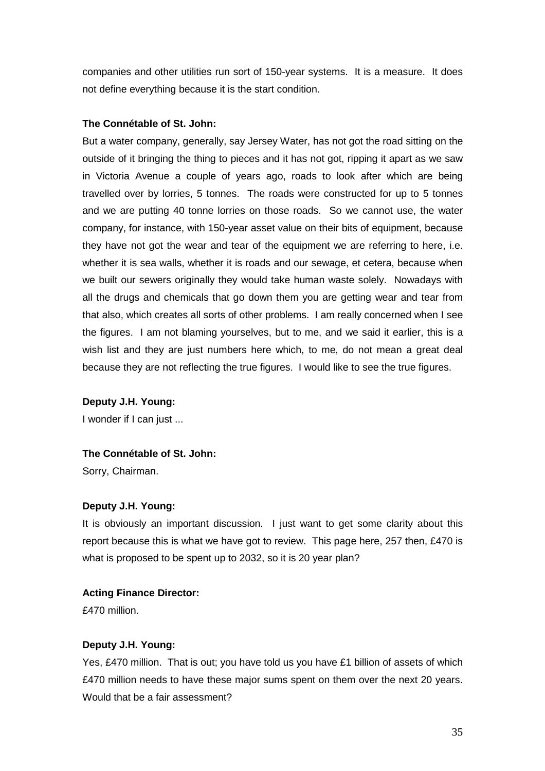companies and other utilities run sort of 150-year systems. It is a measure. It does not define everything because it is the start condition.

**The Connétable of St. John:**

But a water company, generally, say Jersey Water, has not got the road sitting on the outside of it bringing the thing to pieces and it has not got, ripping it apart as we saw in Victoria Avenue a couple of years ago, roads to look after which are being travelled over by lorries, 5 tonnes. The roads were constructed for up to 5 tonnes and we are putting 40 tonne lorries on those roads. So we cannot use, the water company, for instance, with 150-year asset value on their bits of equipment, because they have not got the wear and tear of the equipment we are referring to here, i.e. whether it is sea walls, whether it is roads and our sewage, et cetera, because when we built our sewers originally they would take human waste solely. Nowadays with all the drugs and chemicals that go down them you are getting wear and tear from that also, which creates all sorts of other problems. I am really concerned when I see the figures. I am not blaming yourselves, but to me, and we said it earlier, this is a wish list and they are just numbers here which, to me, do not mean a great deal because they are not reflecting the true figures. I would like to see the true figures.

**Deputy J.H. Young:**

I wonder if I can just ...

**The Connétable of St. John:**

Sorry, Chairman.

**Deputy J.H. Young:**

It is obviously an important discussion. I just want to get some clarity about this report because this is what we have got to review. This page here, 257 then, £470 is what is proposed to be spent up to 2032, so it is 20 year plan?

**Acting Finance Director:**

£470 million.

**Deputy J.H. Young:**

Yes, £470 million. That is out; you have told us you have £1 billion of assets of which £470 million needs to have these major sums spent on them over the next 20 years. Would that be a fair assessment?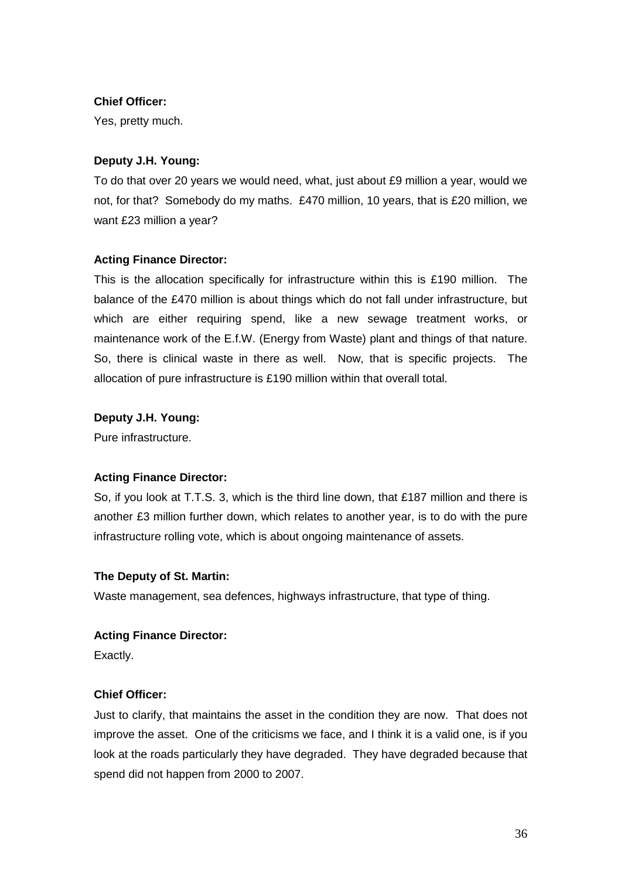**Chief Officer:**

Yes, pretty much.

**Deputy J.H. Young:**

To do that over 20 years we would need, what, just about £9 million a year, would we not, for that? Somebody do my maths. £470 million, 10 years, that is £20 million, we want £23 million a year?

**Acting Finance Director:**

This is the allocation specifically for infrastructure within this is £190 million. The balance of the £470 million is about things which do not fall under infrastructure, but which are either requiring spend, like a new sewage treatment works, or maintenance work of the E.f.W. (Energy from Waste) plant and things of that nature. So, there is clinical waste in there as well. Now, that is specific projects. The allocation of pure infrastructure is £190 million within that overall total.

**Deputy J.H. Young:**

Pure infrastructure.

**Acting Finance Director:**

So, if you look at T.T.S. 3, which is the third line down, that £187 million and there is another £3 million further down, which relates to another year, is to do with the pure infrastructure rolling vote, which is about ongoing maintenance of assets.

**The Deputy of St. Martin:**

Waste management, sea defences, highways infrastructure, that type of thing.

**Acting Finance Director:**

Exactly.

**Chief Officer:**

Just to clarify, that maintains the asset in the condition they are now. That does not improve the asset. One of the criticisms we face, and I think it is a valid one, is if you look at the roads particularly they have degraded. They have degraded because that spend did not happen from 2000 to 2007.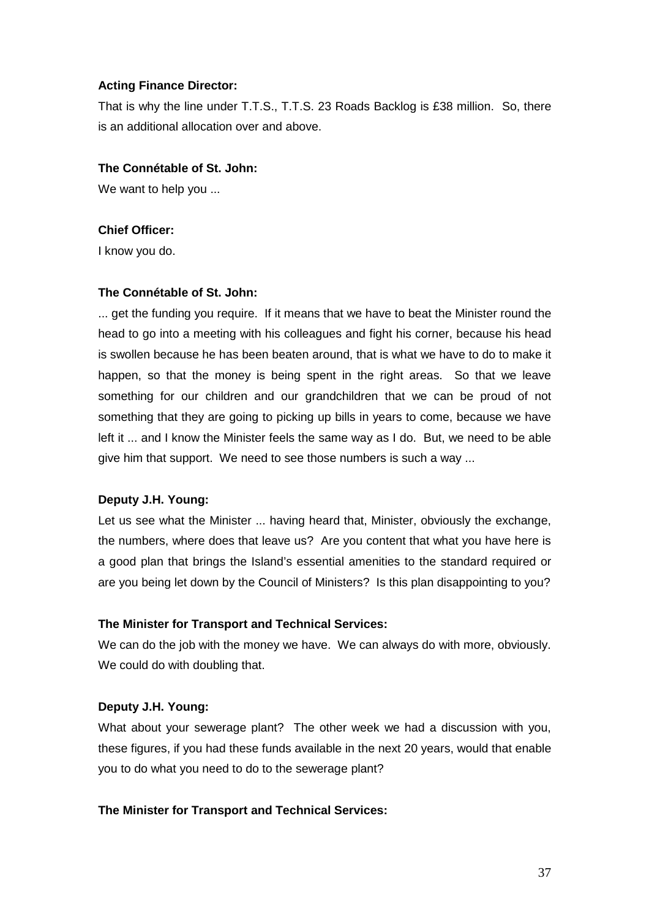**Acting Finance Director:**

That is why the line under T.T.S., T.T.S. 23 Roads Backlog is £38 million. So, there is an additional allocation over and above.

**The Connétable of St. John:**

We want to help you ...

**Chief Officer:**

I know you do.

**The Connétable of St. John:**

... get the funding you require. If it means that we have to beat the Minister round the head to go into a meeting with his colleagues and fight his corner, because his head is swollen because he has been beaten around, that is what we have to do to make it happen, so that the money is being spent in the right areas. So that we leave something for our children and our grandchildren that we can be proud of not something that they are going to picking up bills in years to come, because we have left it ... and I know the Minister feels the same way as I do. But, we need to be able give him that support. We need to see those numbers is such a way ...

**Deputy J.H. Young:**

Let us see what the Minister ... having heard that, Minister, obviously the exchange, the numbers, where does that leave us? Are you content that what you have here is a good plan that brings the Island's essential amenities to the standard required or are you being let down by the Council of Ministers? Is this plan disappointing to you?

**The Minister for Transport and Technical Services:**

We can do the job with the money we have. We can always do with more, obviously. We could do with doubling that.

**Deputy J.H. Young:**

What about your sewerage plant? The other week we had a discussion with you, these figures, if you had these funds available in the next 20 years, would that enable you to do what you need to do to the sewerage plant?

**The Minister for Transport and Technical Services:**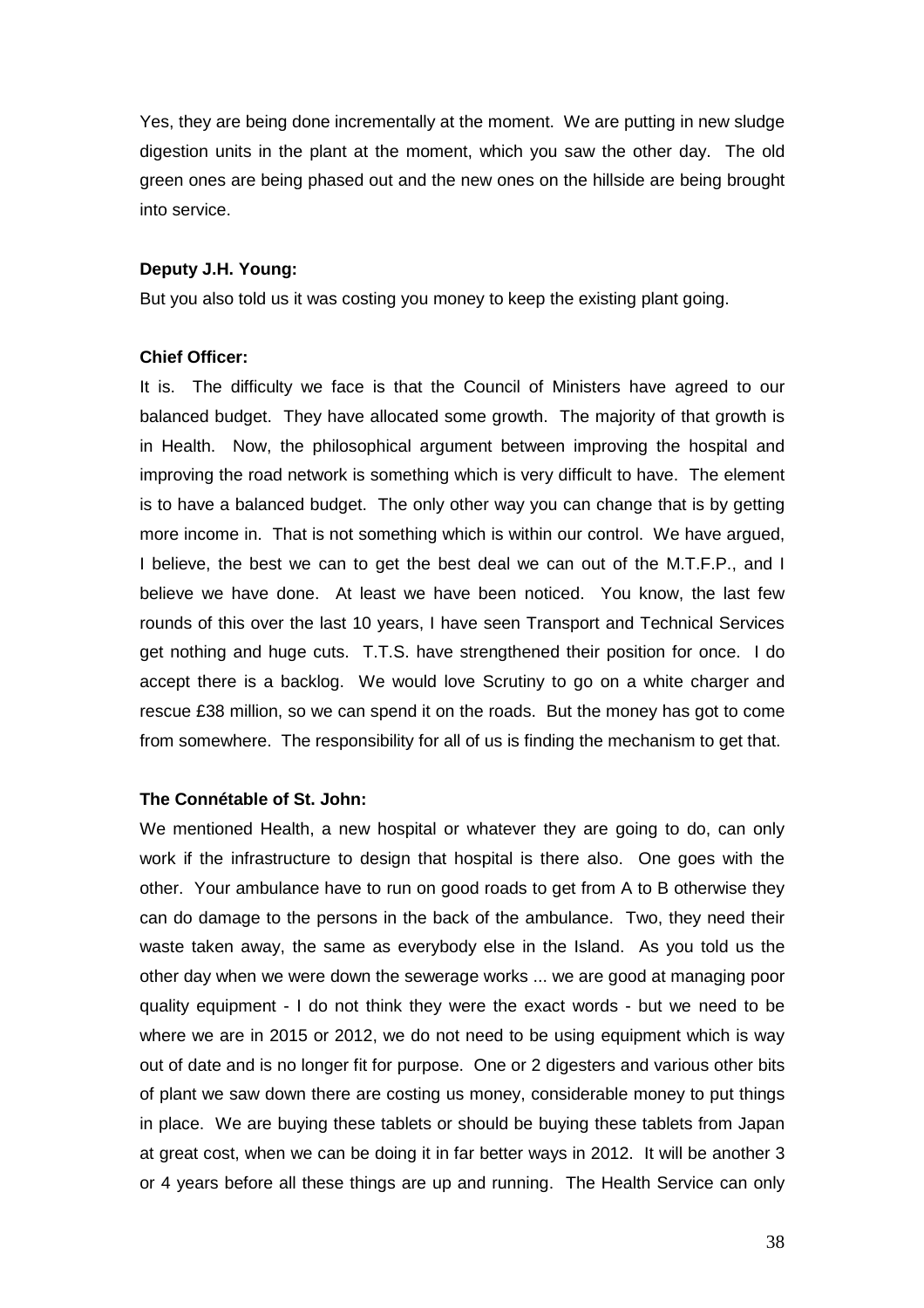Yes, they are being done incrementally at the moment. We are putting in new sludge digestion units in the plant at the moment, which you saw the other day. The old green ones are being phased out and the new ones on the hillside are being brought into service.

**Deputy J.H. Young:**

But you also told us it was costing you money to keep the existing plant going.

**Chief Officer:**

It is. The difficulty we face is that the Council of Ministers have agreed to our balanced budget. They have allocated some growth. The majority of that growth is in Health. Now, the philosophical argument between improving the hospital and improving the road network is something which is very difficult to have. The element is to have a balanced budget. The only other way you can change that is by getting more income in. That is not something which is within our control. We have argued, I believe, the best we can to get the best deal we can out of the M.T.F.P., and I believe we have done. At least we have been noticed. You know, the last few rounds of this over the last 10 years, I have seen Transport and Technical Services get nothing and huge cuts. T.T.S. have strengthened their position for once. I do accept there is a backlog. We would love Scrutiny to go on a white charger and rescue £38 million, so we can spend it on the roads. But the money has got to come from somewhere. The responsibility for all of us is finding the mechanism to get that.

**The Connétable of St. John:**

We mentioned Health, a new hospital or whatever they are going to do, can only work if the infrastructure to design that hospital is there also. One goes with the other. Your ambulance have to run on good roads to get from A to B otherwise they can do damage to the persons in the back of the ambulance. Two, they need their waste taken away, the same as everybody else in the Island. As you told us the other day when we were down the sewerage works ... we are good at managing poor quality equipment - I do not think they were the exact words - but we need to be where we are in 2015 or 2012, we do not need to be using equipment which is way out of date and is no longer fit for purpose. One or 2 digesters and various other bits of plant we saw down there are costing us money, considerable money to put things in place. We are buying these tablets or should be buying these tablets from Japan at great cost, when we can be doing it in far better ways in 2012. It will be another 3 or 4 years before all these things are up and running. The Health Service can only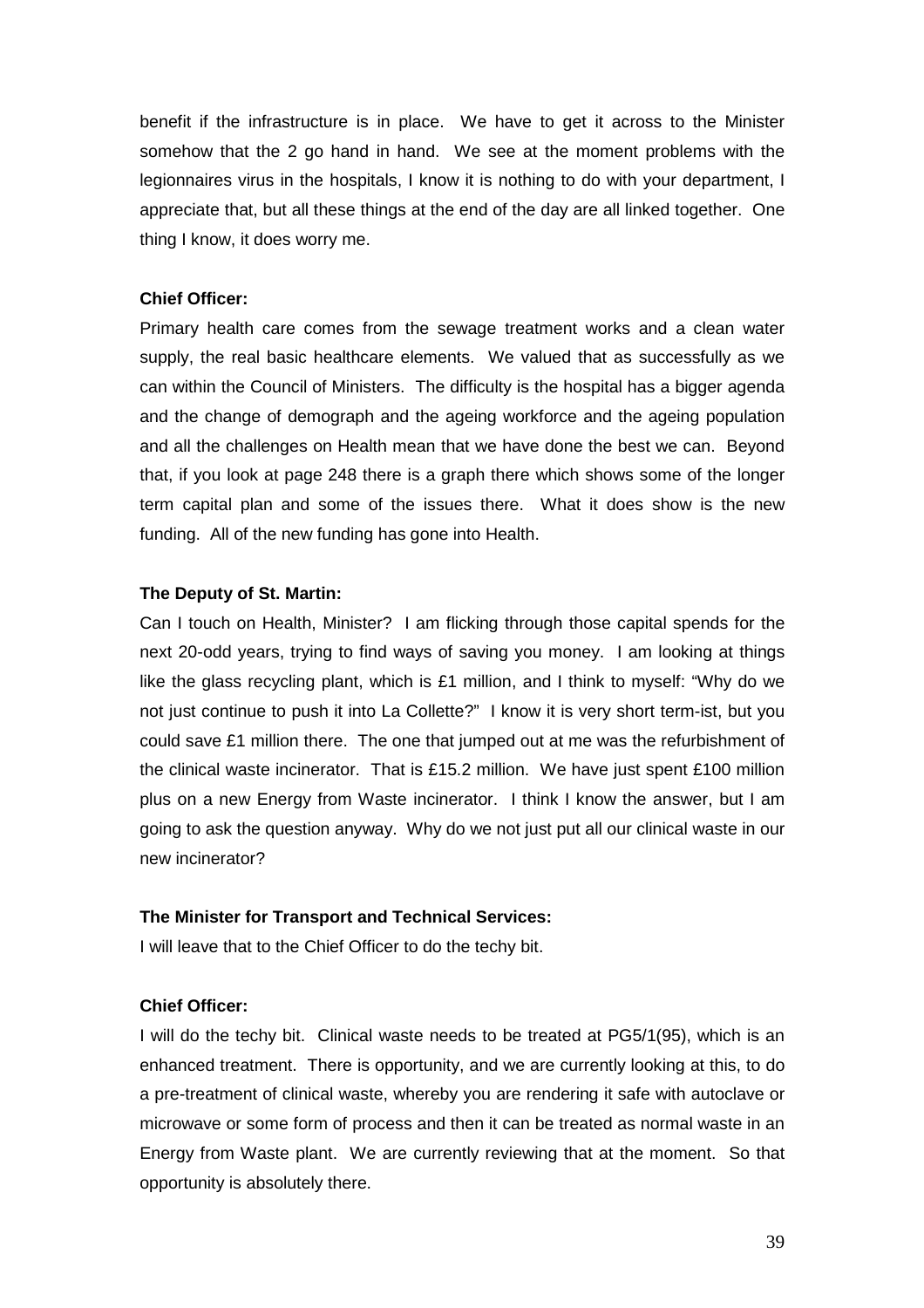benefit if the infrastructure is in place. We have to get it across to the Minister somehow that the 2 go hand in hand. We see at the moment problems with the legionnaires virus in the hospitals, I know it is nothing to do with your department, I appreciate that, but all these things at the end of the day are all linked together. One thing I know, it does worry me.

**Chief Officer:**

Primary health care comes from the sewage treatment works and a clean water supply, the real basic healthcare elements. We valued that as successfully as we can within the Council of Ministers. The difficulty is the hospital has a bigger agenda and the change of demograph and the ageing workforce and the ageing population and all the challenges on Health mean that we have done the best we can. Beyond that, if you look at page 248 there is a graph there which shows some of the longer term capital plan and some of the issues there. What it does show is the new funding. All of the new funding has gone into Health.

**The Deputy of St. Martin:**

Can I touch on Health, Minister? I am flicking through those capital spends for the next 20-odd years, trying to find ways of saving you money. I am looking at things like the glass recycling plant, which is £1 million, and I think to myself: "Why do we not just continue to push it into La Collette?" I know it is very short term-ist, but you could save £1 million there. The one that jumped out at me was the refurbishment of the clinical waste incinerator. That is £15.2 million. We have just spent £100 million plus on a new Energy from Waste incinerator. I think I know the answer, but I am going to ask the question anyway. Why do we not just put all our clinical waste in our new incinerator?

**The Minister for Transport and Technical Services:**

I will leave that to the Chief Officer to do the techy bit.

**Chief Officer:**

I will do the techy bit. Clinical waste needs to be treated at PG5/1(95), which is an enhanced treatment. There is opportunity, and we are currently looking at this, to do a pre-treatment of clinical waste, whereby you are rendering it safe with autoclave or microwave or some form of process and then it can be treated as normal waste in an Energy from Waste plant. We are currently reviewing that at the moment. So that opportunity is absolutely there.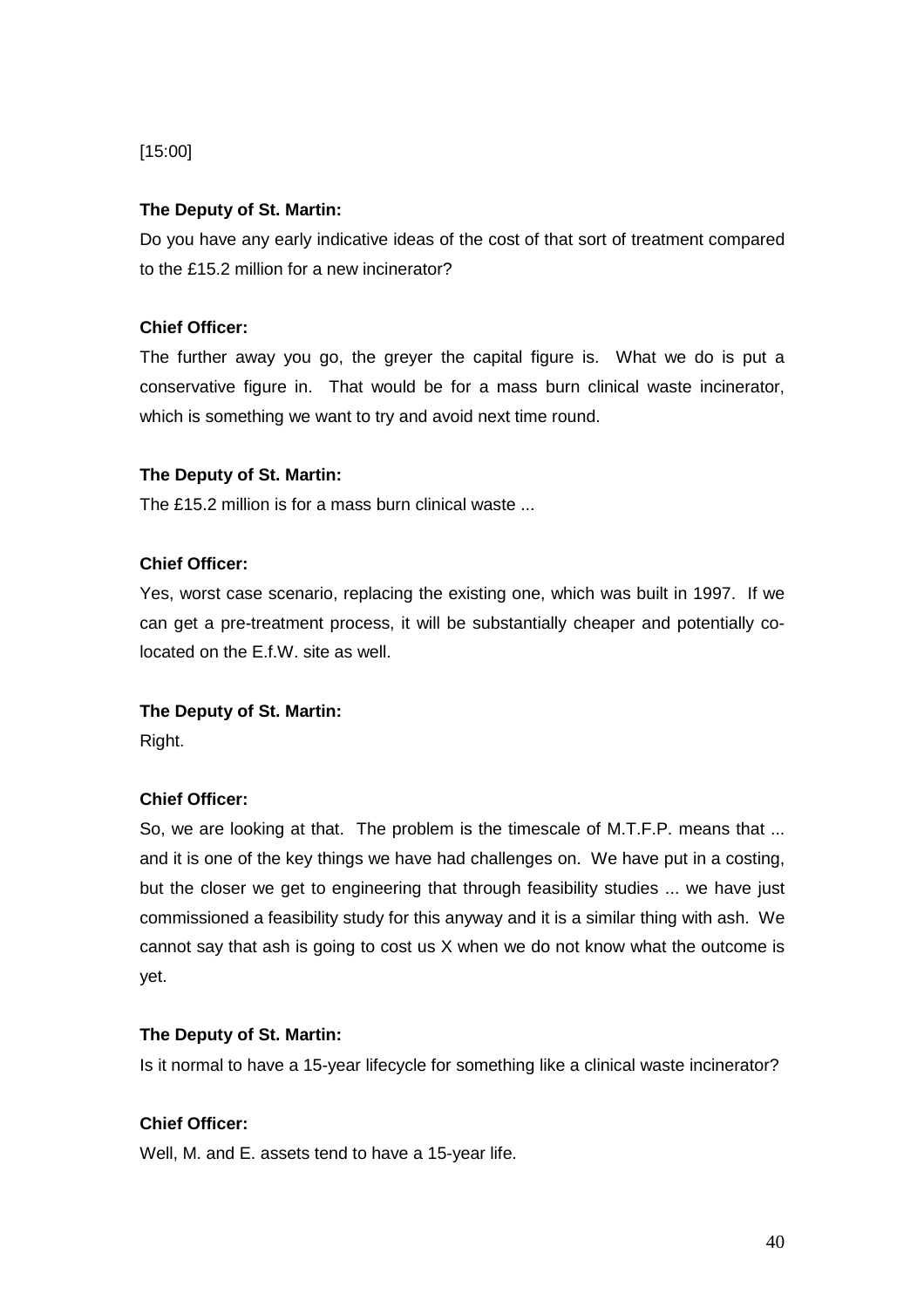[15:00]

**The Deputy of St. Martin:**

Do you have any early indicative ideas of the cost of that sort of treatment compared to the £15.2 million for a new incinerator?

**Chief Officer:**

The further away you go, the greyer the capital figure is. What we do is put a conservative figure in. That would be for a mass burn clinical waste incinerator, which is something we want to try and avoid next time round.

**The Deputy of St. Martin:**

The £15.2 million is for a mass burn clinical waste ...

**Chief Officer:**

Yes, worst case scenario, replacing the existing one, which was built in 1997. If we can get a pre-treatment process, it will be substantially cheaper and potentially co-located on the E.f.W. site as well.

**The Deputy of St. Martin:**

Right.

**Chief Officer:**

So, we are looking at that. The problem is the timescale of M.T.F.P. means that ... and it is one of the key things we have had challenges on. We have put in a costing, but the closer we get to engineering that through feasibility studies ... we have just commissioned a feasibility study for this anyway and it is a similar thing with ash. We cannot say that ash is going to cost us X when we do not know what the outcome is yet.

**The Deputy of St. Martin:**

Is it normal to have a 15-year lifecycle for something like a clinical waste incinerator?

**Chief Officer:**

Well, M. and E. assets tend to have a 15-year life.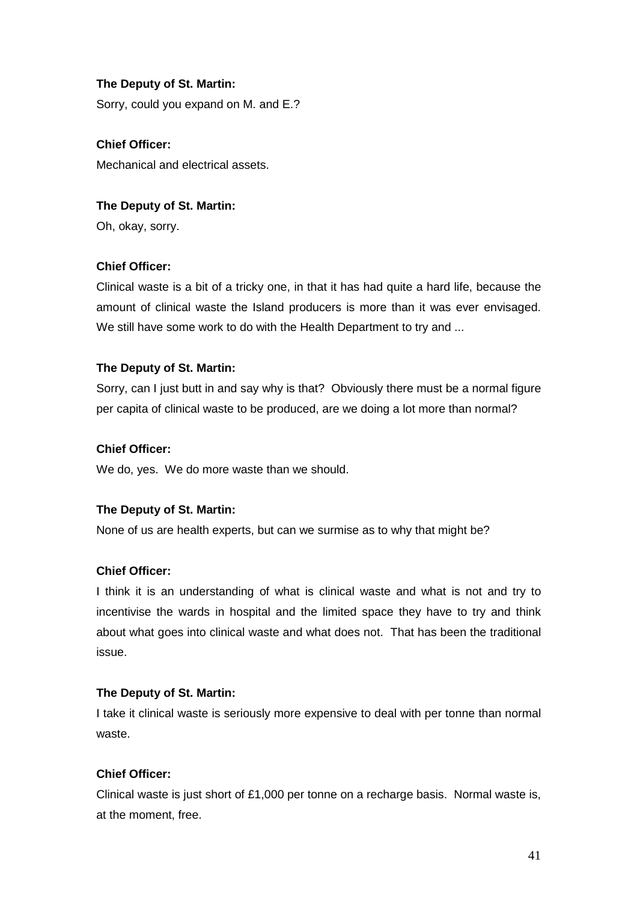**The Deputy of St. Martin:**

Sorry, could you expand on M. and E.?

**Chief Officer:**

Mechanical and electrical assets.

**The Deputy of St. Martin:**

Oh, okay, sorry.

**Chief Officer:**

Clinical waste is a bit of a tricky one, in that it has had quite a hard life, because the amount of clinical waste the Island producers is more than it was ever envisaged. We still have some work to do with the Health Department to try and ...

**The Deputy of St. Martin:**

Sorry, can I just butt in and say why is that? Obviously there must be a normal figure per capita of clinical waste to be produced, are we doing a lot more than normal?

**Chief Officer:**

We do, yes. We do more waste than we should.

**The Deputy of St. Martin:**

None of us are health experts, but can we surmise as to why that might be?

**Chief Officer:**

I think it is an understanding of what is clinical waste and what is not and try to incentivise the wards in hospital and the limited space they have to try and think about what goes into clinical waste and what does not. That has been the traditional issue.

**The Deputy of St. Martin:**

I take it clinical waste is seriously more expensive to deal with per tonne than normal waste.

**Chief Officer:**

Clinical waste is just short of £1,000 per tonne on a recharge basis. Normal waste is, at the moment, free.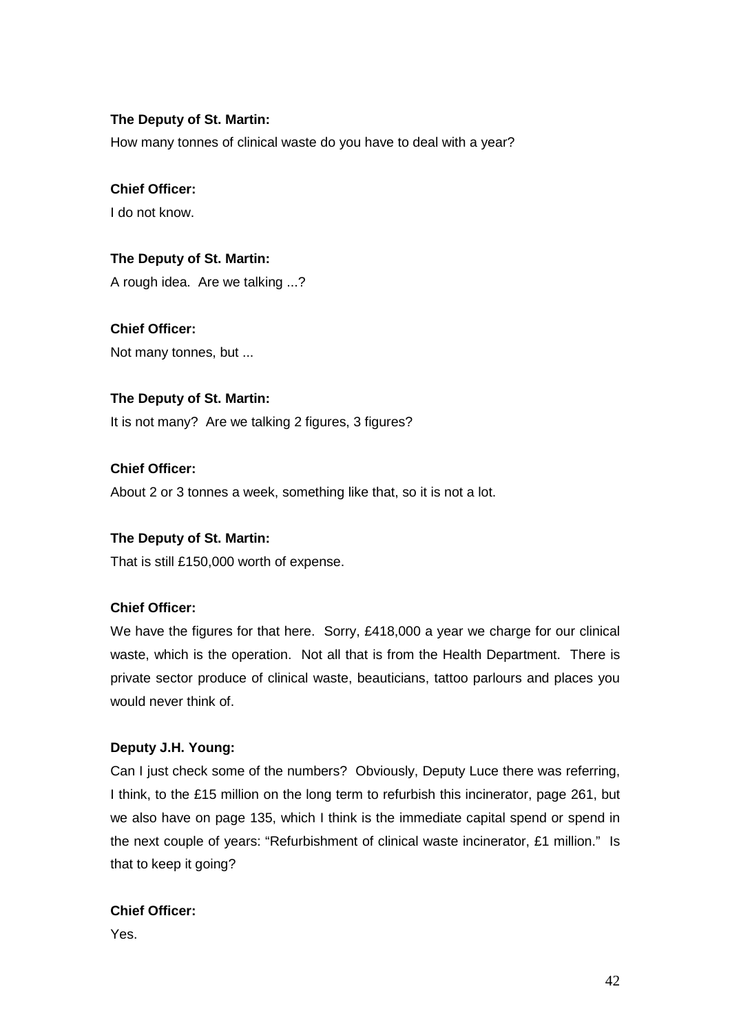**The Deputy of St. Martin:**

How many tonnes of clinical waste do you have to deal with a year?

**Chief Officer:**

I do not know.

**The Deputy of St. Martin:**

A rough idea. Are we talking ...?

**Chief Officer:**

Not many tonnes, but ...

**The Deputy of St. Martin:**

It is not many? Are we talking 2 figures, 3 figures?

**Chief Officer:**

About 2 or 3 tonnes a week, something like that, so it is not a lot.

**The Deputy of St. Martin:**

That is still £150,000 worth of expense.

**Chief Officer:**

We have the figures for that here. Sorry, £418,000 a year we charge for our clinical waste, which is the operation. Not all that is from the Health Department. There is private sector produce of clinical waste, beauticians, tattoo parlours and places you would never think of.

**Deputy J.H. Young:**

Can I just check some of the numbers? Obviously, Deputy Luce there was referring, I think, to the £15 million on the long term to refurbish this incinerator, page 261, but we also have on page 135, which I think is the immediate capital spend or spend in the next couple of years: "Refurbishment of clinical waste incinerator, £1 million." Is that to keep it going?

**Chief Officer:**

Yes.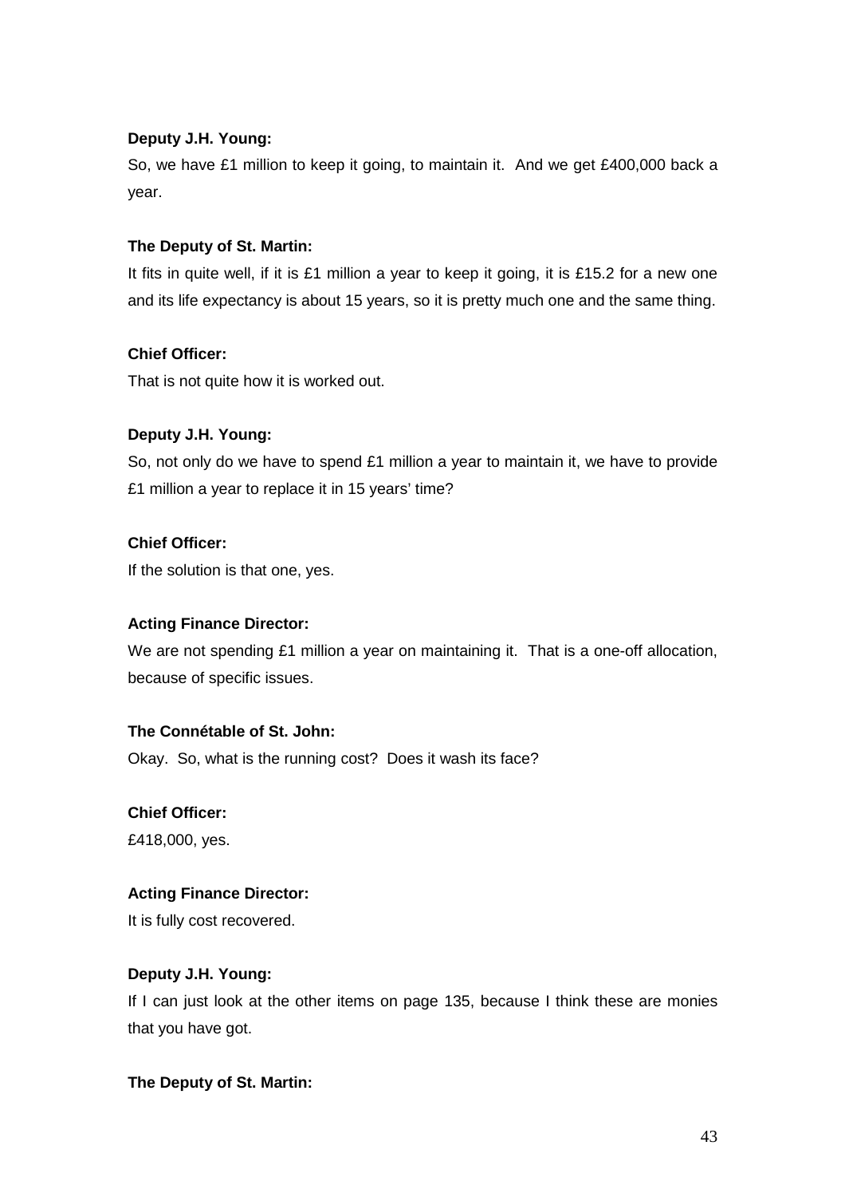**Deputy J.H. Young:**

So, we have £1 million to keep it going, to maintain it. And we get £400,000 back a year.

**The Deputy of St. Martin:**

It fits in quite well, if it is £1 million a year to keep it going, it is £15.2 for a new one and its life expectancy is about 15 years, so it is pretty much one and the same thing.

**Chief Officer:**

That is not quite how it is worked out.

**Deputy J.H. Young:**

So, not only do we have to spend £1 million a year to maintain it, we have to provide £1 million a year to replace it in 15 years' time?

**Chief Officer:**

If the solution is that one, yes.

**Acting Finance Director:**

We are not spending £1 million a year on maintaining it. That is a one-off allocation, because of specific issues.

**The Connétable of St. John:**

Okay. So, what is the running cost? Does it wash its face?

**Chief Officer:**

£418,000, yes.

**Acting Finance Director:**

It is fully cost recovered.

**Deputy J.H. Young:**

If I can just look at the other items on page 135, because I think these are monies that you have got.

**The Deputy of St. Martin:**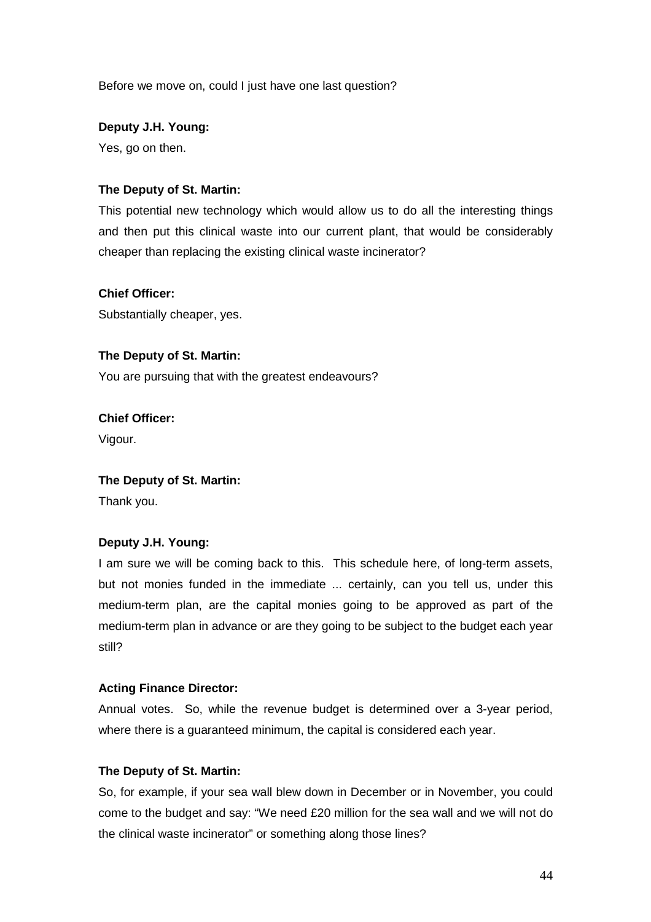Before we move on, could I just have one last question?

**Deputy J.H. Young:**

Yes, go on then.

**The Deputy of St. Martin:**

This potential new technology which would allow us to do all the interesting things and then put this clinical waste into our current plant, that would be considerably cheaper than replacing the existing clinical waste incinerator?

**Chief Officer:**

Substantially cheaper, yes.

**The Deputy of St. Martin:**

You are pursuing that with the greatest endeavours?

**Chief Officer:**

Vigour.

**The Deputy of St. Martin:**

Thank you.

**Deputy J.H. Young:**

I am sure we will be coming back to this. This schedule here, of long-term assets, but not monies funded in the immediate ... certainly, can you tell us, under this medium-term plan, are the capital monies going to be approved as part of the medium-term plan in advance or are they going to be subject to the budget each year still?

**Acting Finance Director:**

Annual votes. So, while the revenue budget is determined over a 3-year period, where there is a guaranteed minimum, the capital is considered each year.

**The Deputy of St. Martin:**

So, for example, if your sea wall blew down in December or in November, you could come to the budget and say: "We need £20 million for the sea wall and we will not do the clinical waste incinerator" or something along those lines?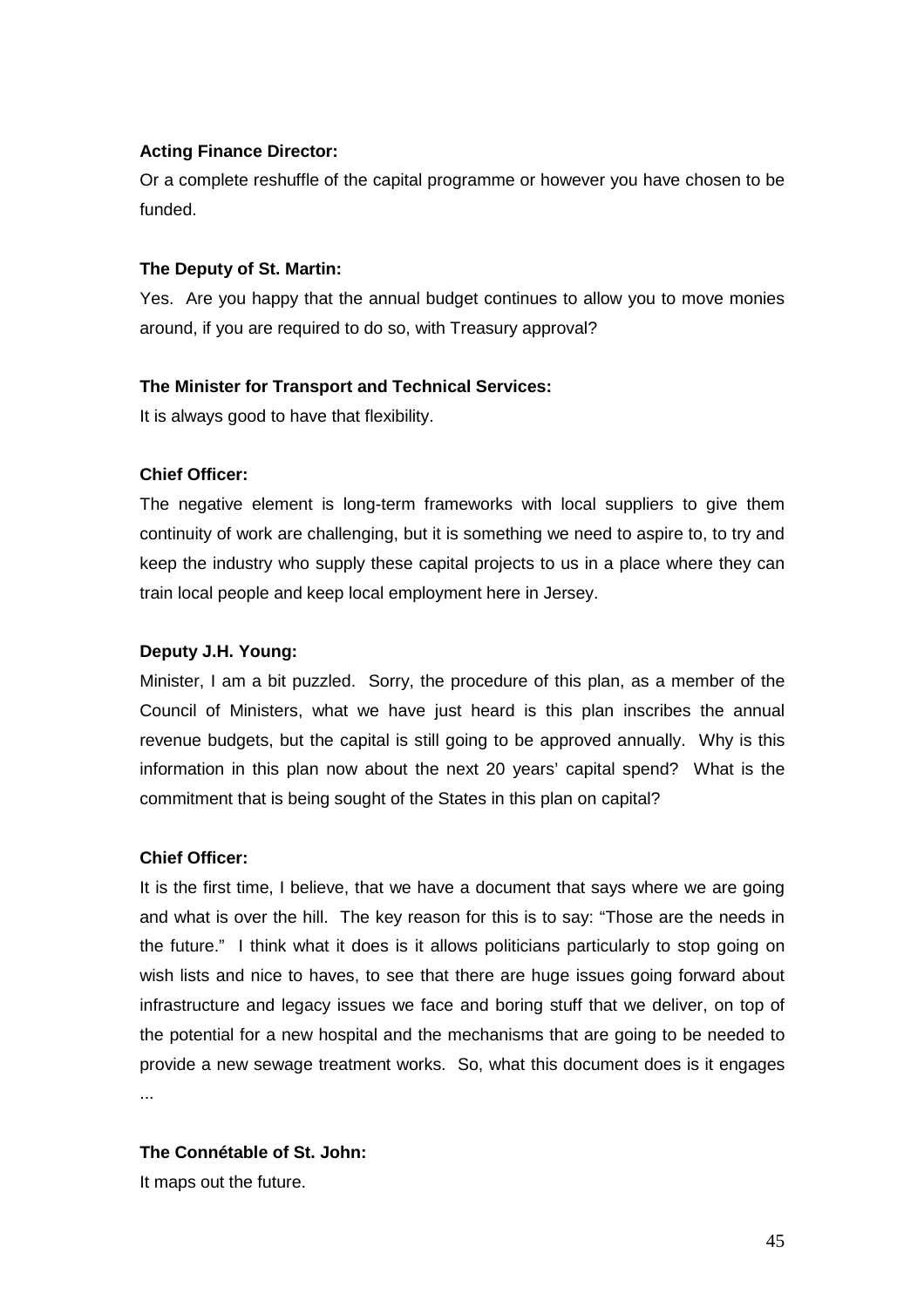**Acting Finance Director:**

Or a complete reshuffle of the capital programme or however you have chosen to be funded.

**The Deputy of St. Martin:**

Yes. Are you happy that the annual budget continues to allow you to move monies around, if you are required to do so, with Treasury approval?

**The Minister for Transport and Technical Services:**

It is always good to have that flexibility.

**Chief Officer:**

The negative element is long-term frameworks with local suppliers to give them continuity of work are challenging, but it is something we need to aspire to, to try and keep the industry who supply these capital projects to us in a place where they can train local people and keep local employment here in Jersey.

**Deputy J.H. Young:**

Minister, I am a bit puzzled. Sorry, the procedure of this plan, as a member of the Council of Ministers, what we have just heard is this plan inscribes the annual revenue budgets, but the capital is still going to be approved annually. Why is this information in this plan now about the next 20 years' capital spend? What is the commitment that is being sought of the States in this plan on capital?

**Chief Officer:**

It is the first time, I believe, that we have a document that says where we are going and what is over the hill. The key reason for this is to say: "Those are the needs in the future." I think what it does is it allows politicians particularly to stop going on wish lists and nice to haves, to see that there are huge issues going forward about infrastructure and legacy issues we face and boring stuff that we deliver, on top of the potential for a new hospital and the mechanisms that are going to be needed to provide a new sewage treatment works. So, what this document does is it engages ...

**The Connétable of St. John:**

It maps out the future.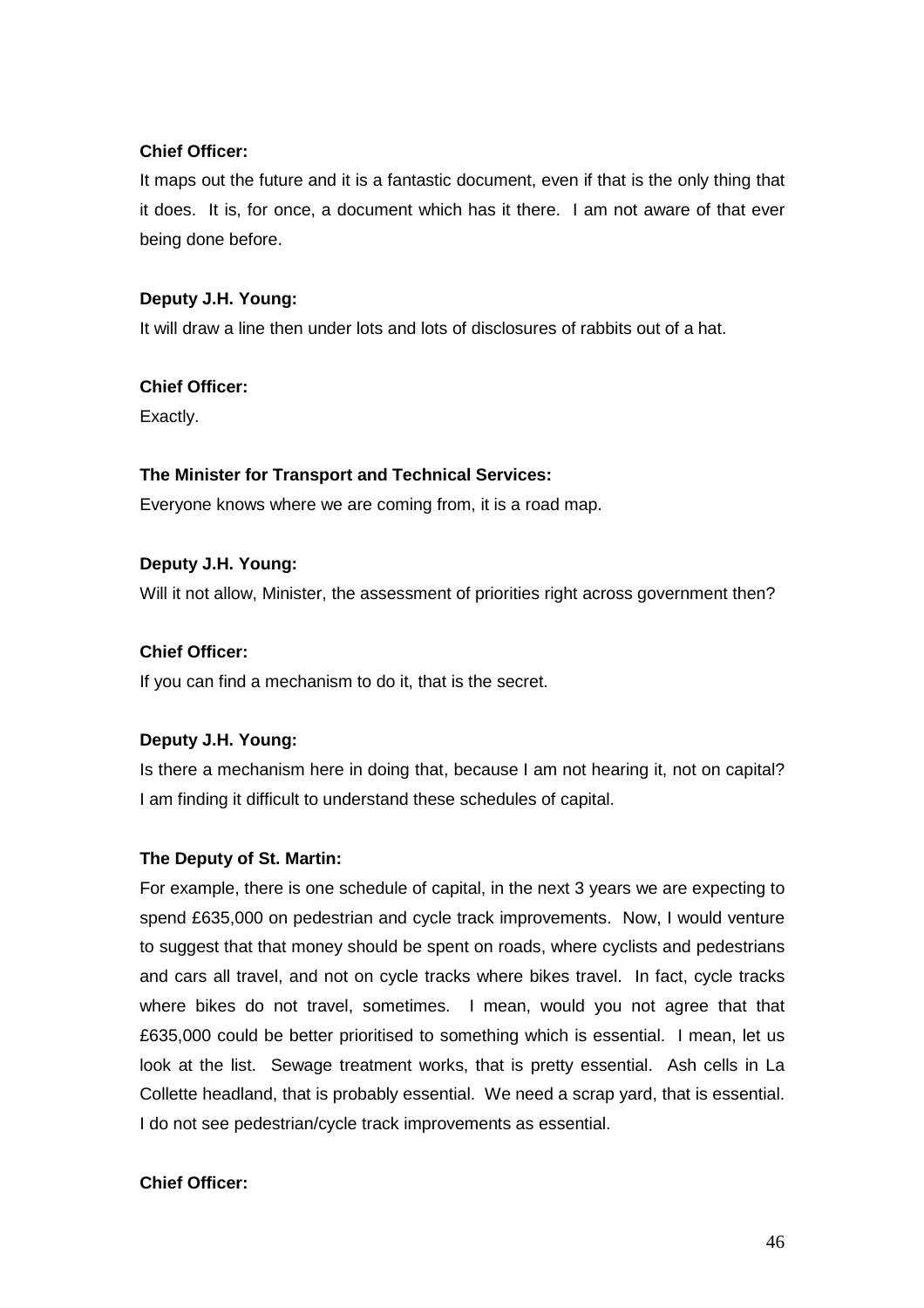**Chief Officer:**

It maps out the future and it is a fantastic document, even if that is the only thing that it does. It is, for once, a document which has it there. I am not aware of that ever being done before.

**Deputy J.H. Young:**

It will draw a line then under lots and lots of disclosures of rabbits out of a hat.

**Chief Officer:**

Exactly.

**The Minister for Transport and Technical Services:**

Everyone knows where we are coming from, it is a road map.

**Deputy J.H. Young:**

Will it not allow, Minister, the assessment of priorities right across government then?

**Chief Officer:**

If you can find a mechanism to do it, that is the secret.

**Deputy J.H. Young:**

Is there a mechanism here in doing that, because I am not hearing it, not on capital? I am finding it difficult to understand these schedules of capital.

**The Deputy of St. Martin:**

For example, there is one schedule of capital, in the next 3 years we are expecting to spend £635,000 on pedestrian and cycle track improvements. Now, I would venture to suggest that that money should be spent on roads, where cyclists and pedestrians and cars all travel, and not on cycle tracks where bikes travel. In fact, cycle tracks where bikes do not travel, sometimes. I mean, would you not agree that that £635,000 could be better prioritised to something which is essential. I mean, let us look at the list. Sewage treatment works, that is pretty essential. Ash cells in La Collette headland, that is probably essential. We need a scrap yard, that is essential. I do not see pedestrian/cycle track improvements as essential.

**Chief Officer:**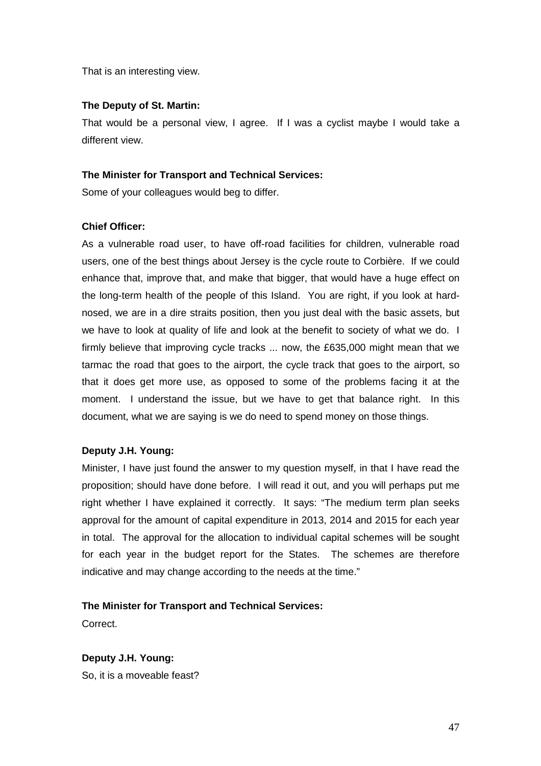That is an interesting view.

**The Deputy of St. Martin:**

That would be a personal view, I agree. If I was a cyclist maybe I would take a different view.

**The Minister for Transport and Technical Services:**

Some of your colleagues would beg to differ.

**Chief Officer:**

As a vulnerable road user, to have off-road facilities for children, vulnerable road users, one of the best things about Jersey is the cycle route to Corbière. If we could enhance that, improve that, and make that bigger, that would have a huge effect on the long-term health of the people of this Island. You are right, if you look at hard-nosed, we are in a dire straits position, then you just deal with the basic assets, but we have to look at quality of life and look at the benefit to society of what we do. I firmly believe that improving cycle tracks ... now, the £635,000 might mean that we tarmac the road that goes to the airport, the cycle track that goes to the airport, so that it does get more use, as opposed to some of the problems facing it at the moment. I understand the issue, but we have to get that balance right. In this document, what we are saying is we do need to spend money on those things.

**Deputy J.H. Young:**

Minister, I have just found the answer to my question myself, in that I have read the proposition; should have done before. I will read it out, and you will perhaps put me right whether I have explained it correctly. It says: "The medium term plan seeks approval for the amount of capital expenditure in 2013, 2014 and 2015 for each year in total. The approval for the allocation to individual capital schemes will be sought for each year in the budget report for the States. The schemes are therefore indicative and may change according to the needs at the time."

**The Minister for Transport and Technical Services:**

Correct.

**Deputy J.H. Young:**

So, it is a moveable feast?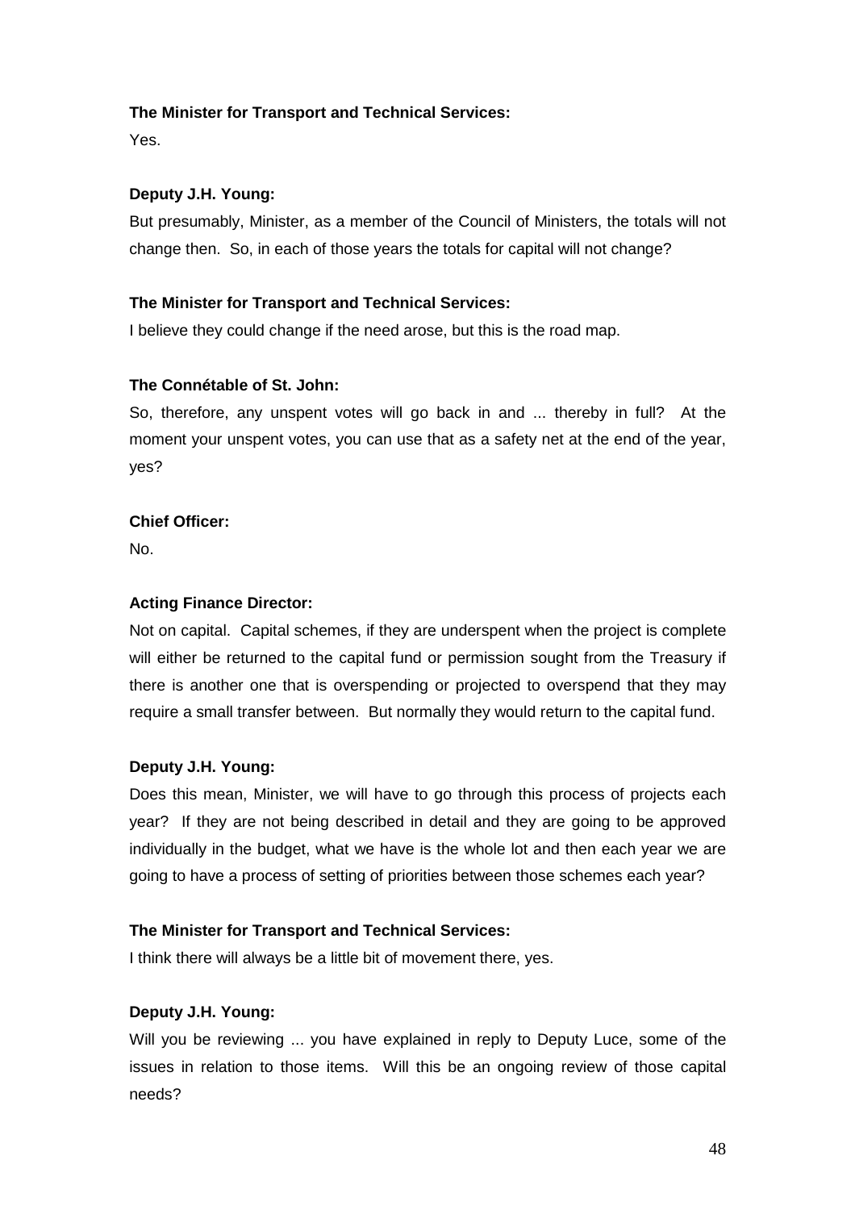**The Minister for Transport and Technical Services:**

Yes.

**Deputy J.H. Young:**

But presumably, Minister, as a member of the Council of Ministers, the totals will not change then. So, in each of those years the totals for capital will not change?

**The Minister for Transport and Technical Services:**

I believe they could change if the need arose, but this is the road map.

**The Connétable of St. John:**

So, therefore, any unspent votes will go back in and ... thereby in full? At the moment your unspent votes, you can use that as a safety net at the end of the year, yes?

**Chief Officer:**

No.

**Acting Finance Director:**

Not on capital. Capital schemes, if they are underspent when the project is complete will either be returned to the capital fund or permission sought from the Treasury if there is another one that is overspending or projected to overspend that they may require a small transfer between. But normally they would return to the capital fund.

**Deputy J.H. Young:**

Does this mean, Minister, we will have to go through this process of projects each year? If they are not being described in detail and they are going to be approved individually in the budget, what we have is the whole lot and then each year we are going to have a process of setting of priorities between those schemes each year?

**The Minister for Transport and Technical Services:**

I think there will always be a little bit of movement there, yes.

**Deputy J.H. Young:**

Will you be reviewing ... you have explained in reply to Deputy Luce, some of the issues in relation to those items. Will this be an ongoing review of those capital needs?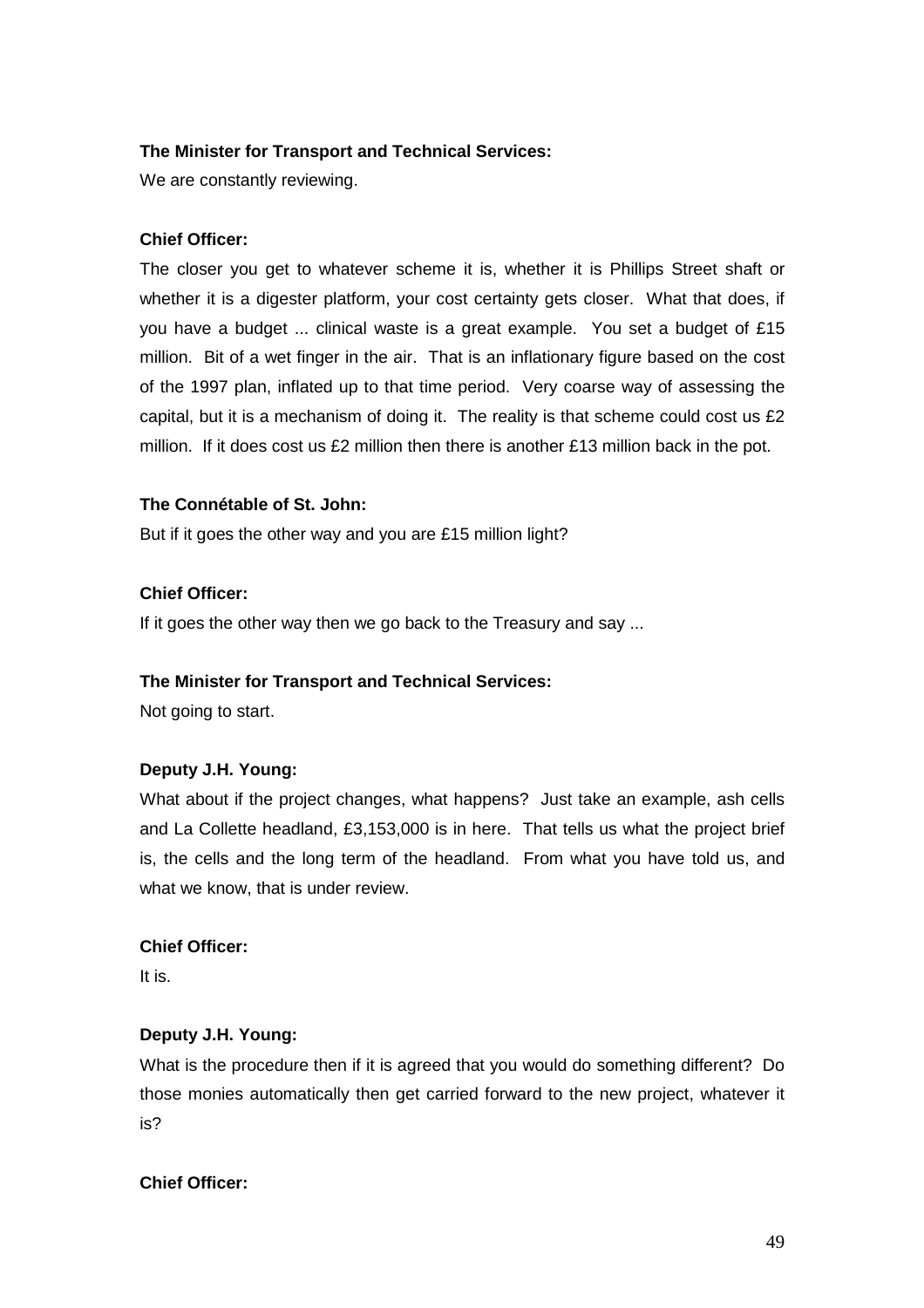**The Minister for Transport and Technical Services:**

We are constantly reviewing.

**Chief Officer:**

The closer you get to whatever scheme it is, whether it is Phillips Street shaft or whether it is a digester platform, your cost certainty gets closer. What that does, if you have a budget ... clinical waste is a great example. You set a budget of £15 million. Bit of a wet finger in the air. That is an inflationary figure based on the cost of the 1997 plan, inflated up to that time period. Very coarse way of assessing the capital, but it is a mechanism of doing it. The reality is that scheme could cost us £2 million. If it does cost us £2 million then there is another £13 million back in the pot.

**The Connétable of St. John:**

But if it goes the other way and you are £15 million light?

**Chief Officer:**

If it goes the other way then we go back to the Treasury and say ...

**The Minister for Transport and Technical Services:**

Not going to start.

**Deputy J.H. Young:**

What about if the project changes, what happens? Just take an example, ash cells and La Collette headland, £3,153,000 is in here. That tells us what the project brief is, the cells and the long term of the headland. From what you have told us, and what we know, that is under review.

**Chief Officer:**

It is.

**Deputy J.H. Young:**

What is the procedure then if it is agreed that you would do something different? Do those monies automatically then get carried forward to the new project, whatever it is?

**Chief Officer:**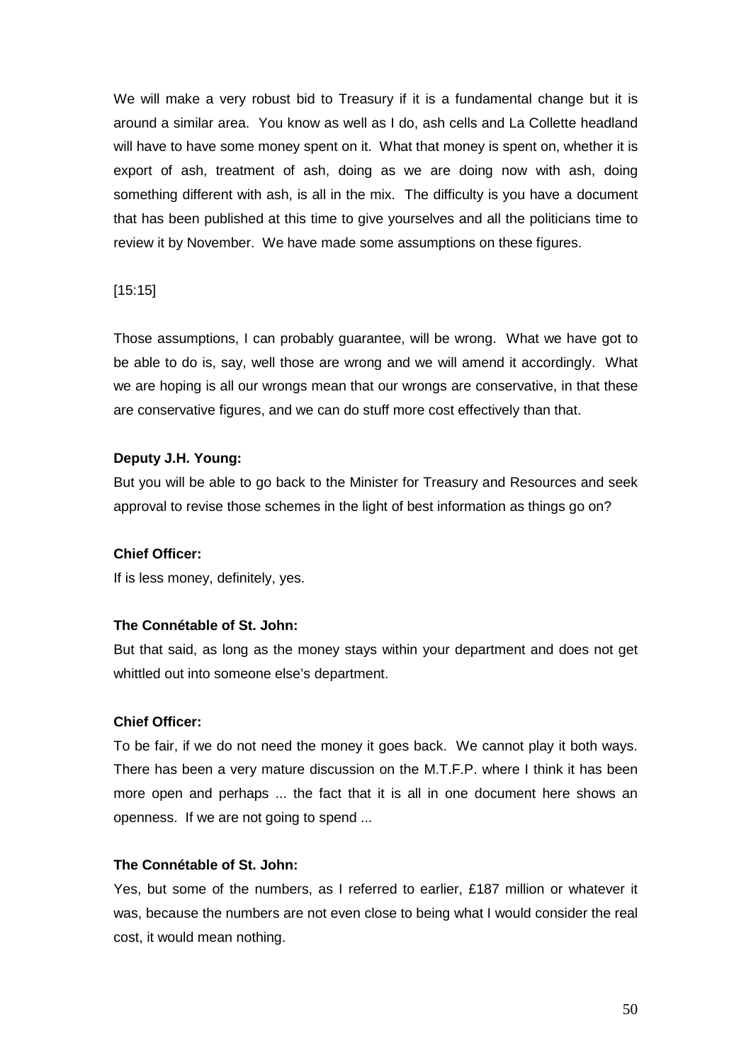We will make a very robust bid to Treasury if it is a fundamental change but it is around a similar area. You know as well as I do, ash cells and La Collette headland will have to have some money spent on it. What that money is spent on, whether it is export of ash, treatment of ash, doing as we are doing now with ash, doing something different with ash, is all in the mix. The difficulty is you have a document that has been published at this time to give yourselves and all the politicians time to review it by November. We have made some assumptions on these figures.

[15:15]

Those assumptions, I can probably guarantee, will be wrong. What we have got to be able to do is, say, well those are wrong and we will amend it accordingly. What we are hoping is all our wrongs mean that our wrongs are conservative, in that these are conservative figures, and we can do stuff more cost effectively than that.

**Deputy J.H. Young:**

But you will be able to go back to the Minister for Treasury and Resources and seek approval to revise those schemes in the light of best information as things go on?

**Chief Officer:**

If is less money, definitely, yes.

**The Connétable of St. John:**

But that said, as long as the money stays within your department and does not get whittled out into someone else's department.

**Chief Officer:**

To be fair, if we do not need the money it goes back. We cannot play it both ways. There has been a very mature discussion on the M.T.F.P. where I think it has been more open and perhaps ... the fact that it is all in one document here shows an openness. If we are not going to spend ...

**The Connétable of St. John:**

Yes, but some of the numbers, as I referred to earlier, £187 million or whatever it was, because the numbers are not even close to being what I would consider the real cost, it would mean nothing.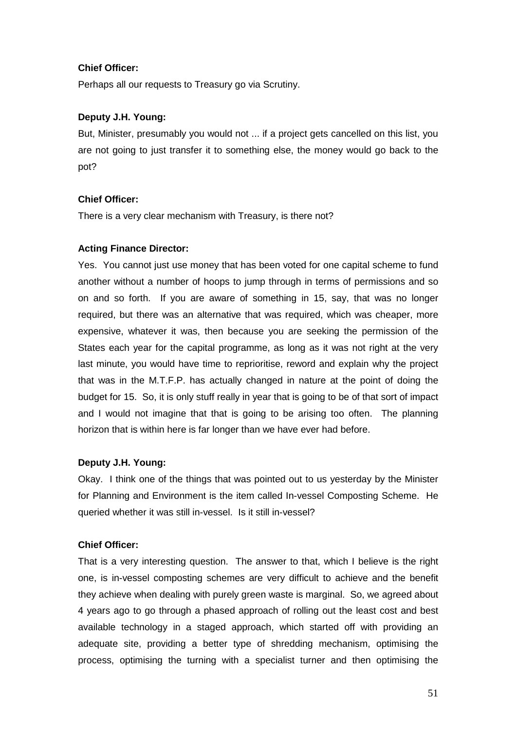**Chief Officer:**

Perhaps all our requests to Treasury go via Scrutiny.

**Deputy J.H. Young:**

But, Minister, presumably you would not ... if a project gets cancelled on this list, you are not going to just transfer it to something else, the money would go back to the pot?

**Chief Officer:**

There is a very clear mechanism with Treasury, is there not?

**Acting Finance Director:**

Yes. You cannot just use money that has been voted for one capital scheme to fund another without a number of hoops to jump through in terms of permissions and so on and so forth. If you are aware of something in 15, say, that was no longer required, but there was an alternative that was required, which was cheaper, more expensive, whatever it was, then because you are seeking the permission of the States each year for the capital programme, as long as it was not right at the very last minute, you would have time to reprioritise, reword and explain why the project that was in the M.T.F.P. has actually changed in nature at the point of doing the budget for 15. So, it is only stuff really in year that is going to be of that sort of impact and I would not imagine that that is going to be arising too often. The planning horizon that is within here is far longer than we have ever had before.

**Deputy J.H. Young:**

Okay. I think one of the things that was pointed out to us yesterday by the Minister for Planning and Environment is the item called In-vessel Composting Scheme. He queried whether it was still in-vessel. Is it still in-vessel?

**Chief Officer:**

That is a very interesting question. The answer to that, which I believe is the right one, is in-vessel composting schemes are very difficult to achieve and the benefit they achieve when dealing with purely green waste is marginal. So, we agreed about 4 years ago to go through a phased approach of rolling out the least cost and best available technology in a staged approach, which started off with providing an adequate site, providing a better type of shredding mechanism, optimising the process, optimising the turning with a specialist turner and then optimising the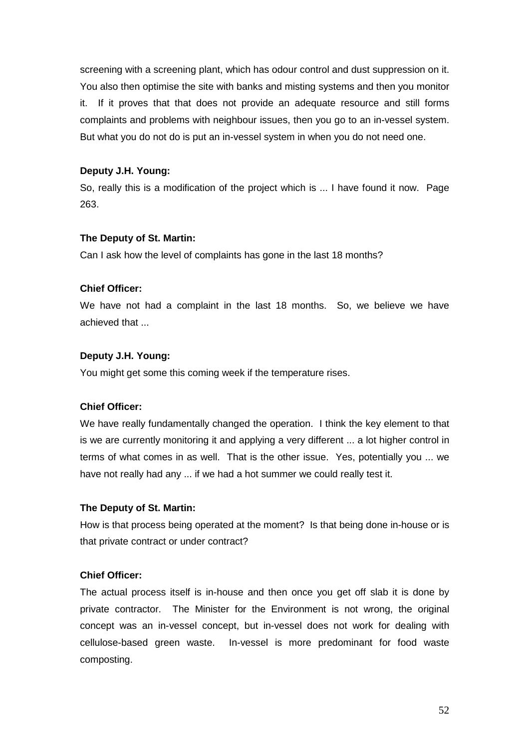screening with a screening plant, which has odour control and dust suppression on it. You also then optimise the site with banks and misting systems and then you monitor it. If it proves that that does not provide an adequate resource and still forms complaints and problems with neighbour issues, then you go to an in-vessel system. But what you do not do is put an in-vessel system in when you do not need one.

**Deputy J.H. Young:**

So, really this is a modification of the project which is ... I have found it now. Page 263.

**The Deputy of St. Martin:**

Can I ask how the level of complaints has gone in the last 18 months?

**Chief Officer:**

We have not had a complaint in the last 18 months. So, we believe we have achieved that ...

**Deputy J.H. Young:**

You might get some this coming week if the temperature rises.

**Chief Officer:**

We have really fundamentally changed the operation. I think the key element to that is we are currently monitoring it and applying a very different ... a lot higher control in terms of what comes in as well. That is the other issue. Yes, potentially you ... we have not really had any ... if we had a hot summer we could really test it.

**The Deputy of St. Martin:**

How is that process being operated at the moment? Is that being done in-house or is that private contract or under contract?

**Chief Officer:**

The actual process itself is in-house and then once you get off slab it is done by private contractor. The Minister for the Environment is not wrong, the original concept was an in-vessel concept, but in-vessel does not work for dealing with cellulose-based green waste. In-vessel is more predominant for food waste composting.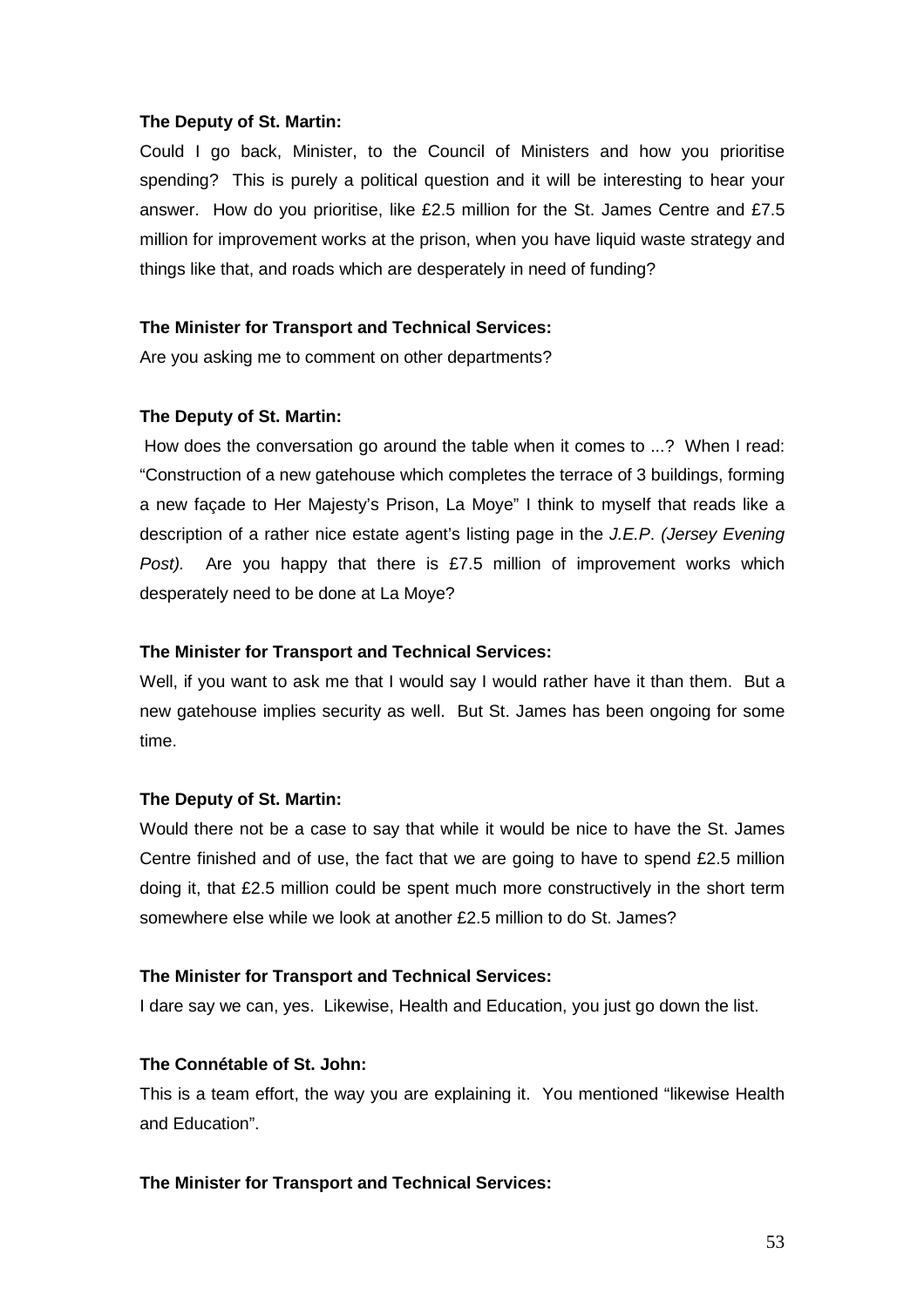**The Deputy of St. Martin:**

Could I go back, Minister, to the Council of Ministers and how you prioritise spending? This is purely a political question and it will be interesting to hear your answer. How do you prioritise, like £2.5 million for the St. James Centre and £7.5 million for improvement works at the prison, when you have liquid waste strategy and things like that, and roads which are desperately in need of funding?

**The Minister for Transport and Technical Services:**

Are you asking me to comment on other departments?

**The Deputy of St. Martin:**

How does the conversation go around the table when it comes to ...? When I read: "Construction of a new gatehouse which completes the terrace of 3 buildings, forming a new façade to Her Majesty's Prison, La Moye" I think to myself that reads like a description of a rather nice estate agent's listing page in the *J.E.P. (Jersey Evening Post).* Are you happy that there is £7.5 million of improvement works which desperately need to be done at La Moye?

**The Minister for Transport and Technical Services:**

Well, if you want to ask me that I would say I would rather have it than them. But a new gatehouse implies security as well. But St. James has been ongoing for some time.

**The Deputy of St. Martin:**

Would there not be a case to say that while it would be nice to have the St. James Centre finished and of use, the fact that we are going to have to spend £2.5 million doing it, that £2.5 million could be spent much more constructively in the short term somewhere else while we look at another £2.5 million to do St. James?

**The Minister for Transport and Technical Services:**

I dare say we can, yes. Likewise, Health and Education, you just go down the list.

**The Connétable of St. John:**

This is a team effort, the way you are explaining it. You mentioned "likewise Health and Education".

**The Minister for Transport and Technical Services:**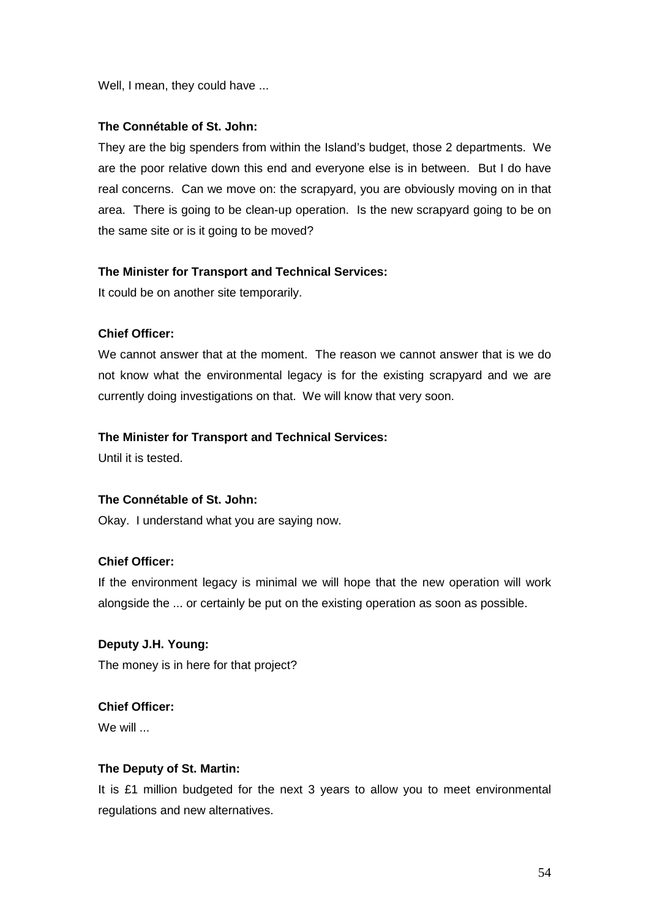Well, I mean, they could have ...

**The Connétable of St. John:**

They are the big spenders from within the Island's budget, those 2 departments. We are the poor relative down this end and everyone else is in between. But I do have real concerns. Can we move on: the scrapyard, you are obviously moving on in that area. There is going to be clean-up operation. Is the new scrapyard going to be on the same site or is it going to be moved?

**The Minister for Transport and Technical Services:**

It could be on another site temporarily.

**Chief Officer:**

We cannot answer that at the moment. The reason we cannot answer that is we do not know what the environmental legacy is for the existing scrapyard and we are currently doing investigations on that. We will know that very soon.

**The Minister for Transport and Technical Services:**

Until it is tested.

**The Connétable of St. John:**

Okay. I understand what you are saying now.

**Chief Officer:**

If the environment legacy is minimal we will hope that the new operation will work alongside the ... or certainly be put on the existing operation as soon as possible.

**Deputy J.H. Young:**

The money is in here for that project?

**Chief Officer:**

We will ...

**The Deputy of St. Martin:**

It is £1 million budgeted for the next 3 years to allow you to meet environmental regulations and new alternatives.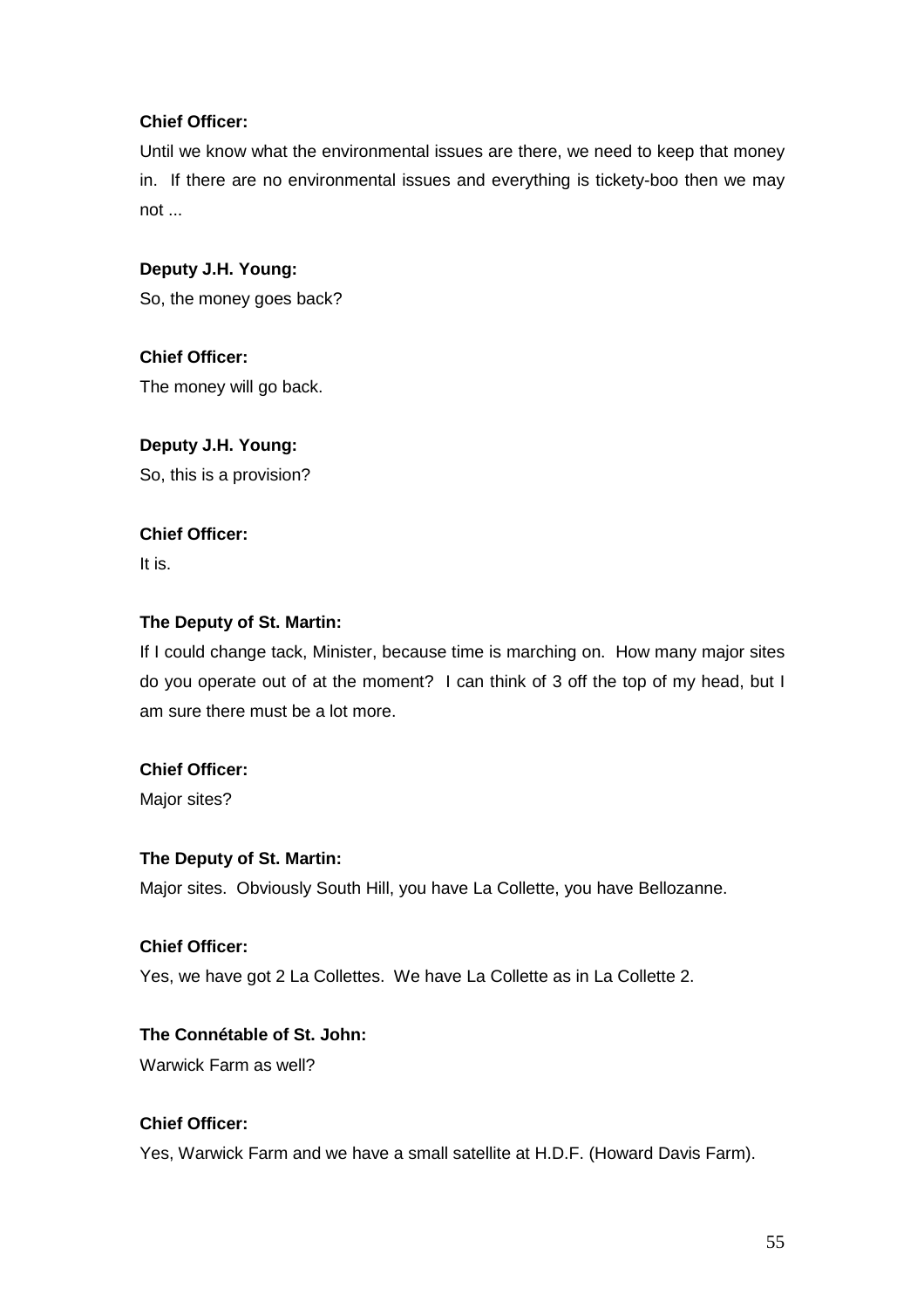**Chief Officer:**

Until we know what the environmental issues are there, we need to keep that money in. If there are no environmental issues and everything is tickety-boo then we may not ...

**Deputy J.H. Young:**

So, the money goes back?

**Chief Officer:**

The money will go back.

**Deputy J.H. Young:**

So, this is a provision?

**Chief Officer:**

It is.

**The Deputy of St. Martin:**

If I could change tack, Minister, because time is marching on. How many major sites do you operate out of at the moment? I can think of 3 off the top of my head, but I am sure there must be a lot more.

**Chief Officer:**

Major sites?

**The Deputy of St. Martin:**

Major sites. Obviously South Hill, you have La Collette, you have Bellozanne.

**Chief Officer:**

Yes, we have got 2 La Collettes. We have La Collette as in La Collette 2.

**The Connétable of St. John:**

Warwick Farm as well?

**Chief Officer:**

Yes, Warwick Farm and we have a small satellite at H.D.F. (Howard Davis Farm).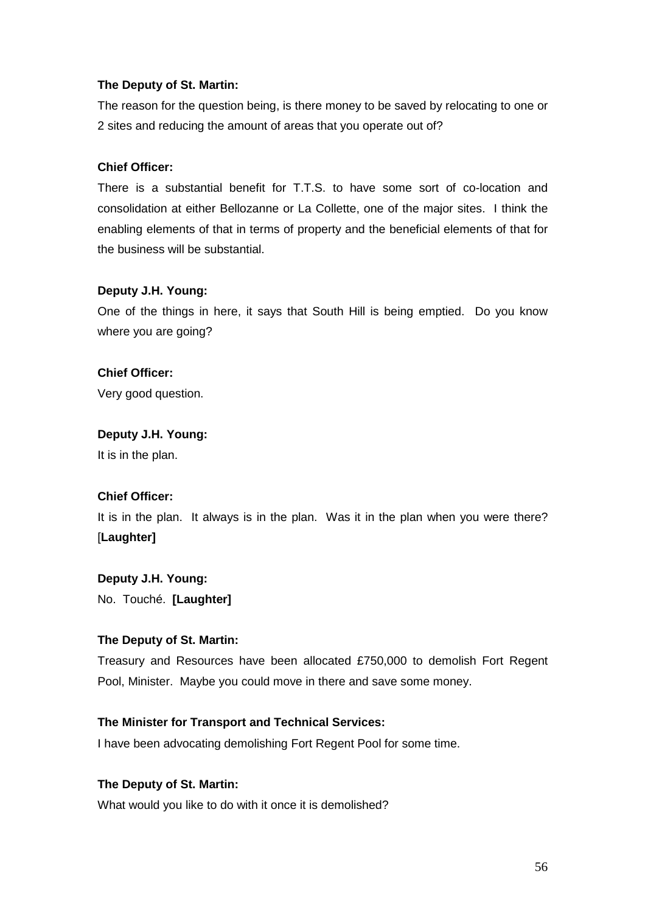**The Deputy of St. Martin:**

The reason for the question being, is there money to be saved by relocating to one or 2 sites and reducing the amount of areas that you operate out of?

**Chief Officer:**

There is a substantial benefit for T.T.S. to have some sort of co-location and consolidation at either Bellozanne or La Collette, one of the major sites. I think the enabling elements of that in terms of property and the beneficial elements of that for the business will be substantial.

**Deputy J.H. Young:**

One of the things in here, it says that South Hill is being emptied. Do you know where you are going?

**Chief Officer:**

Very good question.

**Deputy J.H. Young:**

It is in the plan.

**Chief Officer:**

It is in the plan. It always is in the plan. Was it in the plan when you were there? [**Laughter]**

**Deputy J.H. Young:**

No. Touché. **[Laughter]**

**The Deputy of St. Martin:**

Treasury and Resources have been allocated £750,000 to demolish Fort Regent Pool, Minister. Maybe you could move in there and save some money.

**The Minister for Transport and Technical Services:**

I have been advocating demolishing Fort Regent Pool for some time.

**The Deputy of St. Martin:**

What would you like to do with it once it is demolished?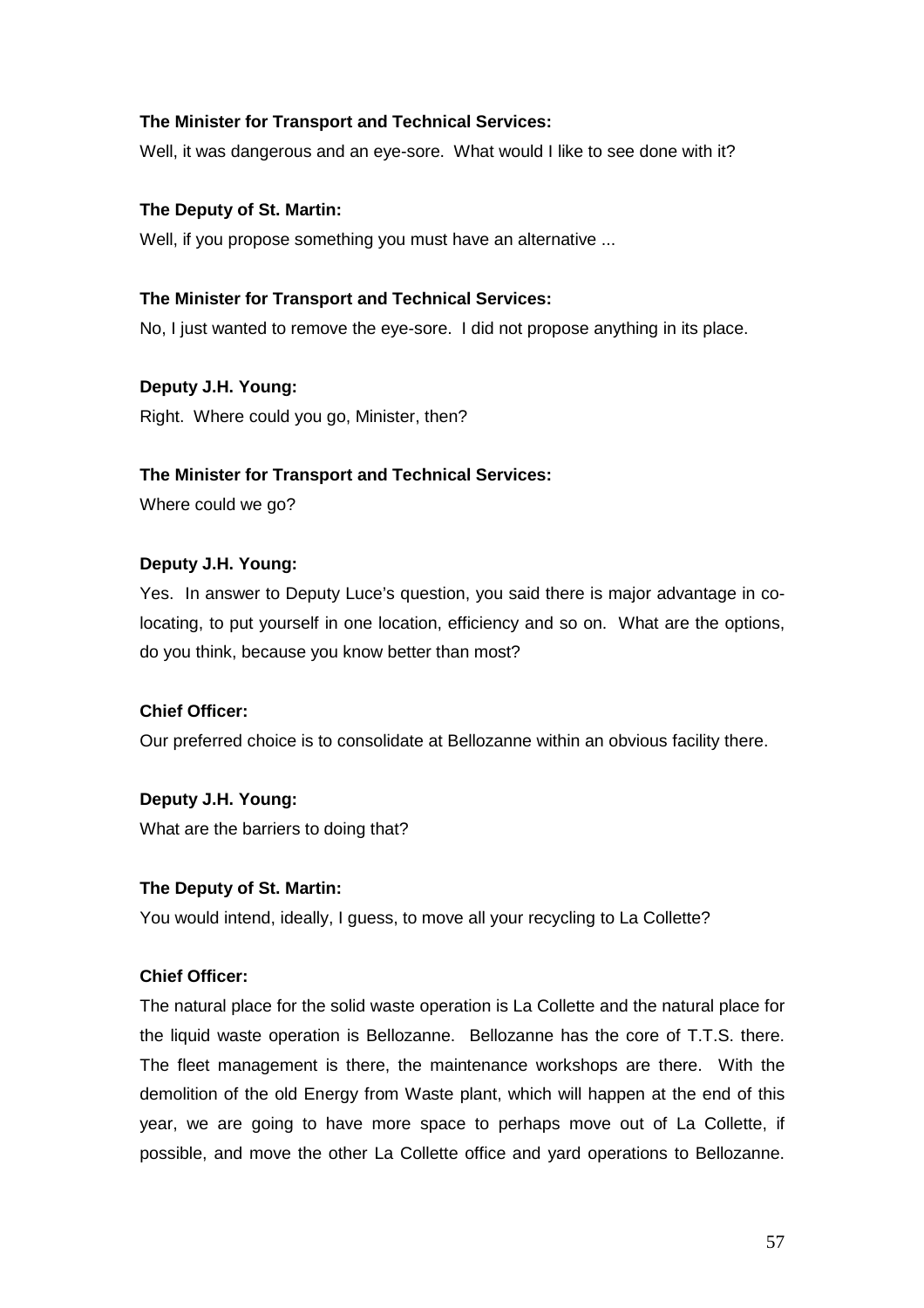**The Minister for Transport and Technical Services:**

Well, it was dangerous and an eye-sore. What would I like to see done with it?

**The Deputy of St. Martin:**

Well, if you propose something you must have an alternative ...

**The Minister for Transport and Technical Services:**

No, I just wanted to remove the eye-sore. I did not propose anything in its place.

**Deputy J.H. Young:**

Right. Where could you go, Minister, then?

**The Minister for Transport and Technical Services:**

Where could we go?

**Deputy J.H. Young:**

Yes. In answer to Deputy Luce's question, you said there is major advantage in co-locating, to put yourself in one location, efficiency and so on. What are the options, do you think, because you know better than most?

**Chief Officer:**

Our preferred choice is to consolidate at Bellozanne within an obvious facility there.

**Deputy J.H. Young:**

What are the barriers to doing that?

**The Deputy of St. Martin:**

You would intend, ideally, I guess, to move all your recycling to La Collette?

**Chief Officer:**

The natural place for the solid waste operation is La Collette and the natural place for the liquid waste operation is Bellozanne. Bellozanne has the core of T.T.S. there. The fleet management is there, the maintenance workshops are there. With the demolition of the old Energy from Waste plant, which will happen at the end of this year, we are going to have more space to perhaps move out of La Collette, if possible, and move the other La Collette office and yard operations to Bellozanne.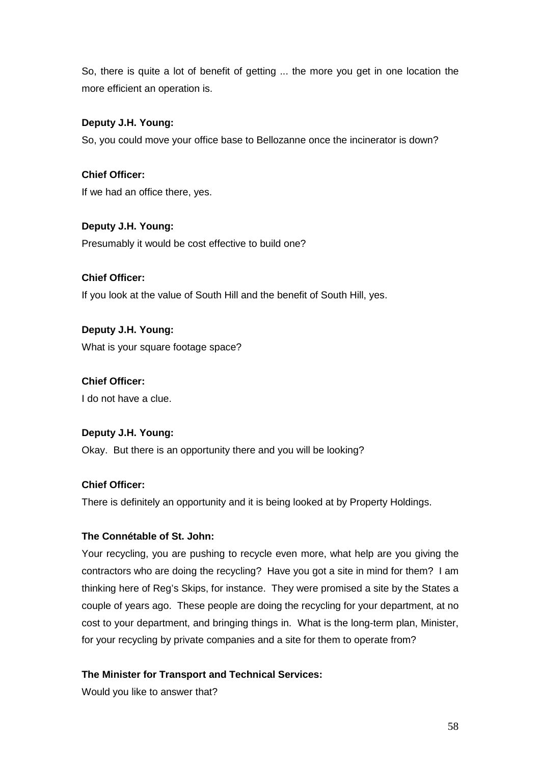So, there is quite a lot of benefit of getting ... the more you get in one location the more efficient an operation is.

**Deputy J.H. Young:**

So, you could move your office base to Bellozanne once the incinerator is down?

**Chief Officer:**

If we had an office there, yes.

**Deputy J.H. Young:**

Presumably it would be cost effective to build one?

**Chief Officer:**

If you look at the value of South Hill and the benefit of South Hill, yes.

**Deputy J.H. Young:**

What is your square footage space?

**Chief Officer:**

I do not have a clue.

**Deputy J.H. Young:**

Okay. But there is an opportunity there and you will be looking?

**Chief Officer:**

There is definitely an opportunity and it is being looked at by Property Holdings.

**The Connétable of St. John:**

Your recycling, you are pushing to recycle even more, what help are you giving the contractors who are doing the recycling? Have you got a site in mind for them? I am thinking here of Reg's Skips, for instance. They were promised a site by the States a couple of years ago. These people are doing the recycling for your department, at no cost to your department, and bringing things in. What is the long-term plan, Minister, for your recycling by private companies and a site for them to operate from?

**The Minister for Transport and Technical Services:**

Would you like to answer that?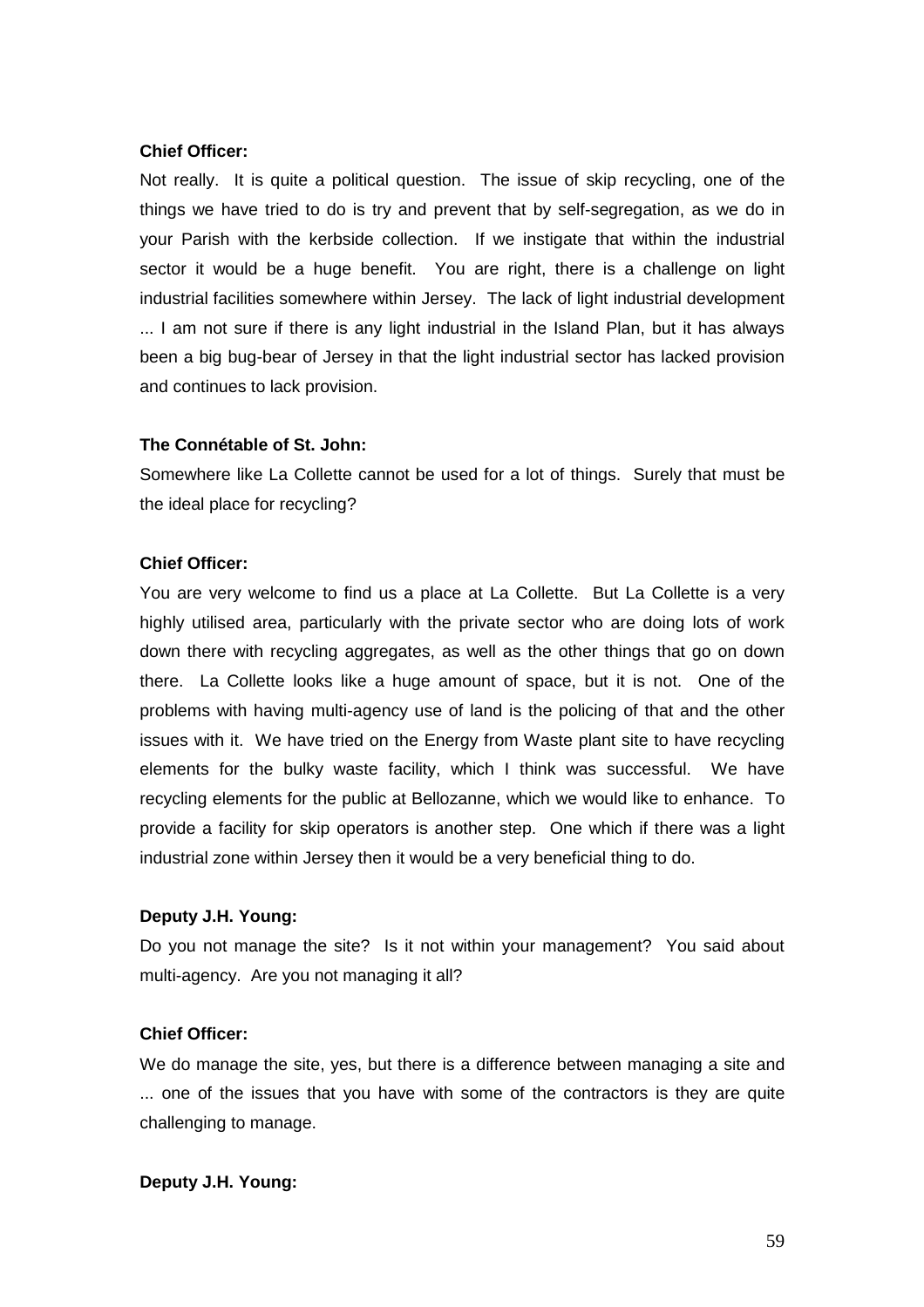**Chief Officer:**

Not really. It is quite a political question. The issue of skip recycling, one of the things we have tried to do is try and prevent that by self-segregation, as we do in your Parish with the kerbside collection. If we instigate that within the industrial sector it would be a huge benefit. You are right, there is a challenge on light industrial facilities somewhere within Jersey. The lack of light industrial development ... I am not sure if there is any light industrial in the Island Plan, but it has always been a big bug-bear of Jersey in that the light industrial sector has lacked provision and continues to lack provision.

**The Connétable of St. John:**

Somewhere like La Collette cannot be used for a lot of things. Surely that must be the ideal place for recycling?

**Chief Officer:**

You are very welcome to find us a place at La Collette. But La Collette is a very highly utilised area, particularly with the private sector who are doing lots of work down there with recycling aggregates, as well as the other things that go on down there. La Collette looks like a huge amount of space, but it is not. One of the problems with having multi-agency use of land is the policing of that and the other issues with it. We have tried on the Energy from Waste plant site to have recycling elements for the bulky waste facility, which I think was successful. We have recycling elements for the public at Bellozanne, which we would like to enhance. To provide a facility for skip operators is another step. One which if there was a light industrial zone within Jersey then it would be a very beneficial thing to do.

**Deputy J.H. Young:**

Do you not manage the site? Is it not within your management? You said about multi-agency. Are you not managing it all?

**Chief Officer:**

We do manage the site, yes, but there is a difference between managing a site and ... one of the issues that you have with some of the contractors is they are quite challenging to manage.

**Deputy J.H. Young:**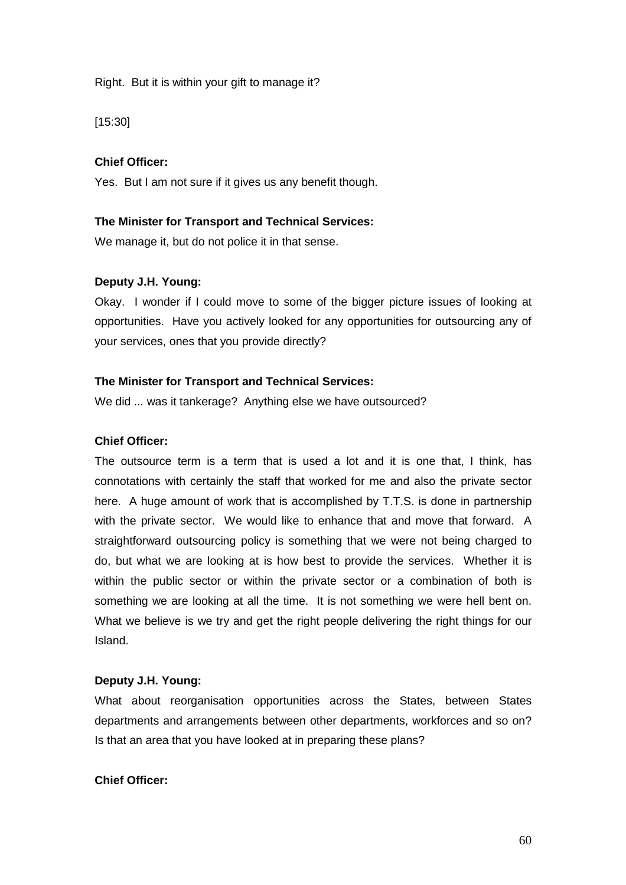Right. But it is within your gift to manage it?

[15:30]

**Chief Officer:**

Yes. But I am not sure if it gives us any benefit though.

**The Minister for Transport and Technical Services:**

We manage it, but do not police it in that sense.

**Deputy J.H. Young:**

Okay. I wonder if I could move to some of the bigger picture issues of looking at opportunities. Have you actively looked for any opportunities for outsourcing any of your services, ones that you provide directly?

**The Minister for Transport and Technical Services:**

We did ... was it tankerage? Anything else we have outsourced?

**Chief Officer:**

The outsource term is a term that is used a lot and it is one that, I think, has connotations with certainly the staff that worked for me and also the private sector here. A huge amount of work that is accomplished by T.T.S. is done in partnership with the private sector. We would like to enhance that and move that forward. A straightforward outsourcing policy is something that we were not being charged to do, but what we are looking at is how best to provide the services. Whether it is within the public sector or within the private sector or a combination of both is something we are looking at all the time. It is not something we were hell bent on. What we believe is we try and get the right people delivering the right things for our Island.

**Deputy J.H. Young:**

What about reorganisation opportunities across the States, between States departments and arrangements between other departments, workforces and so on? Is that an area that you have looked at in preparing these plans?

**Chief Officer:**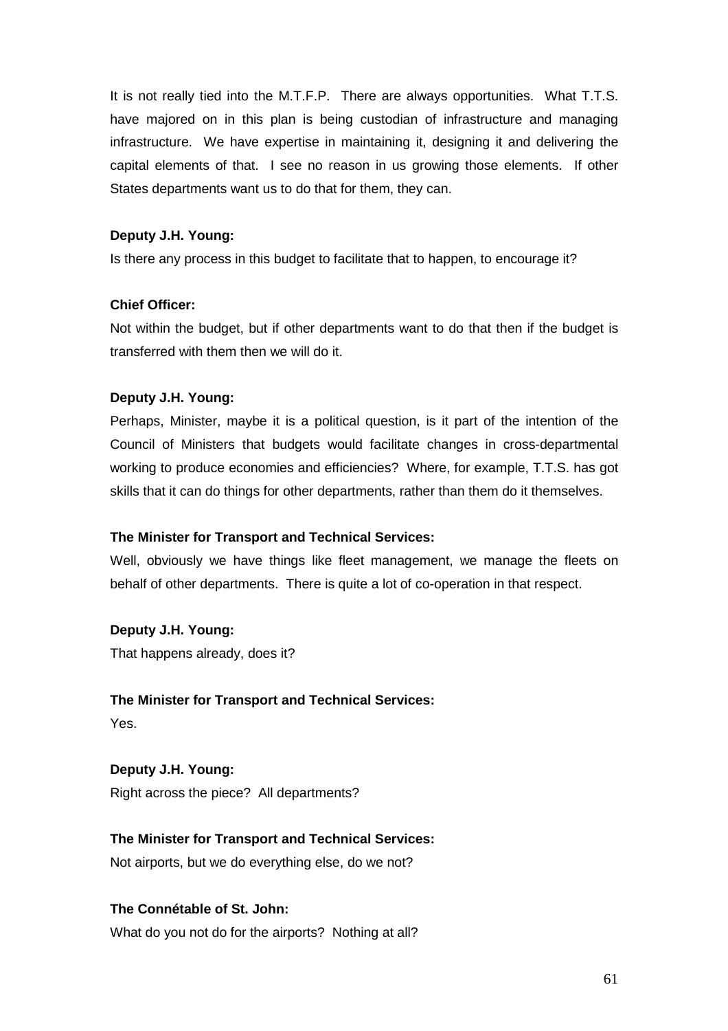It is not really tied into the M.T.F.P. There are always opportunities. What T.T.S. have majored on in this plan is being custodian of infrastructure and managing infrastructure. We have expertise in maintaining it, designing it and delivering the capital elements of that. I see no reason in us growing those elements. If other States departments want us to do that for them, they can.

**Deputy J.H. Young:**

Is there any process in this budget to facilitate that to happen, to encourage it?

**Chief Officer:**

Not within the budget, but if other departments want to do that then if the budget is transferred with them then we will do it.

**Deputy J.H. Young:**

Perhaps, Minister, maybe it is a political question, is it part of the intention of the Council of Ministers that budgets would facilitate changes in cross-departmental working to produce economies and efficiencies? Where, for example, T.T.S. has got skills that it can do things for other departments, rather than them do it themselves.

**The Minister for Transport and Technical Services:**

Well, obviously we have things like fleet management, we manage the fleets on behalf of other departments. There is quite a lot of co-operation in that respect.

**Deputy J.H. Young:**

That happens already, does it?

**The Minister for Transport and Technical Services:**

Yes.

**Deputy J.H. Young:**

Right across the piece? All departments?

**The Minister for Transport and Technical Services:**

Not airports, but we do everything else, do we not?

**The Connétable of St. John:**

What do you not do for the airports? Nothing at all?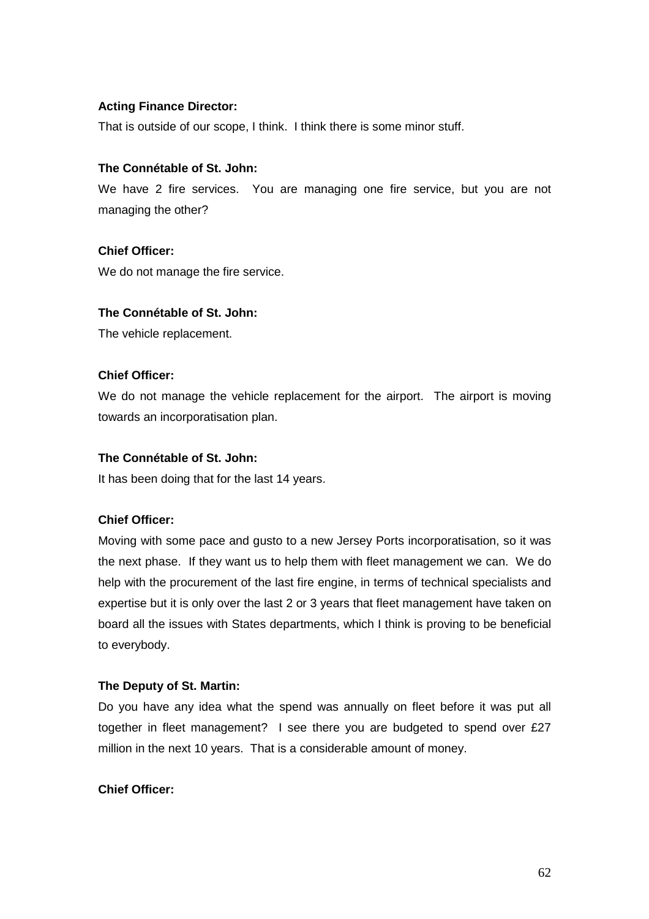**Acting Finance Director:**

That is outside of our scope, I think. I think there is some minor stuff.

**The Connétable of St. John:**

We have 2 fire services. You are managing one fire service, but you are not managing the other?

**Chief Officer:**

We do not manage the fire service.

**The Connétable of St. John:**

The vehicle replacement.

**Chief Officer:**

We do not manage the vehicle replacement for the airport. The airport is moving towards an incorporatisation plan.

**The Connétable of St. John:**

It has been doing that for the last 14 years.

**Chief Officer:**

Moving with some pace and gusto to a new Jersey Ports incorporatisation, so it was the next phase. If they want us to help them with fleet management we can. We do help with the procurement of the last fire engine, in terms of technical specialists and expertise but it is only over the last 2 or 3 years that fleet management have taken on board all the issues with States departments, which I think is proving to be beneficial to everybody.

**The Deputy of St. Martin:**

Do you have any idea what the spend was annually on fleet before it was put all together in fleet management? I see there you are budgeted to spend over £27 million in the next 10 years. That is a considerable amount of money.

**Chief Officer:**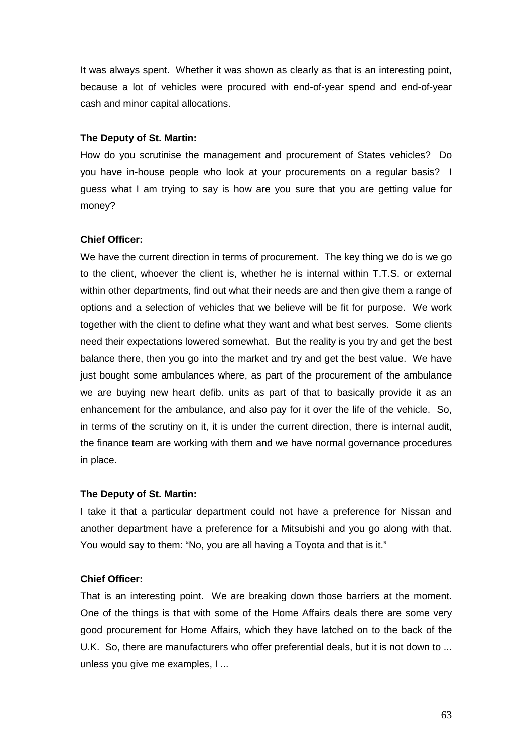It was always spent. Whether it was shown as clearly as that is an interesting point, because a lot of vehicles were procured with end-of-year spend and end-of-year cash and minor capital allocations.

**The Deputy of St. Martin:**

How do you scrutinise the management and procurement of States vehicles? Do you have in-house people who look at your procurements on a regular basis? I guess what I am trying to say is how are you sure that you are getting value for money?

**Chief Officer:**

We have the current direction in terms of procurement. The key thing we do is we go to the client, whoever the client is, whether he is internal within T.T.S. or external within other departments, find out what their needs are and then give them a range of options and a selection of vehicles that we believe will be fit for purpose. We work together with the client to define what they want and what best serves. Some clients need their expectations lowered somewhat. But the reality is you try and get the best balance there, then you go into the market and try and get the best value. We have just bought some ambulances where, as part of the procurement of the ambulance we are buying new heart defib. units as part of that to basically provide it as an enhancement for the ambulance, and also pay for it over the life of the vehicle. So, in terms of the scrutiny on it, it is under the current direction, there is internal audit, the finance team are working with them and we have normal governance procedures in place.

**The Deputy of St. Martin:**

I take it that a particular department could not have a preference for Nissan and another department have a preference for a Mitsubishi and you go along with that. You would say to them: "No, you are all having a Toyota and that is it."

**Chief Officer:**

That is an interesting point. We are breaking down those barriers at the moment. One of the things is that with some of the Home Affairs deals there are some very good procurement for Home Affairs, which they have latched on to the back of the U.K. So, there are manufacturers who offer preferential deals, but it is not down to ... unless you give me examples, I ...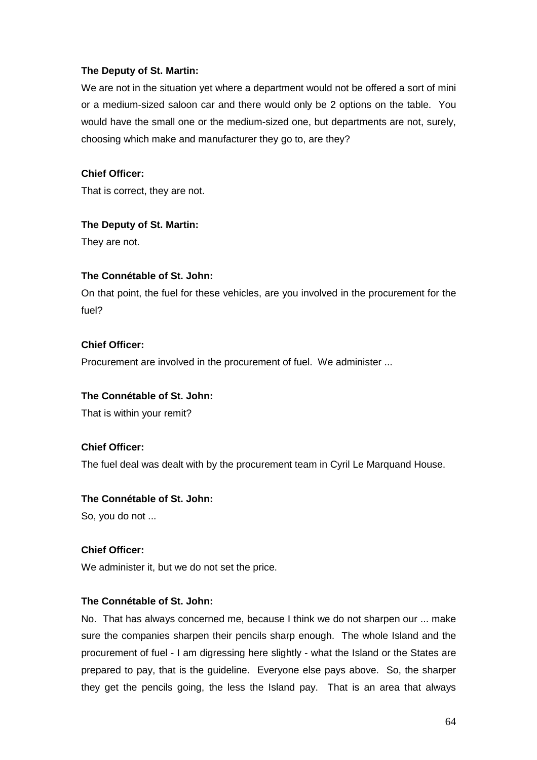**The Deputy of St. Martin:**

We are not in the situation yet where a department would not be offered a sort of mini or a medium-sized saloon car and there would only be 2 options on the table. You would have the small one or the medium-sized one, but departments are not, surely, choosing which make and manufacturer they go to, are they?

**Chief Officer:**

That is correct, they are not.

**The Deputy of St. Martin:**

They are not.

**The Connétable of St. John:**

On that point, the fuel for these vehicles, are you involved in the procurement for the fuel?

**Chief Officer:**

Procurement are involved in the procurement of fuel. We administer ...

**The Connétable of St. John:**

That is within your remit?

**Chief Officer:**

The fuel deal was dealt with by the procurement team in Cyril Le Marquand House.

**The Connétable of St. John:**

So, you do not ...

**Chief Officer:**

We administer it, but we do not set the price.

**The Connétable of St. John:**

No. That has always concerned me, because I think we do not sharpen our ... make sure the companies sharpen their pencils sharp enough. The whole Island and the procurement of fuel - I am digressing here slightly - what the Island or the States are prepared to pay, that is the guideline. Everyone else pays above. So, the sharper they get the pencils going, the less the Island pay. That is an area that always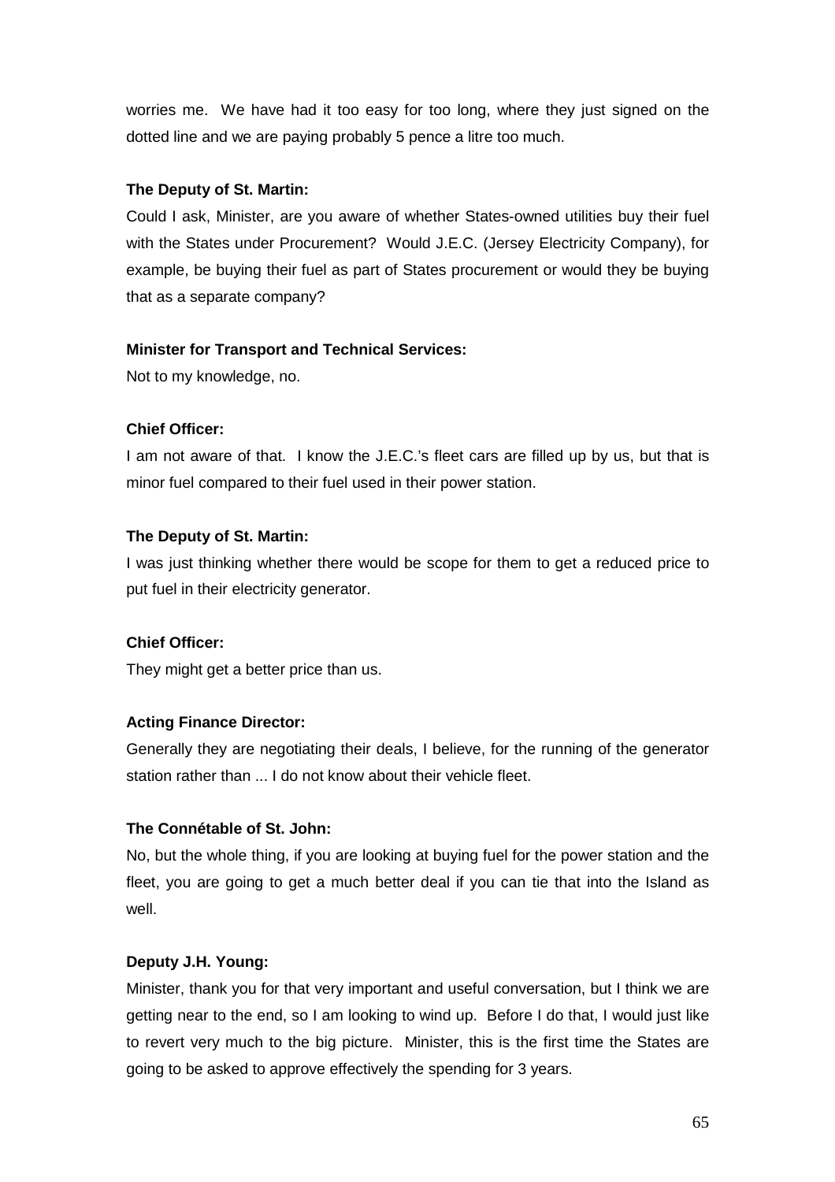worries me. We have had it too easy for too long, where they just signed on the dotted line and we are paying probably 5 pence a litre too much.

**The Deputy of St. Martin:**

Could I ask, Minister, are you aware of whether States-owned utilities buy their fuel with the States under Procurement? Would J.E.C. (Jersey Electricity Company), for example, be buying their fuel as part of States procurement or would they be buying that as a separate company?

**Minister for Transport and Technical Services:**

Not to my knowledge, no.

**Chief Officer:**

I am not aware of that. I know the J.E.C.'s fleet cars are filled up by us, but that is minor fuel compared to their fuel used in their power station.

**The Deputy of St. Martin:**

I was just thinking whether there would be scope for them to get a reduced price to put fuel in their electricity generator.

**Chief Officer:**

They might get a better price than us.

**Acting Finance Director:**

Generally they are negotiating their deals, I believe, for the running of the generator station rather than ... I do not know about their vehicle fleet.

**The Connétable of St. John:**

No, but the whole thing, if you are looking at buying fuel for the power station and the fleet, you are going to get a much better deal if you can tie that into the Island as well.

**Deputy J.H. Young:**

Minister, thank you for that very important and useful conversation, but I think we are getting near to the end, so I am looking to wind up. Before I do that, I would just like to revert very much to the big picture. Minister, this is the first time the States are going to be asked to approve effectively the spending for 3 years.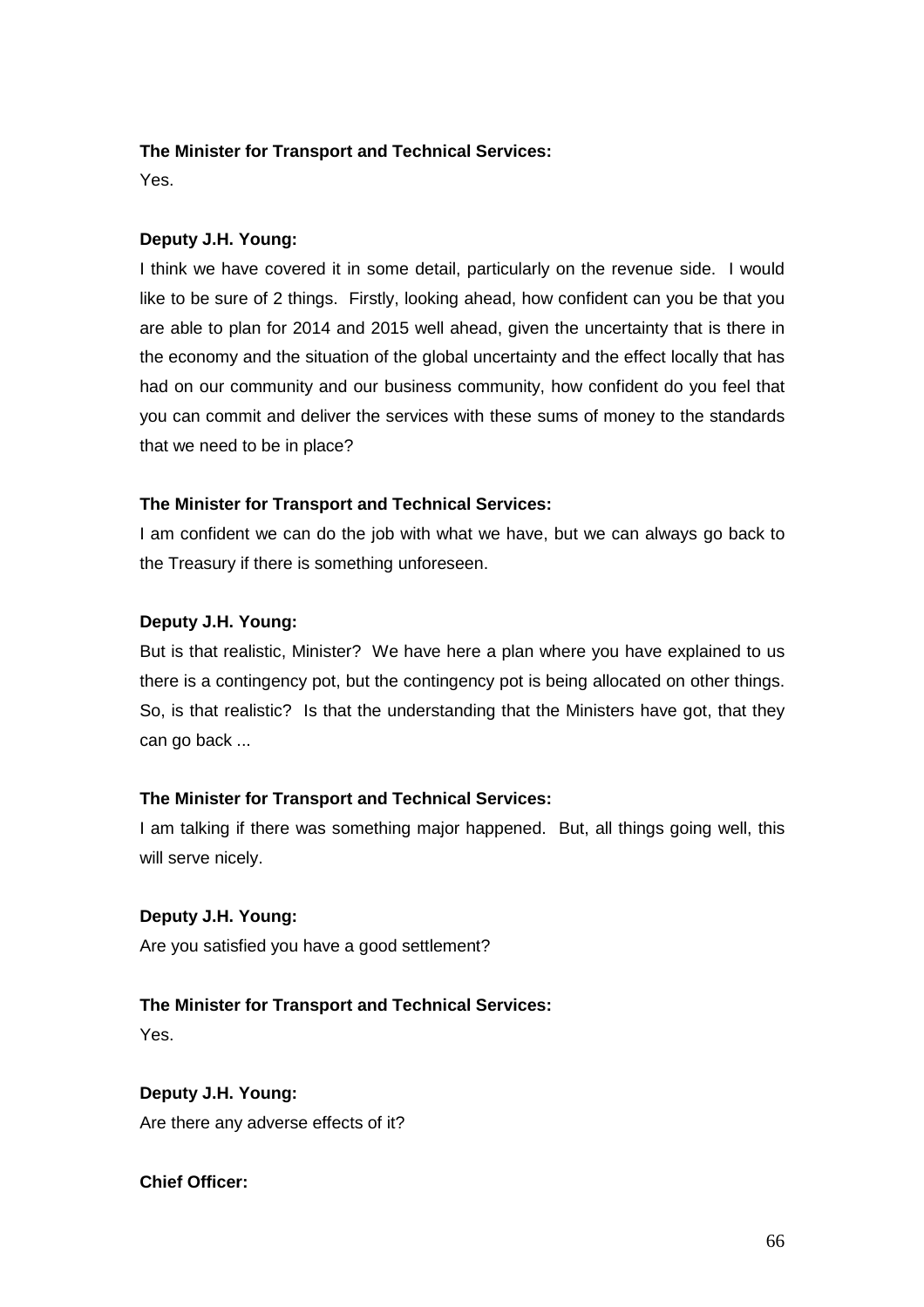**The Minister for Transport and Technical Services:**

Yes.

**Deputy J.H. Young:**

I think we have covered it in some detail, particularly on the revenue side. I would like to be sure of 2 things. Firstly, looking ahead, how confident can you be that you are able to plan for 2014 and 2015 well ahead, given the uncertainty that is there in the economy and the situation of the global uncertainty and the effect locally that has had on our community and our business community, how confident do you feel that you can commit and deliver the services with these sums of money to the standards that we need to be in place?

**The Minister for Transport and Technical Services:**

I am confident we can do the job with what we have, but we can always go back to the Treasury if there is something unforeseen.

**Deputy J.H. Young:**

But is that realistic, Minister? We have here a plan where you have explained to us there is a contingency pot, but the contingency pot is being allocated on other things. So, is that realistic? Is that the understanding that the Ministers have got, that they can go back ...

**The Minister for Transport and Technical Services:**

I am talking if there was something major happened. But, all things going well, this will serve nicely.

**Deputy J.H. Young:**

Are you satisfied you have a good settlement?

**The Minister for Transport and Technical Services:**

Yes.

**Deputy J.H. Young:**

Are there any adverse effects of it?

**Chief Officer:**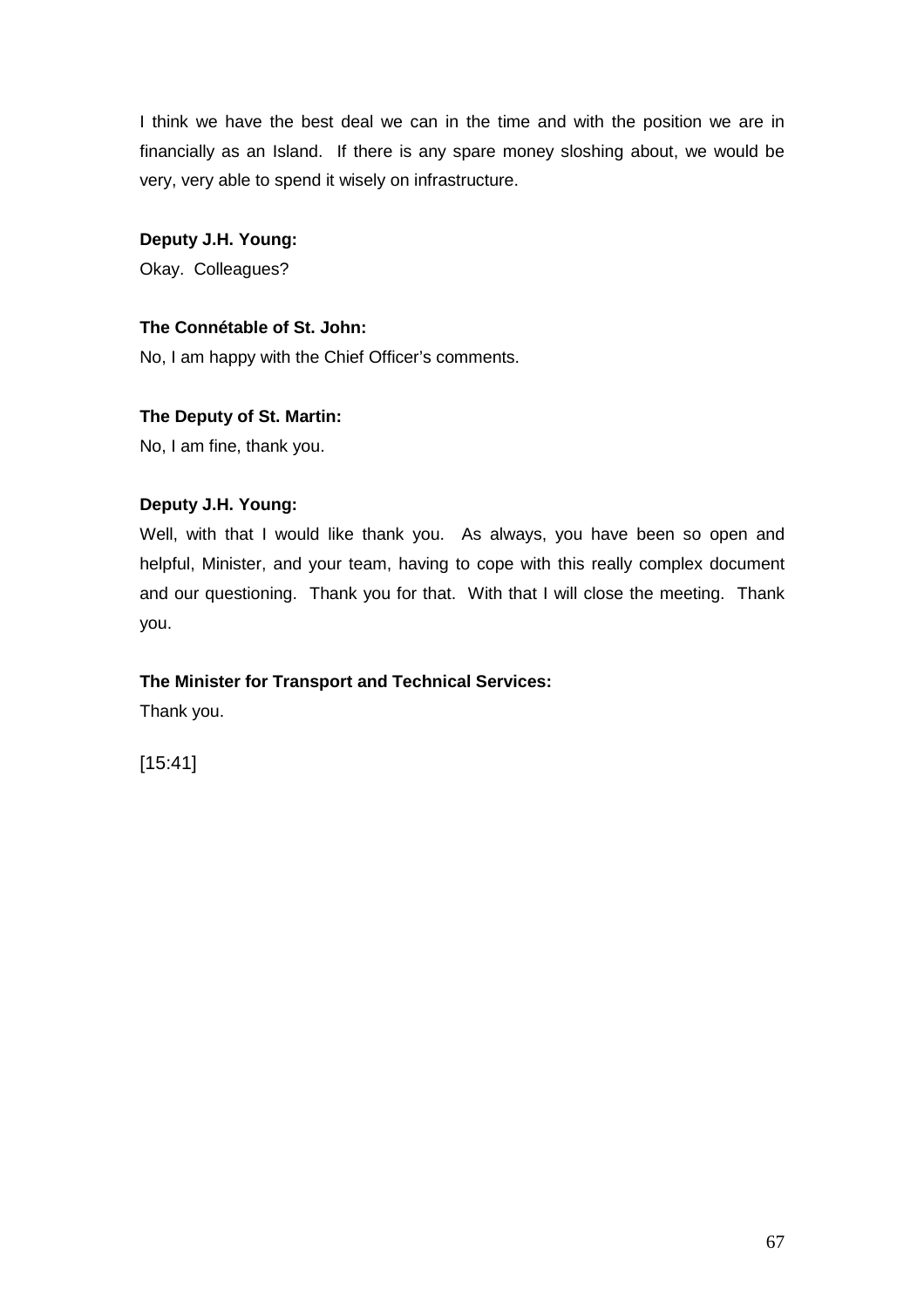I think we have the best deal we can in the time and with the position we are in financially as an Island. If there is any spare money sloshing about, we would be very, very able to spend it wisely on infrastructure.

**Deputy J.H. Young:**

Okay. Colleagues?

**The Connétable of St. John:**

No, I am happy with the Chief Officer's comments.

**The Deputy of St. Martin:**

No, I am fine, thank you.

**Deputy J.H. Young:**

Well, with that I would like thank you. As always, you have been so open and helpful, Minister, and your team, having to cope with this really complex document and our questioning. Thank you for that. With that I will close the meeting. Thank you.

**The Minister for Transport and Technical Services:**

Thank you.

[15:41]